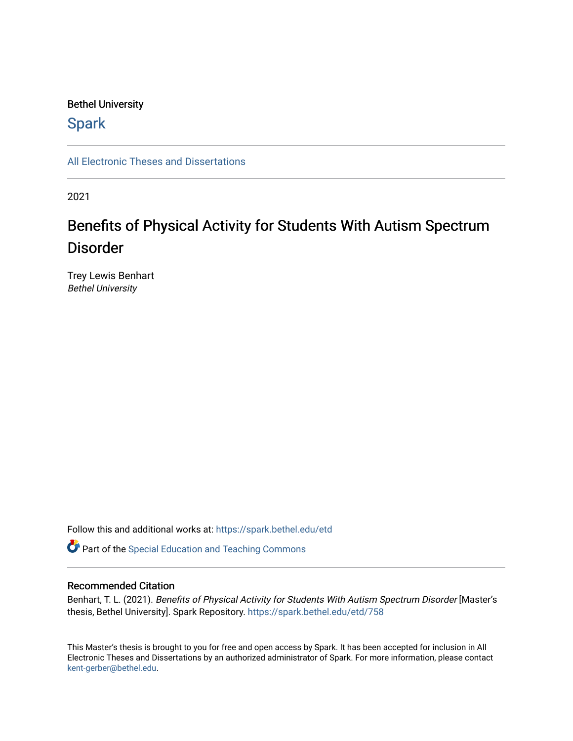Bethel University

## Spark

All Electronic Theses and Dissertations

2021

# Benefits of Physical Activity for Students With Autism Spectrum Disorder

Trey Lewis Benhart
*Bethel University*

Follow this and additional works at: https://spark.bethel.edu/etd

Part of the Special Education and Teaching Commons

### Recommended Citation

Benhart, T. L. (2021). *Benefits of Physical Activity for Students With Autism Spectrum Disorder* [Master's thesis, Bethel University]. Spark Repository. https://spark.bethel.edu/etd/758

This Master's thesis is brought to you for free and open access by Spark. It has been accepted for inclusion in All Electronic Theses and Dissertations by an authorized administrator of Spark. For more information, please contact kent-gerber@bethel.edu.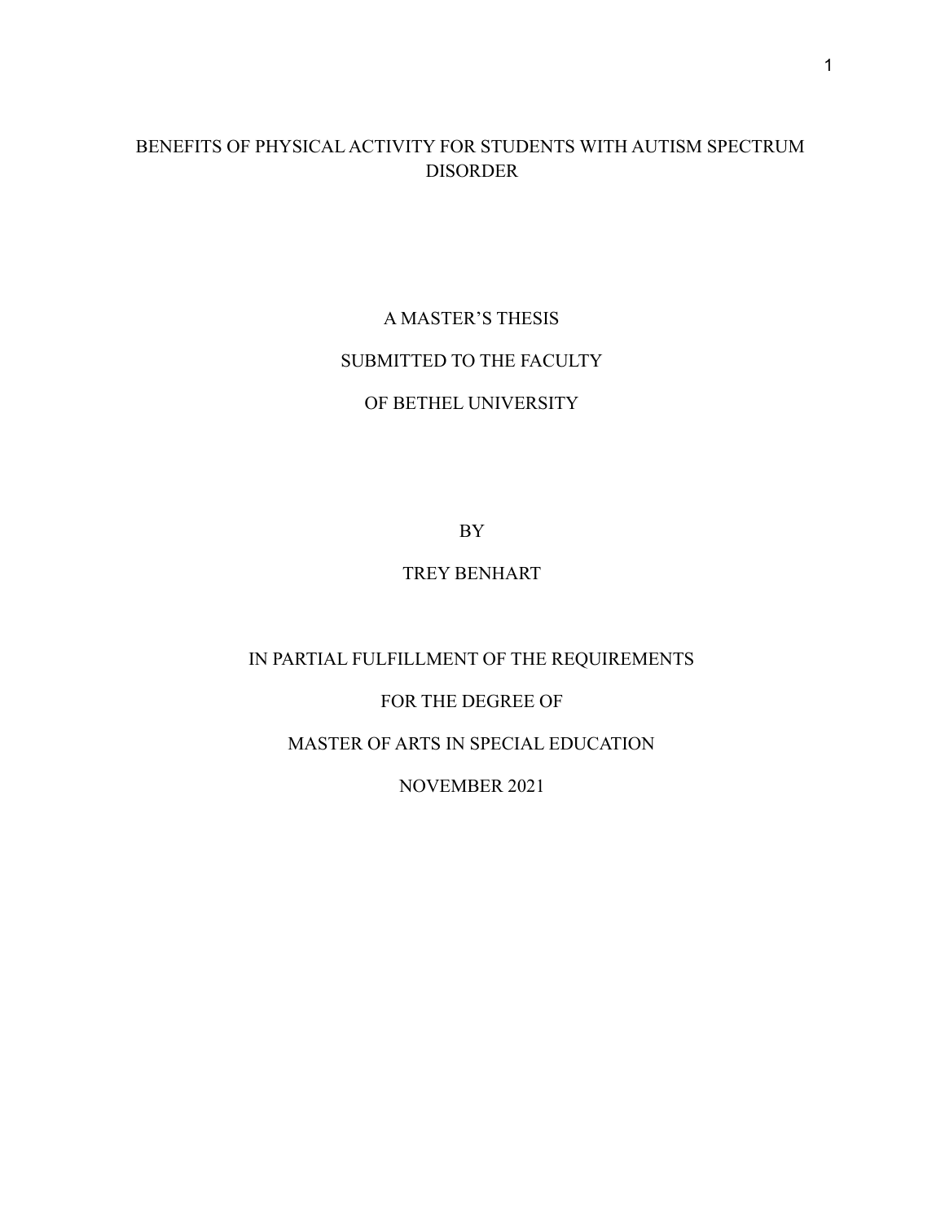# BENEFITS OF PHYSICAL ACTIVITY FOR STUDENTS WITH AUTISM SPECTRUM DISORDER

A MASTER'S THESIS

SUBMITTED TO THE FACULTY

OF BETHEL UNIVERSITY

BY

TREY BENHART

IN PARTIAL FULFILLMENT OF THE REQUIREMENTS

FOR THE DEGREE OF

MASTER OF ARTS IN SPECIAL EDUCATION

NOVEMBER 2021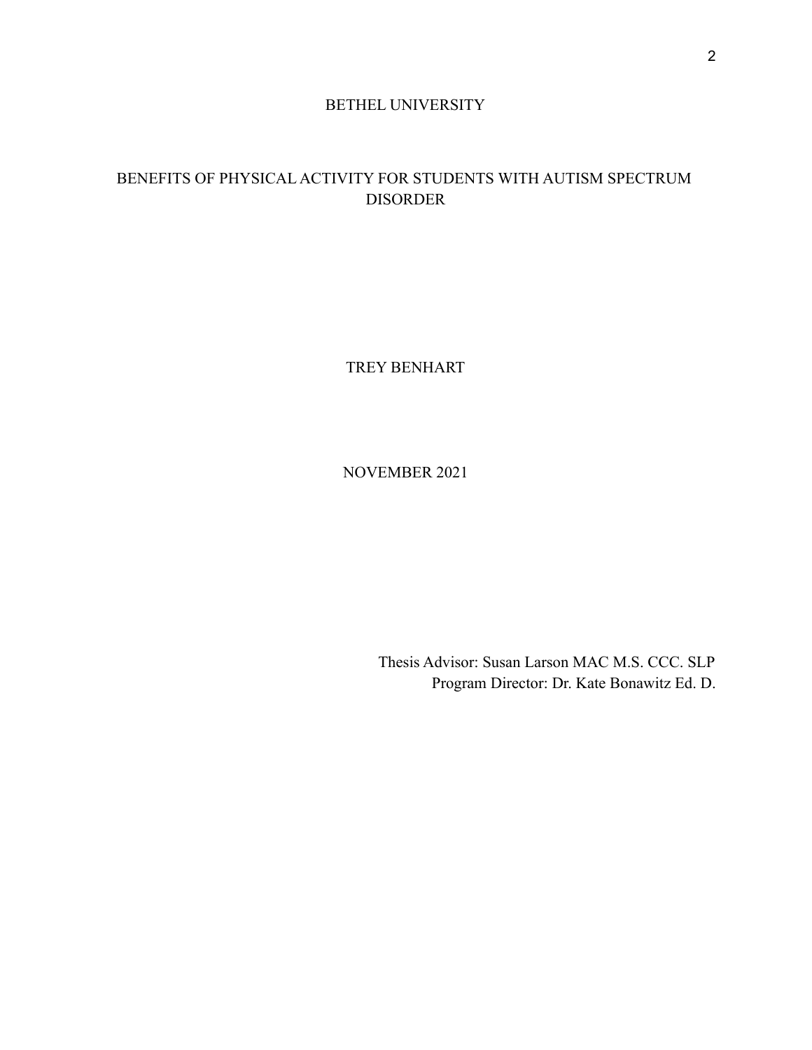BETHEL UNIVERSITY

BENEFITS OF PHYSICAL ACTIVITY FOR STUDENTS WITH AUTISM SPECTRUM DISORDER

TREY BENHART

NOVEMBER 2021

Thesis Advisor: Susan Larson MAC M.S. CCC. SLP

Program Director: Dr. Kate Bonawitz Ed. D.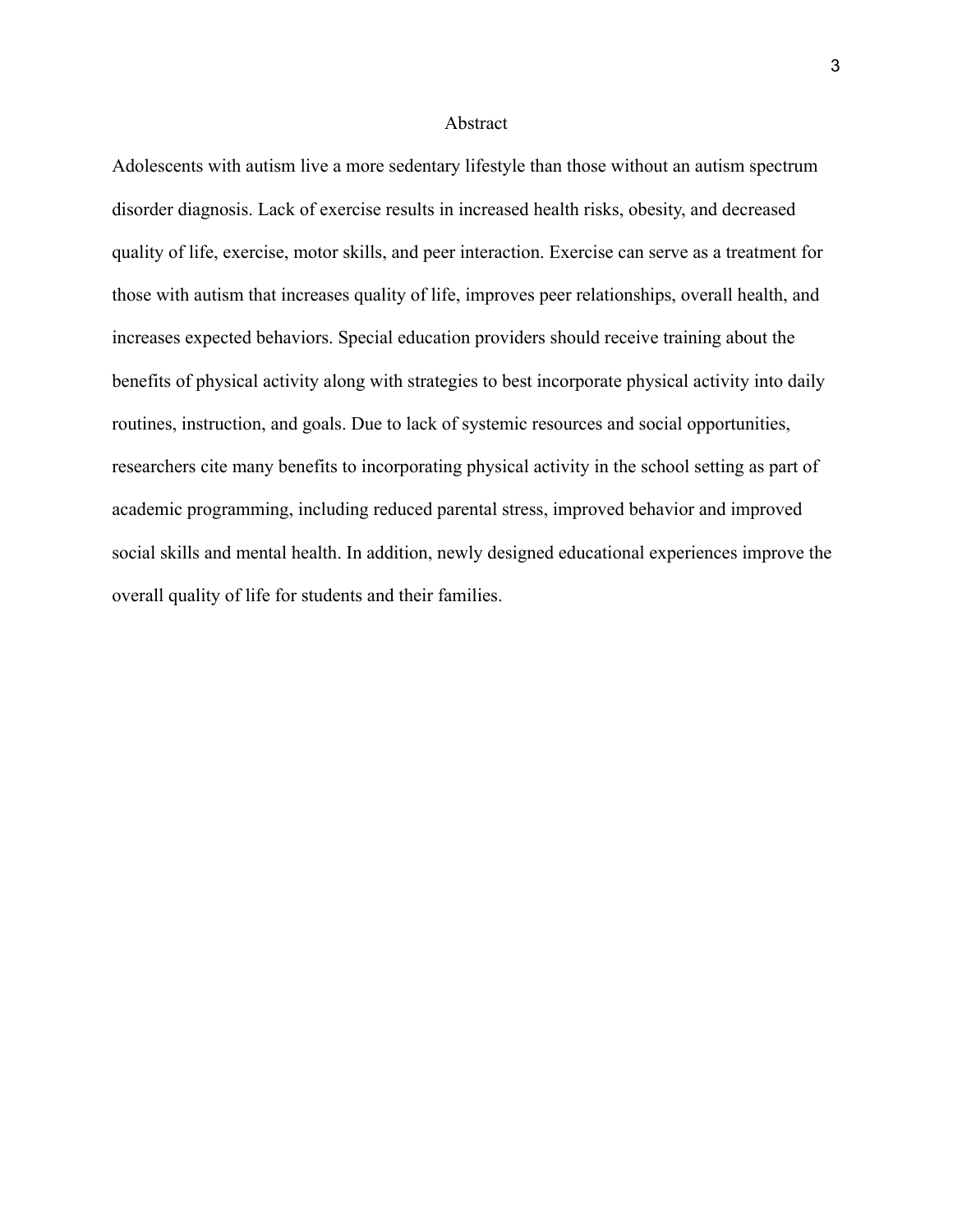# Abstract

Adolescents with autism live a more sedentary lifestyle than those without an autism spectrum disorder diagnosis. Lack of exercise results in increased health risks, obesity, and decreased quality of life, exercise, motor skills, and peer interaction. Exercise can serve as a treatment for those with autism that increases quality of life, improves peer relationships, overall health, and increases expected behaviors. Special education providers should receive training about the benefits of physical activity along with strategies to best incorporate physical activity into daily routines, instruction, and goals. Due to lack of systemic resources and social opportunities, researchers cite many benefits to incorporating physical activity in the school setting as part of academic programming, including reduced parental stress, improved behavior and improved social skills and mental health. In addition, newly designed educational experiences improve the overall quality of life for students and their families.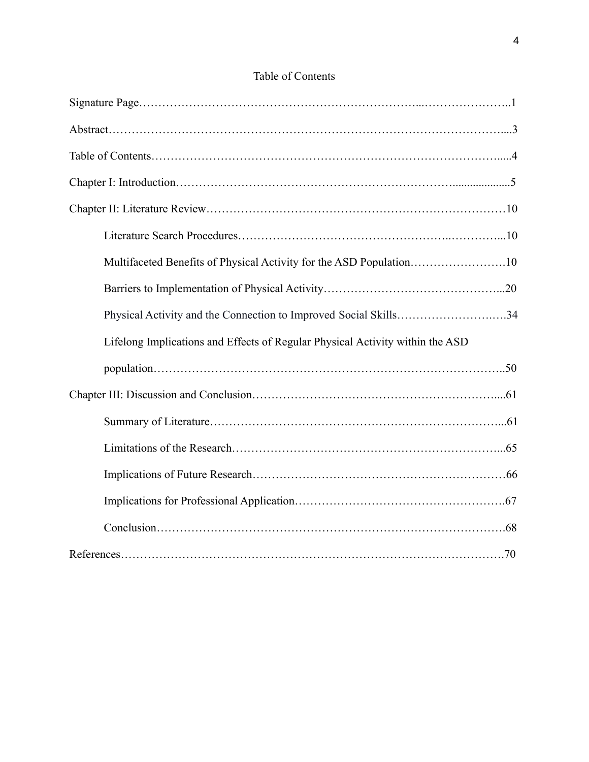# Table of Contents

Signature Page……………………………………………………………...…………………..1

Abstract…………………………………………………………………………………………....3

Table of Contents…………………………………………………………………………….....4

Chapter I: Introduction……………………………………………………………....................5

Chapter II: Literature Review……………………………………………………………………10

Literature Search Procedures……………………………………………..…………...10

Multifaceted Benefits of Physical Activity for the ASD Population…………………….10

Barriers to Implementation of Physical Activity………………………………………...20

Physical Activity and the Connection to Improved Social Skills……………………..….34

Lifelong Implications and Effects of Regular Physical Activity within the ASD population…………………………………………………………………………..50

Chapter III: Discussion and Conclusion………………………………………………………....61

Summary of Literature…………………………………………………………………...61

Limitations of the Research……………………………………………………………...65

Implications of Future Research…………………………………………………………66

Implications for Professional Application……………………………………………….67

Conclusion……………………………………………………………………………….68

References………………………………………………………………………………………70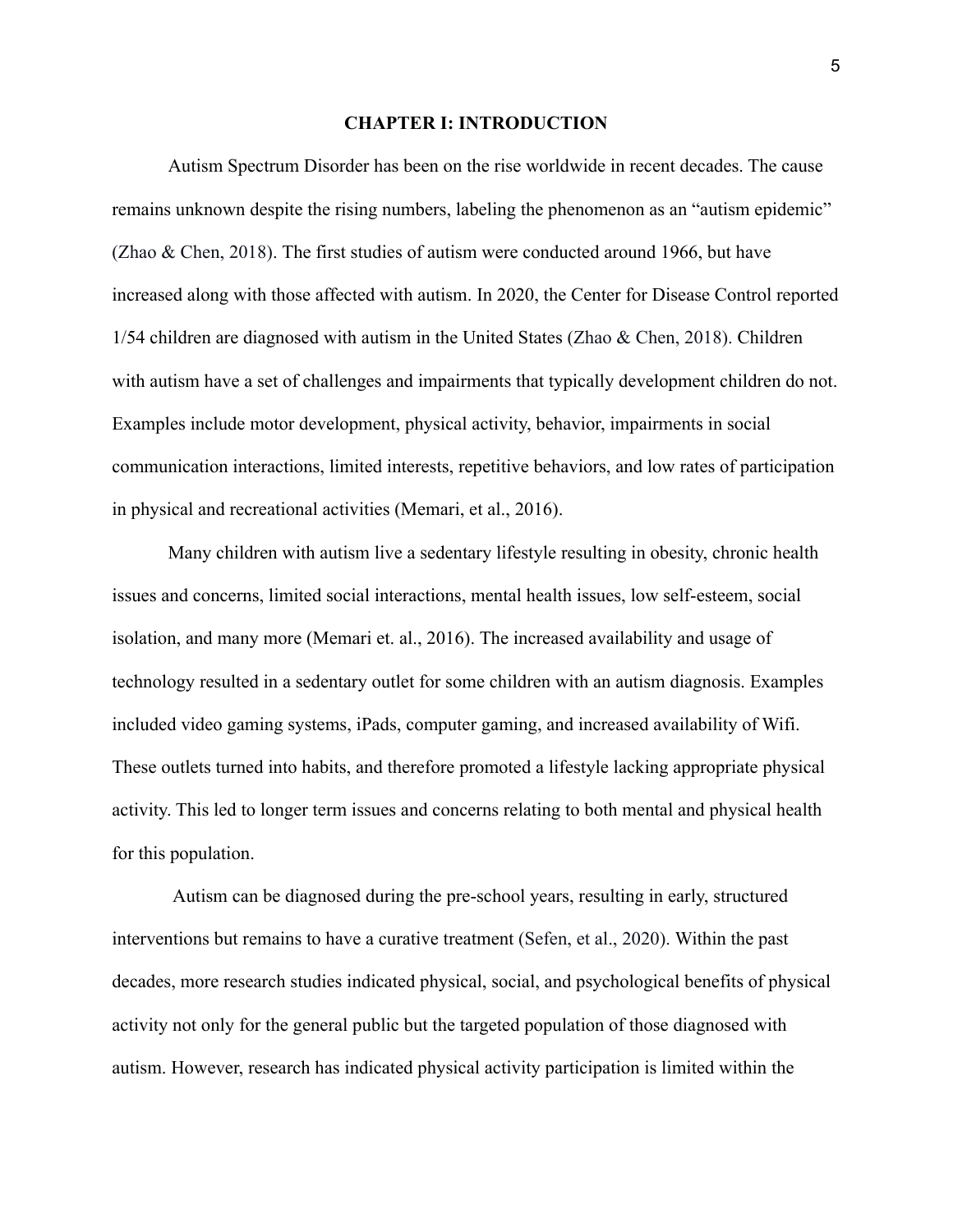# CHAPTER I: INTRODUCTION

Autism Spectrum Disorder has been on the rise worldwide in recent decades. The cause remains unknown despite the rising numbers, labeling the phenomenon as an "autism epidemic" (Zhao & Chen, 2018). The first studies of autism were conducted around 1966, but have increased along with those affected with autism. In 2020, the Center for Disease Control reported 1/54 children are diagnosed with autism in the United States (Zhao & Chen, 2018). Children with autism have a set of challenges and impairments that typically development children do not. Examples include motor development, physical activity, behavior, impairments in social communication interactions, limited interests, repetitive behaviors, and low rates of participation in physical and recreational activities (Memari, et al., 2016).

Many children with autism live a sedentary lifestyle resulting in obesity, chronic health issues and concerns, limited social interactions, mental health issues, low self-esteem, social isolation, and many more (Memari et. al., 2016). The increased availability and usage of technology resulted in a sedentary outlet for some children with an autism diagnosis. Examples included video gaming systems, iPads, computer gaming, and increased availability of Wifi. These outlets turned into habits, and therefore promoted a lifestyle lacking appropriate physical activity. This led to longer term issues and concerns relating to both mental and physical health for this population.

Autism can be diagnosed during the pre-school years, resulting in early, structured interventions but remains to have a curative treatment (Sefen, et al., 2020). Within the past decades, more research studies indicated physical, social, and psychological benefits of physical activity not only for the general public but the targeted population of those diagnosed with autism. However, research has indicated physical activity participation is limited within the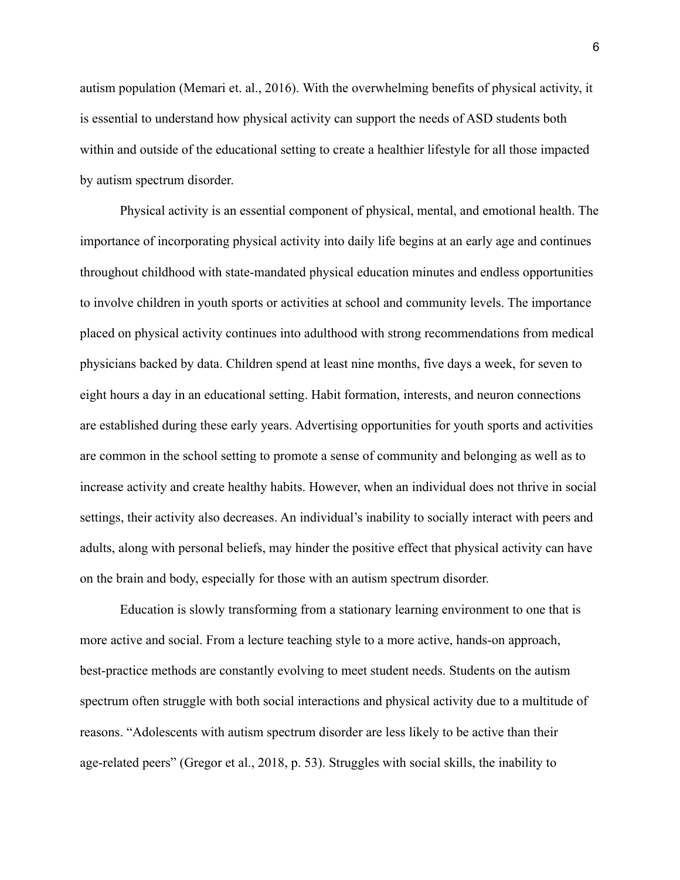autism population (Memari et. al., 2016). With the overwhelming benefits of physical activity, it is essential to understand how physical activity can support the needs of ASD students both within and outside of the educational setting to create a healthier lifestyle for all those impacted by autism spectrum disorder.

Physical activity is an essential component of physical, mental, and emotional health. The importance of incorporating physical activity into daily life begins at an early age and continues throughout childhood with state-mandated physical education minutes and endless opportunities to involve children in youth sports or activities at school and community levels. The importance placed on physical activity continues into adulthood with strong recommendations from medical physicians backed by data. Children spend at least nine months, five days a week, for seven to eight hours a day in an educational setting. Habit formation, interests, and neuron connections are established during these early years. Advertising opportunities for youth sports and activities are common in the school setting to promote a sense of community and belonging as well as to increase activity and create healthy habits. However, when an individual does not thrive in social settings, their activity also decreases. An individual's inability to socially interact with peers and adults, along with personal beliefs, may hinder the positive effect that physical activity can have on the brain and body, especially for those with an autism spectrum disorder.

Education is slowly transforming from a stationary learning environment to one that is more active and social. From a lecture teaching style to a more active, hands-on approach, best-practice methods are constantly evolving to meet student needs. Students on the autism spectrum often struggle with both social interactions and physical activity due to a multitude of reasons. "Adolescents with autism spectrum disorder are less likely to be active than their age-related peers" (Gregor et al., 2018, p. 53). Struggles with social skills, the inability to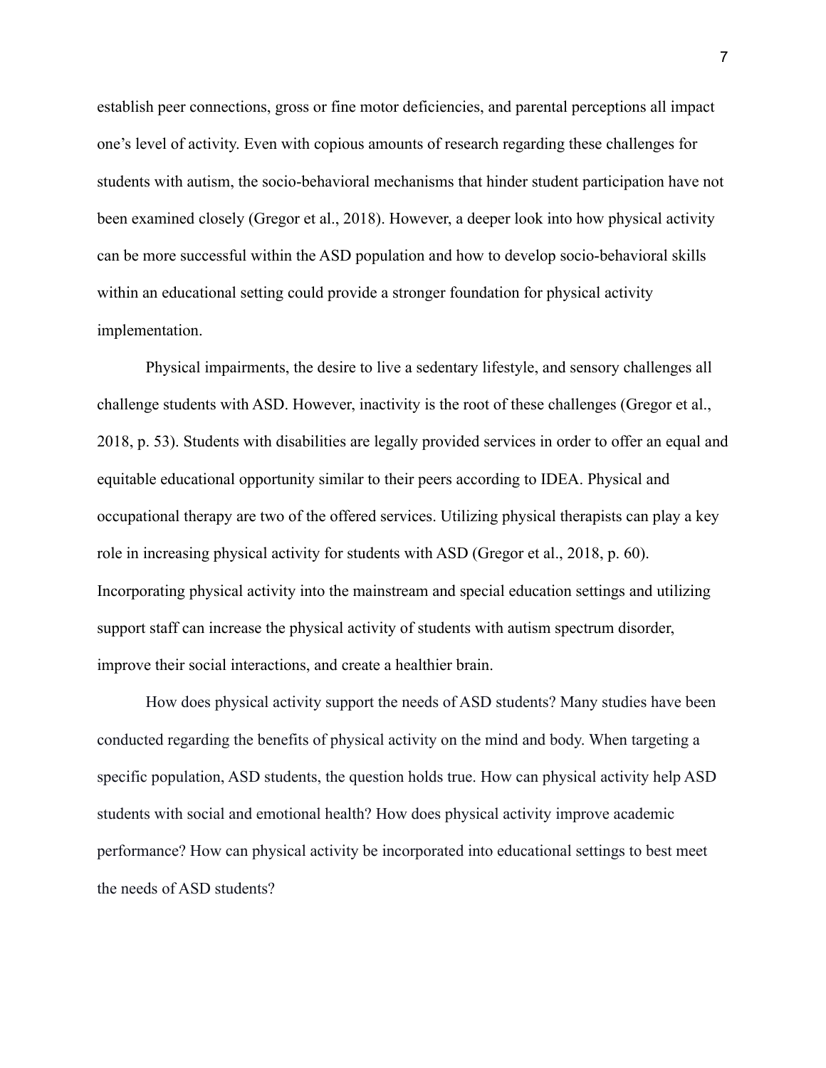establish peer connections, gross or fine motor deficiencies, and parental perceptions all impact one's level of activity. Even with copious amounts of research regarding these challenges for students with autism, the socio-behavioral mechanisms that hinder student participation have not been examined closely (Gregor et al., 2018). However, a deeper look into how physical activity can be more successful within the ASD population and how to develop socio-behavioral skills within an educational setting could provide a stronger foundation for physical activity implementation.

Physical impairments, the desire to live a sedentary lifestyle, and sensory challenges all challenge students with ASD. However, inactivity is the root of these challenges (Gregor et al., 2018, p. 53). Students with disabilities are legally provided services in order to offer an equal and equitable educational opportunity similar to their peers according to IDEA. Physical and occupational therapy are two of the offered services. Utilizing physical therapists can play a key role in increasing physical activity for students with ASD (Gregor et al., 2018, p. 60). Incorporating physical activity into the mainstream and special education settings and utilizing support staff can increase the physical activity of students with autism spectrum disorder, improve their social interactions, and create a healthier brain.

How does physical activity support the needs of ASD students? Many studies have been conducted regarding the benefits of physical activity on the mind and body. When targeting a specific population, ASD students, the question holds true. How can physical activity help ASD students with social and emotional health? How does physical activity improve academic performance? How can physical activity be incorporated into educational settings to best meet the needs of ASD students?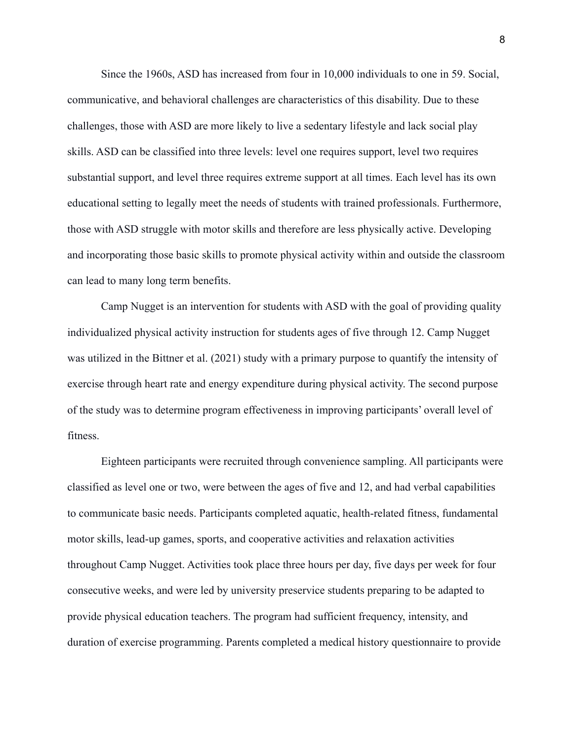Since the 1960s, ASD has increased from four in 10,000 individuals to one in 59. Social, communicative, and behavioral challenges are characteristics of this disability. Due to these challenges, those with ASD are more likely to live a sedentary lifestyle and lack social play skills. ASD can be classified into three levels: level one requires support, level two requires substantial support, and level three requires extreme support at all times. Each level has its own educational setting to legally meet the needs of students with trained professionals. Furthermore, those with ASD struggle with motor skills and therefore are less physically active. Developing and incorporating those basic skills to promote physical activity within and outside the classroom can lead to many long term benefits.

Camp Nugget is an intervention for students with ASD with the goal of providing quality individualized physical activity instruction for students ages of five through 12. Camp Nugget was utilized in the Bittner et al. (2021) study with a primary purpose to quantify the intensity of exercise through heart rate and energy expenditure during physical activity. The second purpose of the study was to determine program effectiveness in improving participants' overall level of fitness.

Eighteen participants were recruited through convenience sampling. All participants were classified as level one or two, were between the ages of five and 12, and had verbal capabilities to communicate basic needs. Participants completed aquatic, health-related fitness, fundamental motor skills, lead-up games, sports, and cooperative activities and relaxation activities throughout Camp Nugget. Activities took place three hours per day, five days per week for four consecutive weeks, and were led by university preservice students preparing to be adapted to provide physical education teachers. The program had sufficient frequency, intensity, and duration of exercise programming. Parents completed a medical history questionnaire to provide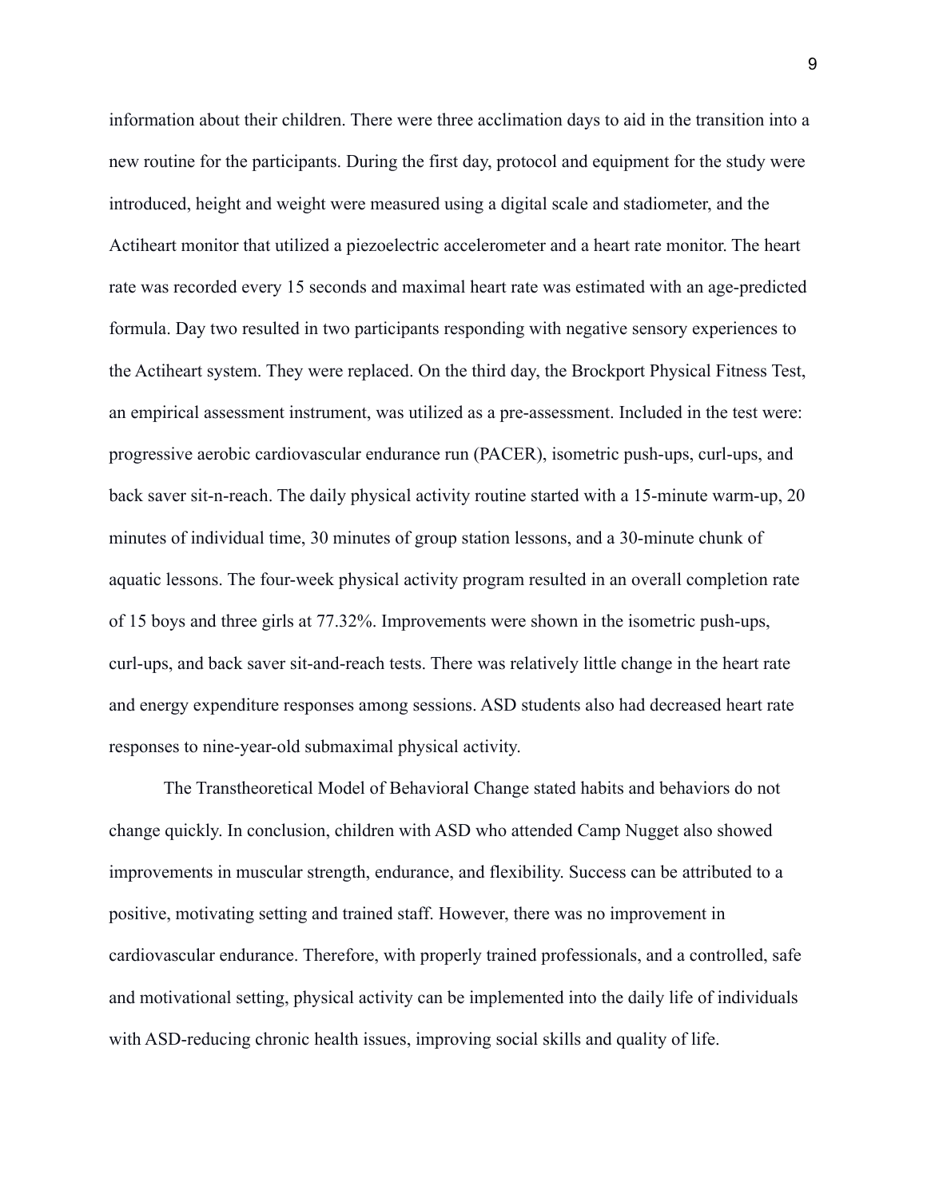information about their children. There were three acclimation days to aid in the transition into a new routine for the participants. During the first day, protocol and equipment for the study were introduced, height and weight were measured using a digital scale and stadiometer, and the Actiheart monitor that utilized a piezoelectric accelerometer and a heart rate monitor. The heart rate was recorded every 15 seconds and maximal heart rate was estimated with an age-predicted formula. Day two resulted in two participants responding with negative sensory experiences to the Actiheart system. They were replaced. On the third day, the Brockport Physical Fitness Test, an empirical assessment instrument, was utilized as a pre-assessment. Included in the test were: progressive aerobic cardiovascular endurance run (PACER), isometric push-ups, curl-ups, and back saver sit-n-reach. The daily physical activity routine started with a 15-minute warm-up, 20 minutes of individual time, 30 minutes of group station lessons, and a 30-minute chunk of aquatic lessons. The four-week physical activity program resulted in an overall completion rate of 15 boys and three girls at 77.32%. Improvements were shown in the isometric push-ups, curl-ups, and back saver sit-and-reach tests. There was relatively little change in the heart rate and energy expenditure responses among sessions. ASD students also had decreased heart rate responses to nine-year-old submaximal physical activity.

The Transtheoretical Model of Behavioral Change stated habits and behaviors do not change quickly. In conclusion, children with ASD who attended Camp Nugget also showed improvements in muscular strength, endurance, and flexibility. Success can be attributed to a positive, motivating setting and trained staff. However, there was no improvement in cardiovascular endurance. Therefore, with properly trained professionals, and a controlled, safe and motivational setting, physical activity can be implemented into the daily life of individuals with ASD-reducing chronic health issues, improving social skills and quality of life.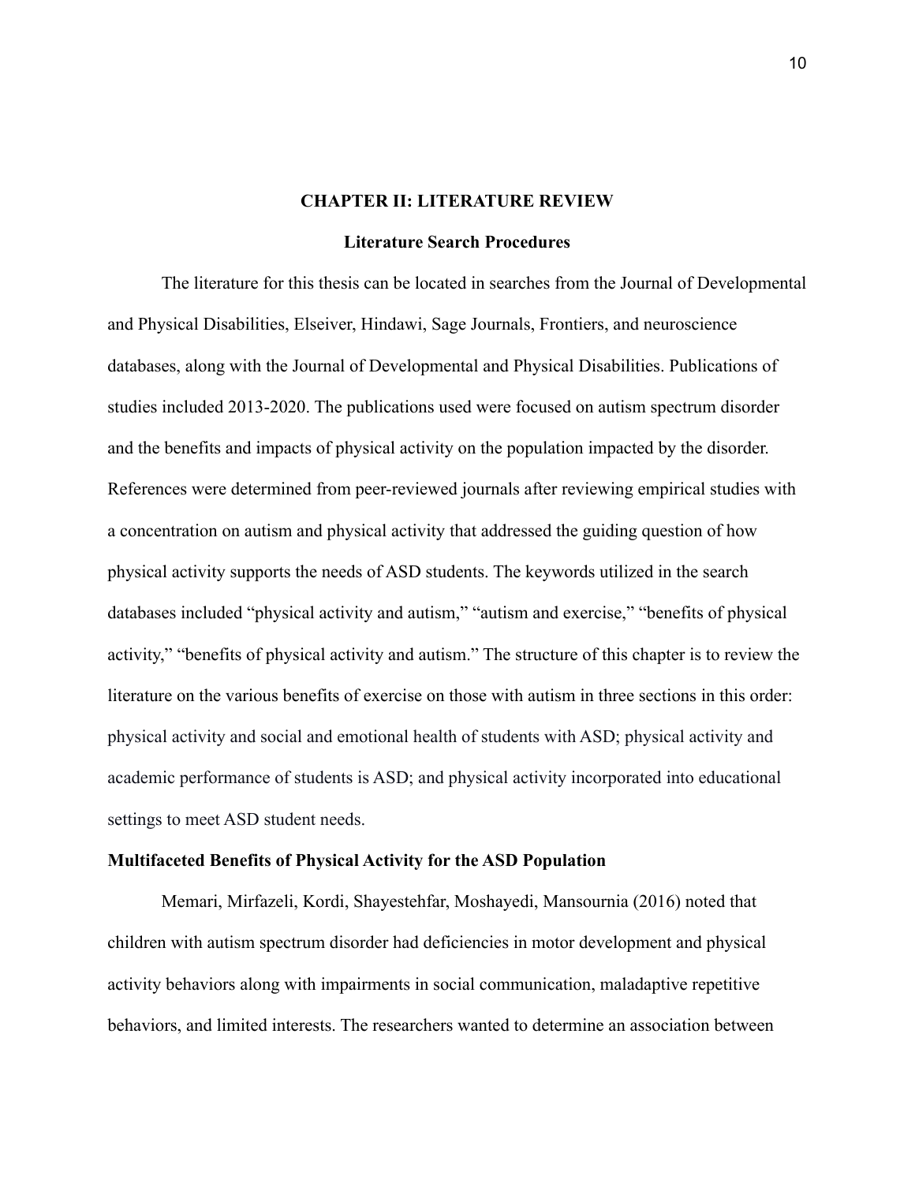# CHAPTER II: LITERATURE REVIEW

## Literature Search Procedures

The literature for this thesis can be located in searches from the Journal of Developmental and Physical Disabilities, Elseiver, Hindawi, Sage Journals, Frontiers, and neuroscience databases, along with the Journal of Developmental and Physical Disabilities. Publications of studies included 2013-2020. The publications used were focused on autism spectrum disorder and the benefits and impacts of physical activity on the population impacted by the disorder. References were determined from peer-reviewed journals after reviewing empirical studies with a concentration on autism and physical activity that addressed the guiding question of how physical activity supports the needs of ASD students. The keywords utilized in the search databases included "physical activity and autism," "autism and exercise," "benefits of physical activity," "benefits of physical activity and autism." The structure of this chapter is to review the literature on the various benefits of exercise on those with autism in three sections in this order: physical activity and social and emotional health of students with ASD; physical activity and academic performance of students is ASD; and physical activity incorporated into educational settings to meet ASD student needs.

### Multifaceted Benefits of Physical Activity for the ASD Population

Memari, Mirfazeli, Kordi, Shayestehfar, Moshayedi, Mansournia (2016) noted that children with autism spectrum disorder had deficiencies in motor development and physical activity behaviors along with impairments in social communication, maladaptive repetitive behaviors, and limited interests. The researchers wanted to determine an association between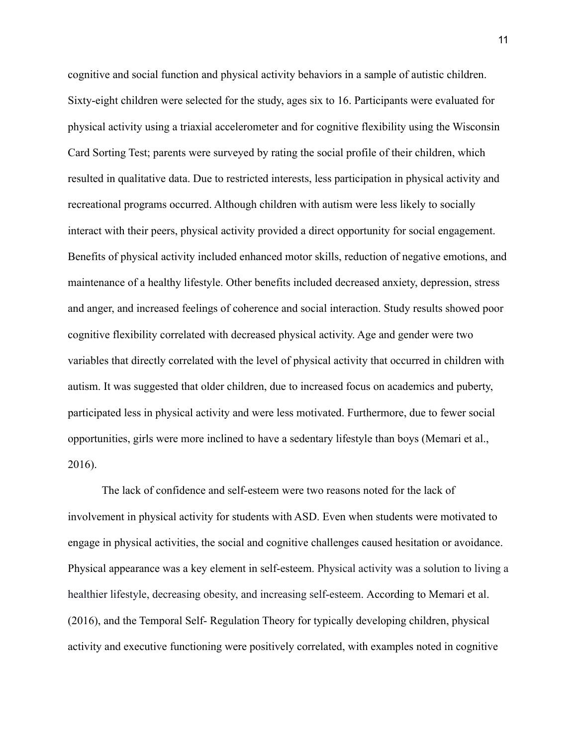cognitive and social function and physical activity behaviors in a sample of autistic children. Sixty-eight children were selected for the study, ages six to 16. Participants were evaluated for physical activity using a triaxial accelerometer and for cognitive flexibility using the Wisconsin Card Sorting Test; parents were surveyed by rating the social profile of their children, which resulted in qualitative data. Due to restricted interests, less participation in physical activity and recreational programs occurred. Although children with autism were less likely to socially interact with their peers, physical activity provided a direct opportunity for social engagement. Benefits of physical activity included enhanced motor skills, reduction of negative emotions, and maintenance of a healthy lifestyle. Other benefits included decreased anxiety, depression, stress and anger, and increased feelings of coherence and social interaction. Study results showed poor cognitive flexibility correlated with decreased physical activity. Age and gender were two variables that directly correlated with the level of physical activity that occurred in children with autism. It was suggested that older children, due to increased focus on academics and puberty, participated less in physical activity and were less motivated. Furthermore, due to fewer social opportunities, girls were more inclined to have a sedentary lifestyle than boys (Memari et al., 2016).

The lack of confidence and self-esteem were two reasons noted for the lack of involvement in physical activity for students with ASD. Even when students were motivated to engage in physical activities, the social and cognitive challenges caused hesitation or avoidance. Physical appearance was a key element in self-esteem. Physical activity was a solution to living a healthier lifestyle, decreasing obesity, and increasing self-esteem. According to Memari et al. (2016), and the Temporal Self- Regulation Theory for typically developing children, physical activity and executive functioning were positively correlated, with examples noted in cognitive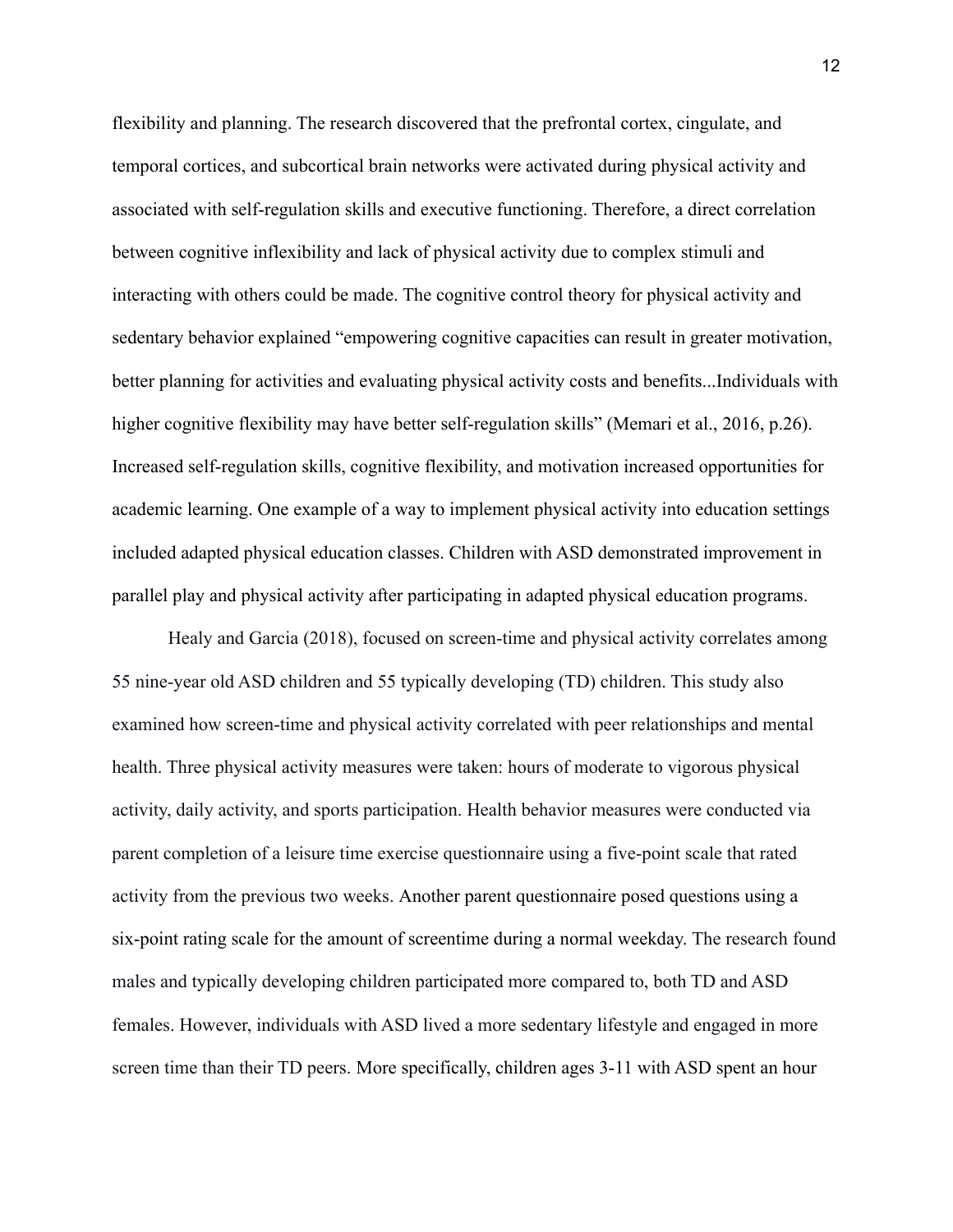flexibility and planning. The research discovered that the prefrontal cortex, cingulate, and temporal cortices, and subcortical brain networks were activated during physical activity and associated with self-regulation skills and executive functioning. Therefore, a direct correlation between cognitive inflexibility and lack of physical activity due to complex stimuli and interacting with others could be made. The cognitive control theory for physical activity and sedentary behavior explained "empowering cognitive capacities can result in greater motivation, better planning for activities and evaluating physical activity costs and benefits...Individuals with higher cognitive flexibility may have better self-regulation skills" (Memari et al., 2016, p.26). Increased self-regulation skills, cognitive flexibility, and motivation increased opportunities for academic learning. One example of a way to implement physical activity into education settings included adapted physical education classes. Children with ASD demonstrated improvement in parallel play and physical activity after participating in adapted physical education programs.

Healy and Garcia (2018), focused on screen-time and physical activity correlates among 55 nine-year old ASD children and 55 typically developing (TD) children. This study also examined how screen-time and physical activity correlated with peer relationships and mental health. Three physical activity measures were taken: hours of moderate to vigorous physical activity, daily activity, and sports participation. Health behavior measures were conducted via parent completion of a leisure time exercise questionnaire using a five-point scale that rated activity from the previous two weeks. Another parent questionnaire posed questions using a six-point rating scale for the amount of screentime during a normal weekday. The research found males and typically developing children participated more compared to, both TD and ASD females. However, individuals with ASD lived a more sedentary lifestyle and engaged in more screen time than their TD peers. More specifically, children ages 3-11 with ASD spent an hour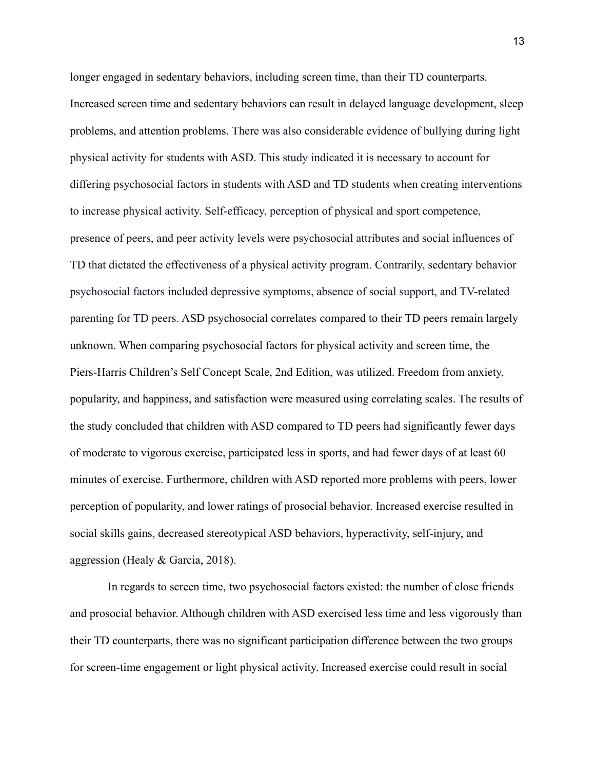longer engaged in sedentary behaviors, including screen time, than their TD counterparts. Increased screen time and sedentary behaviors can result in delayed language development, sleep problems, and attention problems. There was also considerable evidence of bullying during light physical activity for students with ASD. This study indicated it is necessary to account for differing psychosocial factors in students with ASD and TD students when creating interventions to increase physical activity. Self-efficacy, perception of physical and sport competence, presence of peers, and peer activity levels were psychosocial attributes and social influences of TD that dictated the effectiveness of a physical activity program. Contrarily, sedentary behavior psychosocial factors included depressive symptoms, absence of social support, and TV-related parenting for TD peers. ASD psychosocial correlates compared to their TD peers remain largely unknown. When comparing psychosocial factors for physical activity and screen time, the Piers-Harris Children's Self Concept Scale, 2nd Edition, was utilized. Freedom from anxiety, popularity, and happiness, and satisfaction were measured using correlating scales. The results of the study concluded that children with ASD compared to TD peers had significantly fewer days of moderate to vigorous exercise, participated less in sports, and had fewer days of at least 60 minutes of exercise. Furthermore, children with ASD reported more problems with peers, lower perception of popularity, and lower ratings of prosocial behavior. Increased exercise resulted in social skills gains, decreased stereotypical ASD behaviors, hyperactivity, self-injury, and aggression (Healy & Garcia, 2018).

In regards to screen time, two psychosocial factors existed: the number of close friends and prosocial behavior. Although children with ASD exercised less time and less vigorously than their TD counterparts, there was no significant participation difference between the two groups for screen-time engagement or light physical activity. Increased exercise could result in social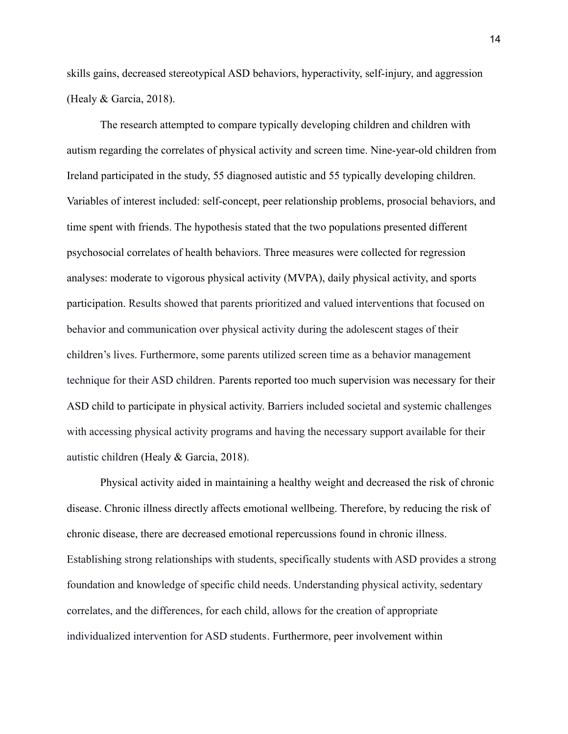skills gains, decreased stereotypical ASD behaviors, hyperactivity, self-injury, and aggression (Healy & Garcia, 2018).

The research attempted to compare typically developing children and children with autism regarding the correlates of physical activity and screen time. Nine-year-old children from Ireland participated in the study, 55 diagnosed autistic and 55 typically developing children. Variables of interest included: self-concept, peer relationship problems, prosocial behaviors, and time spent with friends. The hypothesis stated that the two populations presented different psychosocial correlates of health behaviors. Three measures were collected for regression analyses: moderate to vigorous physical activity (MVPA), daily physical activity, and sports participation. Results showed that parents prioritized and valued interventions that focused on behavior and communication over physical activity during the adolescent stages of their children's lives. Furthermore, some parents utilized screen time as a behavior management technique for their ASD children. Parents reported too much supervision was necessary for their ASD child to participate in physical activity. Barriers included societal and systemic challenges with accessing physical activity programs and having the necessary support available for their autistic children (Healy & Garcia, 2018).

Physical activity aided in maintaining a healthy weight and decreased the risk of chronic disease. Chronic illness directly affects emotional wellbeing. Therefore, by reducing the risk of chronic disease, there are decreased emotional repercussions found in chronic illness. Establishing strong relationships with students, specifically students with ASD provides a strong foundation and knowledge of specific child needs. Understanding physical activity, sedentary correlates, and the differences, for each child, allows for the creation of appropriate individualized intervention for ASD students. Furthermore, peer involvement within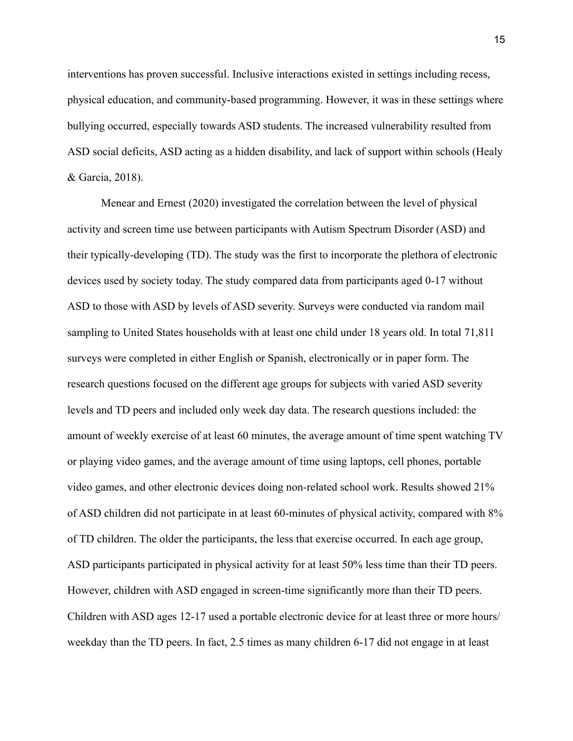interventions has proven successful. Inclusive interactions existed in settings including recess, physical education, and community-based programming. However, it was in these settings where bullying occurred, especially towards ASD students. The increased vulnerability resulted from ASD social deficits, ASD acting as a hidden disability, and lack of support within schools (Healy & Garcia, 2018).

Menear and Ernest (2020) investigated the correlation between the level of physical activity and screen time use between participants with Autism Spectrum Disorder (ASD) and their typically-developing (TD). The study was the first to incorporate the plethora of electronic devices used by society today. The study compared data from participants aged 0-17 without ASD to those with ASD by levels of ASD severity. Surveys were conducted via random mail sampling to United States households with at least one child under 18 years old. In total 71,811 surveys were completed in either English or Spanish, electronically or in paper form. The research questions focused on the different age groups for subjects with varied ASD severity levels and TD peers and included only week day data. The research questions included: the amount of weekly exercise of at least 60 minutes, the average amount of time spent watching TV or playing video games, and the average amount of time using laptops, cell phones, portable video games, and other electronic devices doing non-related school work. Results showed 21% of ASD children did not participate in at least 60-minutes of physical activity, compared with 8% of TD children. The older the participants, the less that exercise occurred. In each age group, ASD participants participated in physical activity for at least 50% less time than their TD peers. However, children with ASD engaged in screen-time significantly more than their TD peers. Children with ASD ages 12-17 used a portable electronic device for at least three or more hours/weekday than the TD peers. In fact, 2.5 times as many children 6-17 did not engage in at least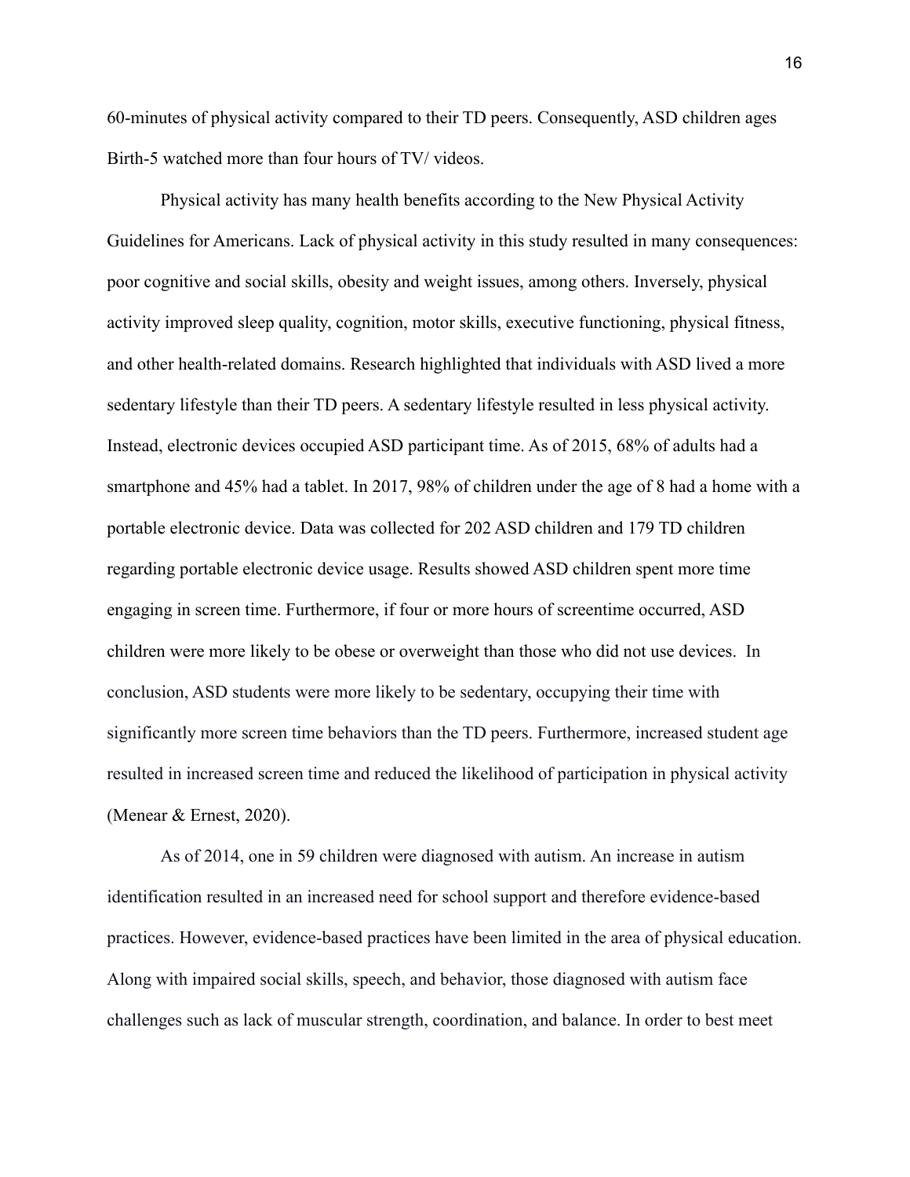60-minutes of physical activity compared to their TD peers. Consequently, ASD children ages Birth-5 watched more than four hours of TV/ videos.

Physical activity has many health benefits according to the New Physical Activity Guidelines for Americans. Lack of physical activity in this study resulted in many consequences: poor cognitive and social skills, obesity and weight issues, among others. Inversely, physical activity improved sleep quality, cognition, motor skills, executive functioning, physical fitness, and other health-related domains. Research highlighted that individuals with ASD lived a more sedentary lifestyle than their TD peers. A sedentary lifestyle resulted in less physical activity. Instead, electronic devices occupied ASD participant time. As of 2015, 68% of adults had a smartphone and 45% had a tablet. In 2017, 98% of children under the age of 8 had a home with a portable electronic device. Data was collected for 202 ASD children and 179 TD children regarding portable electronic device usage. Results showed ASD children spent more time engaging in screen time. Furthermore, if four or more hours of screentime occurred, ASD children were more likely to be obese or overweight than those who did not use devices. In conclusion, ASD students were more likely to be sedentary, occupying their time with significantly more screen time behaviors than the TD peers. Furthermore, increased student age resulted in increased screen time and reduced the likelihood of participation in physical activity (Menear & Ernest, 2020).

As of 2014, one in 59 children were diagnosed with autism. An increase in autism identification resulted in an increased need for school support and therefore evidence-based practices. However, evidence-based practices have been limited in the area of physical education. Along with impaired social skills, speech, and behavior, those diagnosed with autism face challenges such as lack of muscular strength, coordination, and balance. In order to best meet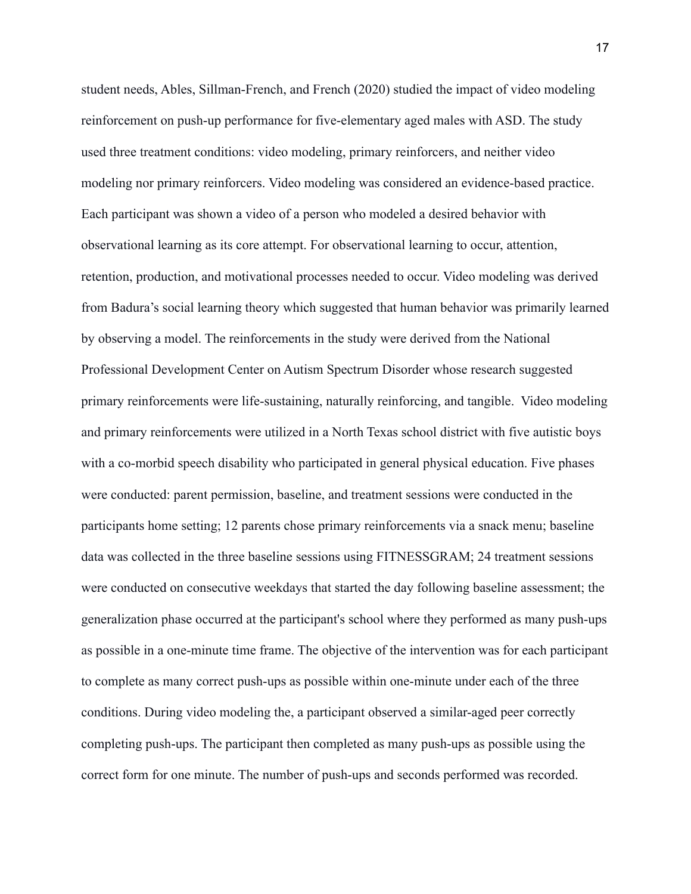student needs, Ables, Sillman-French, and French (2020) studied the impact of video modeling reinforcement on push-up performance for five-elementary aged males with ASD. The study used three treatment conditions: video modeling, primary reinforcers, and neither video modeling nor primary reinforcers. Video modeling was considered an evidence-based practice. Each participant was shown a video of a person who modeled a desired behavior with observational learning as its core attempt. For observational learning to occur, attention, retention, production, and motivational processes needed to occur. Video modeling was derived from Badura's social learning theory which suggested that human behavior was primarily learned by observing a model. The reinforcements in the study were derived from the National Professional Development Center on Autism Spectrum Disorder whose research suggested primary reinforcements were life-sustaining, naturally reinforcing, and tangible. Video modeling and primary reinforcements were utilized in a North Texas school district with five autistic boys with a co-morbid speech disability who participated in general physical education. Five phases were conducted: parent permission, baseline, and treatment sessions were conducted in the participants home setting; 12 parents chose primary reinforcements via a snack menu; baseline data was collected in the three baseline sessions using FITNESSGRAM; 24 treatment sessions were conducted on consecutive weekdays that started the day following baseline assessment; the generalization phase occurred at the participant's school where they performed as many push-ups as possible in a one-minute time frame. The objective of the intervention was for each participant to complete as many correct push-ups as possible within one-minute under each of the three conditions. During video modeling the, a participant observed a similar-aged peer correctly completing push-ups. The participant then completed as many push-ups as possible using the correct form for one minute. The number of push-ups and seconds performed was recorded.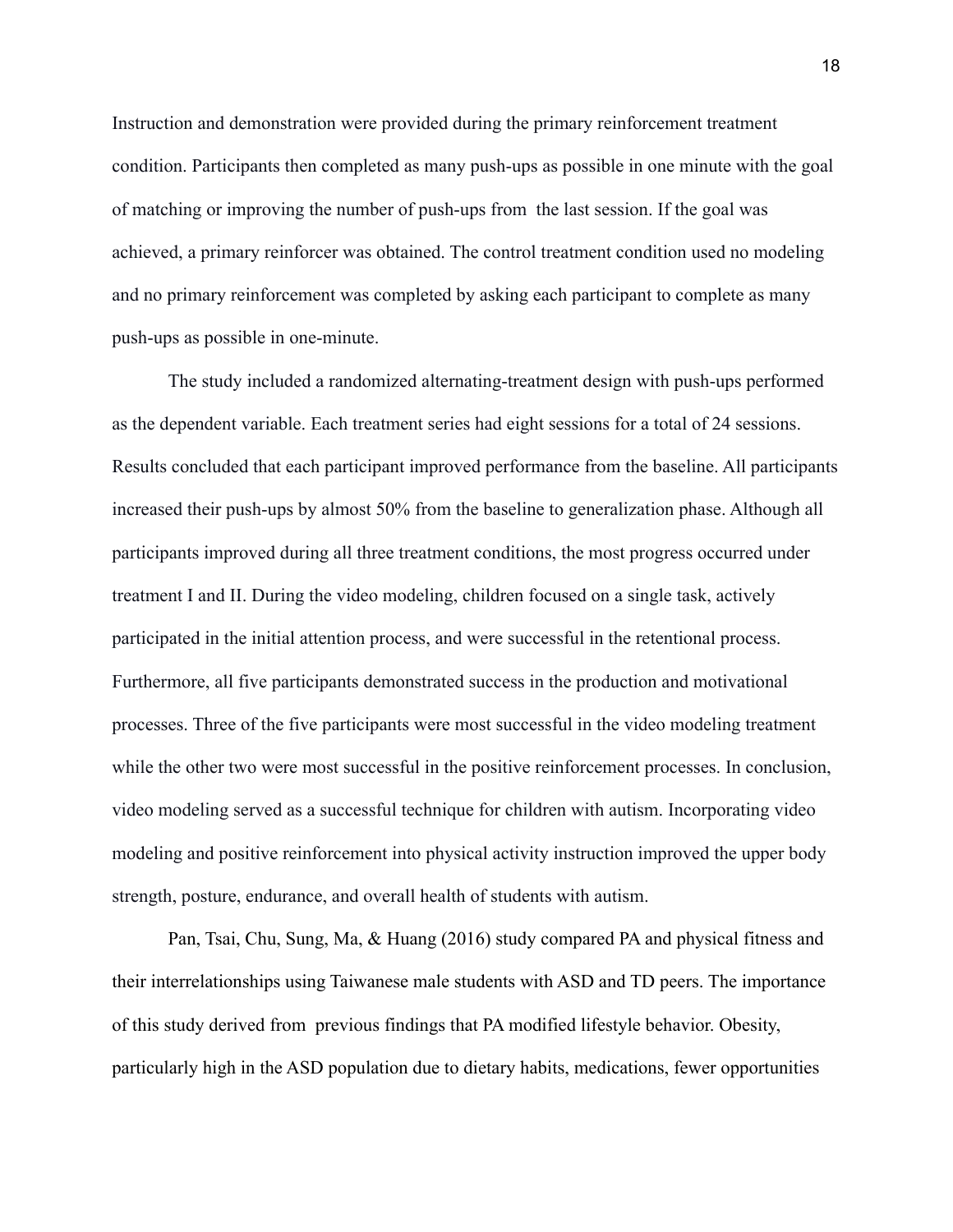Instruction and demonstration were provided during the primary reinforcement treatment condition. Participants then completed as many push-ups as possible in one minute with the goal of matching or improving the number of push-ups from the last session. If the goal was achieved, a primary reinforcer was obtained. The control treatment condition used no modeling and no primary reinforcement was completed by asking each participant to complete as many push-ups as possible in one-minute.

The study included a randomized alternating-treatment design with push-ups performed as the dependent variable. Each treatment series had eight sessions for a total of 24 sessions. Results concluded that each participant improved performance from the baseline. All participants increased their push-ups by almost 50% from the baseline to generalization phase. Although all participants improved during all three treatment conditions, the most progress occurred under treatment I and II. During the video modeling, children focused on a single task, actively participated in the initial attention process, and were successful in the retentional process. Furthermore, all five participants demonstrated success in the production and motivational processes. Three of the five participants were most successful in the video modeling treatment while the other two were most successful in the positive reinforcement processes. In conclusion, video modeling served as a successful technique for children with autism. Incorporating video modeling and positive reinforcement into physical activity instruction improved the upper body strength, posture, endurance, and overall health of students with autism.

Pan, Tsai, Chu, Sung, Ma, & Huang (2016) study compared PA and physical fitness and their interrelationships using Taiwanese male students with ASD and TD peers. The importance of this study derived from previous findings that PA modified lifestyle behavior. Obesity, particularly high in the ASD population due to dietary habits, medications, fewer opportunities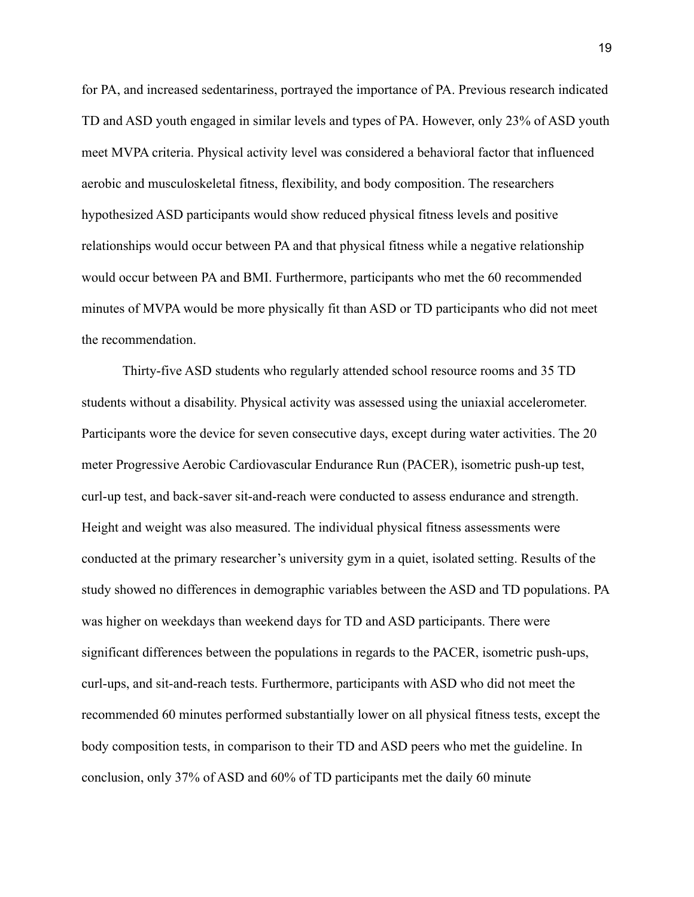for PA, and increased sedentariness, portrayed the importance of PA. Previous research indicated TD and ASD youth engaged in similar levels and types of PA. However, only 23% of ASD youth meet MVPA criteria. Physical activity level was considered a behavioral factor that influenced aerobic and musculoskeletal fitness, flexibility, and body composition. The researchers hypothesized ASD participants would show reduced physical fitness levels and positive relationships would occur between PA and that physical fitness while a negative relationship would occur between PA and BMI. Furthermore, participants who met the 60 recommended minutes of MVPA would be more physically fit than ASD or TD participants who did not meet the recommendation.

Thirty-five ASD students who regularly attended school resource rooms and 35 TD students without a disability. Physical activity was assessed using the uniaxial accelerometer. Participants wore the device for seven consecutive days, except during water activities. The 20 meter Progressive Aerobic Cardiovascular Endurance Run (PACER), isometric push-up test, curl-up test, and back-saver sit-and-reach were conducted to assess endurance and strength. Height and weight was also measured. The individual physical fitness assessments were conducted at the primary researcher's university gym in a quiet, isolated setting. Results of the study showed no differences in demographic variables between the ASD and TD populations. PA was higher on weekdays than weekend days for TD and ASD participants. There were significant differences between the populations in regards to the PACER, isometric push-ups, curl-ups, and sit-and-reach tests. Furthermore, participants with ASD who did not meet the recommended 60 minutes performed substantially lower on all physical fitness tests, except the body composition tests, in comparison to their TD and ASD peers who met the guideline. In conclusion, only 37% of ASD and 60% of TD participants met the daily 60 minute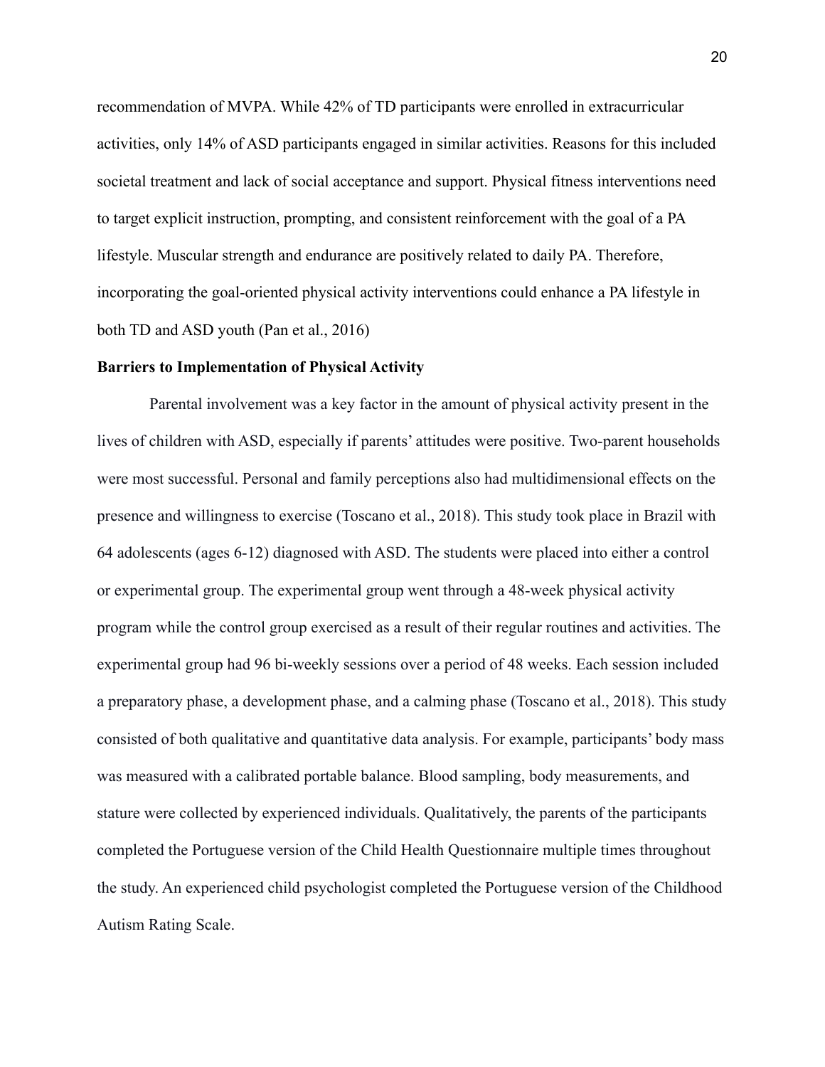recommendation of MVPA. While 42% of TD participants were enrolled in extracurricular activities, only 14% of ASD participants engaged in similar activities. Reasons for this included societal treatment and lack of social acceptance and support. Physical fitness interventions need to target explicit instruction, prompting, and consistent reinforcement with the goal of a PA lifestyle. Muscular strength and endurance are positively related to daily PA. Therefore, incorporating the goal-oriented physical activity interventions could enhance a PA lifestyle in both TD and ASD youth (Pan et al., 2016)

**Barriers to Implementation of Physical Activity**

Parental involvement was a key factor in the amount of physical activity present in the lives of children with ASD, especially if parents' attitudes were positive. Two-parent households were most successful. Personal and family perceptions also had multidimensional effects on the presence and willingness to exercise (Toscano et al., 2018). This study took place in Brazil with 64 adolescents (ages 6-12) diagnosed with ASD. The students were placed into either a control or experimental group. The experimental group went through a 48-week physical activity program while the control group exercised as a result of their regular routines and activities. The experimental group had 96 bi-weekly sessions over a period of 48 weeks. Each session included a preparatory phase, a development phase, and a calming phase (Toscano et al., 2018). This study consisted of both qualitative and quantitative data analysis. For example, participants' body mass was measured with a calibrated portable balance. Blood sampling, body measurements, and stature were collected by experienced individuals. Qualitatively, the parents of the participants completed the Portuguese version of the Child Health Questionnaire multiple times throughout the study. An experienced child psychologist completed the Portuguese version of the Childhood Autism Rating Scale.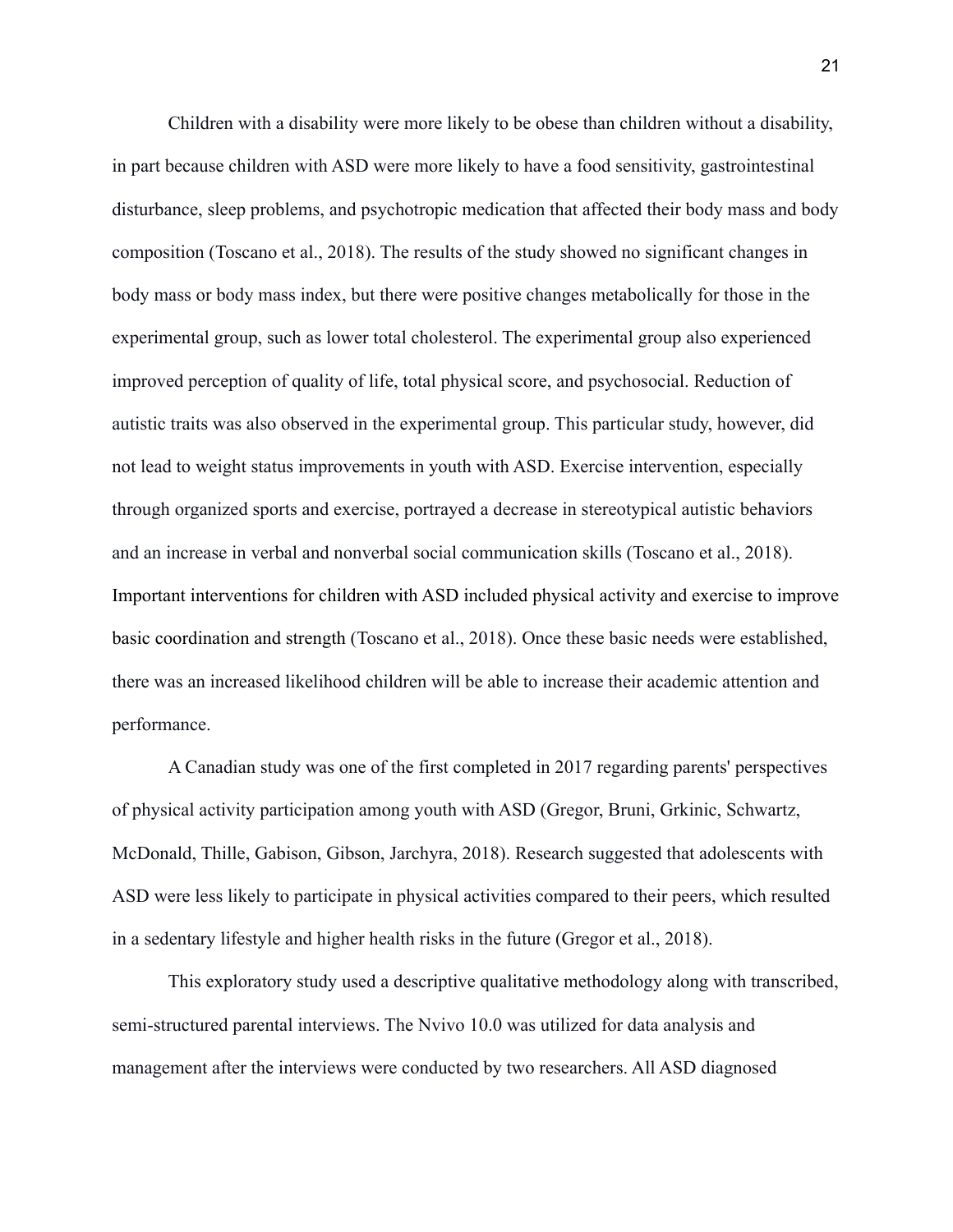Children with a disability were more likely to be obese than children without a disability, in part because children with ASD were more likely to have a food sensitivity, gastrointestinal disturbance, sleep problems, and psychotropic medication that affected their body mass and body composition (Toscano et al., 2018). The results of the study showed no significant changes in body mass or body mass index, but there were positive changes metabolically for those in the experimental group, such as lower total cholesterol. The experimental group also experienced improved perception of quality of life, total physical score, and psychosocial. Reduction of autistic traits was also observed in the experimental group. This particular study, however, did not lead to weight status improvements in youth with ASD. Exercise intervention, especially through organized sports and exercise, portrayed a decrease in stereotypical autistic behaviors and an increase in verbal and nonverbal social communication skills (Toscano et al., 2018). Important interventions for children with ASD included physical activity and exercise to improve basic coordination and strength (Toscano et al., 2018). Once these basic needs were established, there was an increased likelihood children will be able to increase their academic attention and performance.

A Canadian study was one of the first completed in 2017 regarding parents' perspectives of physical activity participation among youth with ASD (Gregor, Bruni, Grkinic, Schwartz, McDonald, Thille, Gabison, Gibson, Jarchyra, 2018). Research suggested that adolescents with ASD were less likely to participate in physical activities compared to their peers, which resulted in a sedentary lifestyle and higher health risks in the future (Gregor et al., 2018).

This exploratory study used a descriptive qualitative methodology along with transcribed, semi-structured parental interviews. The Nvivo 10.0 was utilized for data analysis and management after the interviews were conducted by two researchers. All ASD diagnosed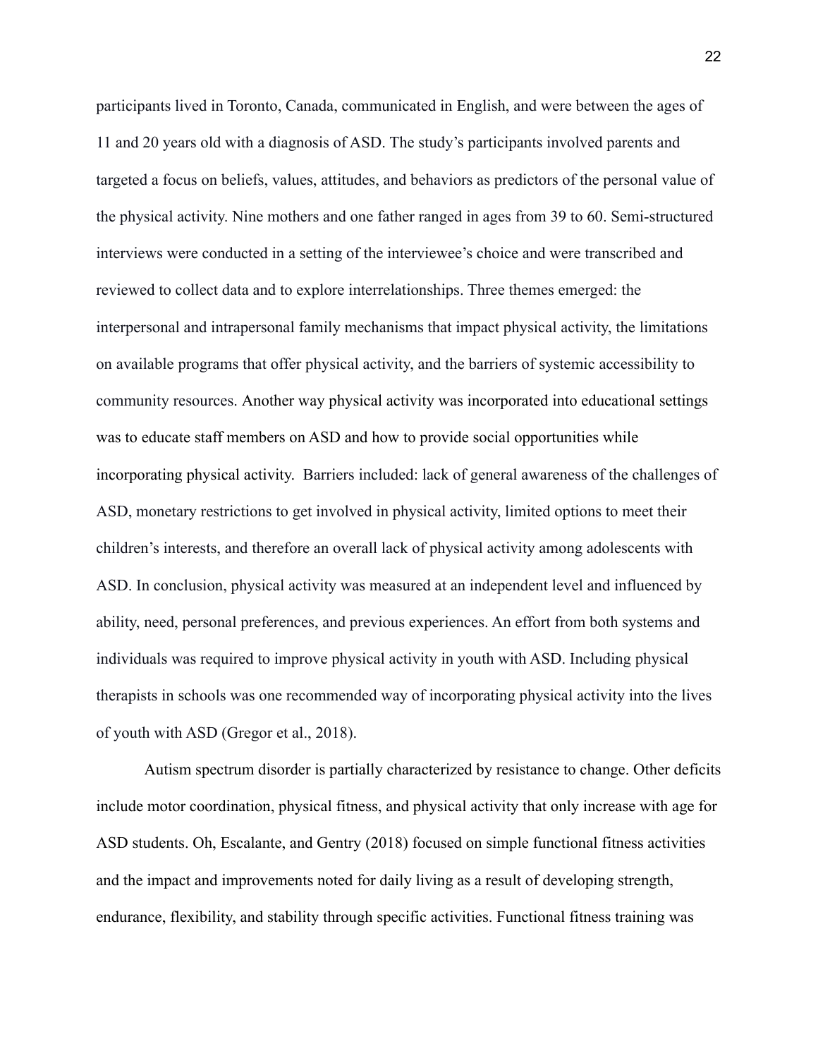participants lived in Toronto, Canada, communicated in English, and were between the ages of 11 and 20 years old with a diagnosis of ASD. The study's participants involved parents and targeted a focus on beliefs, values, attitudes, and behaviors as predictors of the personal value of the physical activity. Nine mothers and one father ranged in ages from 39 to 60. Semi-structured interviews were conducted in a setting of the interviewee's choice and were transcribed and reviewed to collect data and to explore interrelationships. Three themes emerged: the interpersonal and intrapersonal family mechanisms that impact physical activity, the limitations on available programs that offer physical activity, and the barriers of systemic accessibility to community resources. Another way physical activity was incorporated into educational settings was to educate staff members on ASD and how to provide social opportunities while incorporating physical activity. Barriers included: lack of general awareness of the challenges of ASD, monetary restrictions to get involved in physical activity, limited options to meet their children's interests, and therefore an overall lack of physical activity among adolescents with ASD. In conclusion, physical activity was measured at an independent level and influenced by ability, need, personal preferences, and previous experiences. An effort from both systems and individuals was required to improve physical activity in youth with ASD. Including physical therapists in schools was one recommended way of incorporating physical activity into the lives of youth with ASD (Gregor et al., 2018).

Autism spectrum disorder is partially characterized by resistance to change. Other deficits include motor coordination, physical fitness, and physical activity that only increase with age for ASD students. Oh, Escalante, and Gentry (2018) focused on simple functional fitness activities and the impact and improvements noted for daily living as a result of developing strength, endurance, flexibility, and stability through specific activities. Functional fitness training was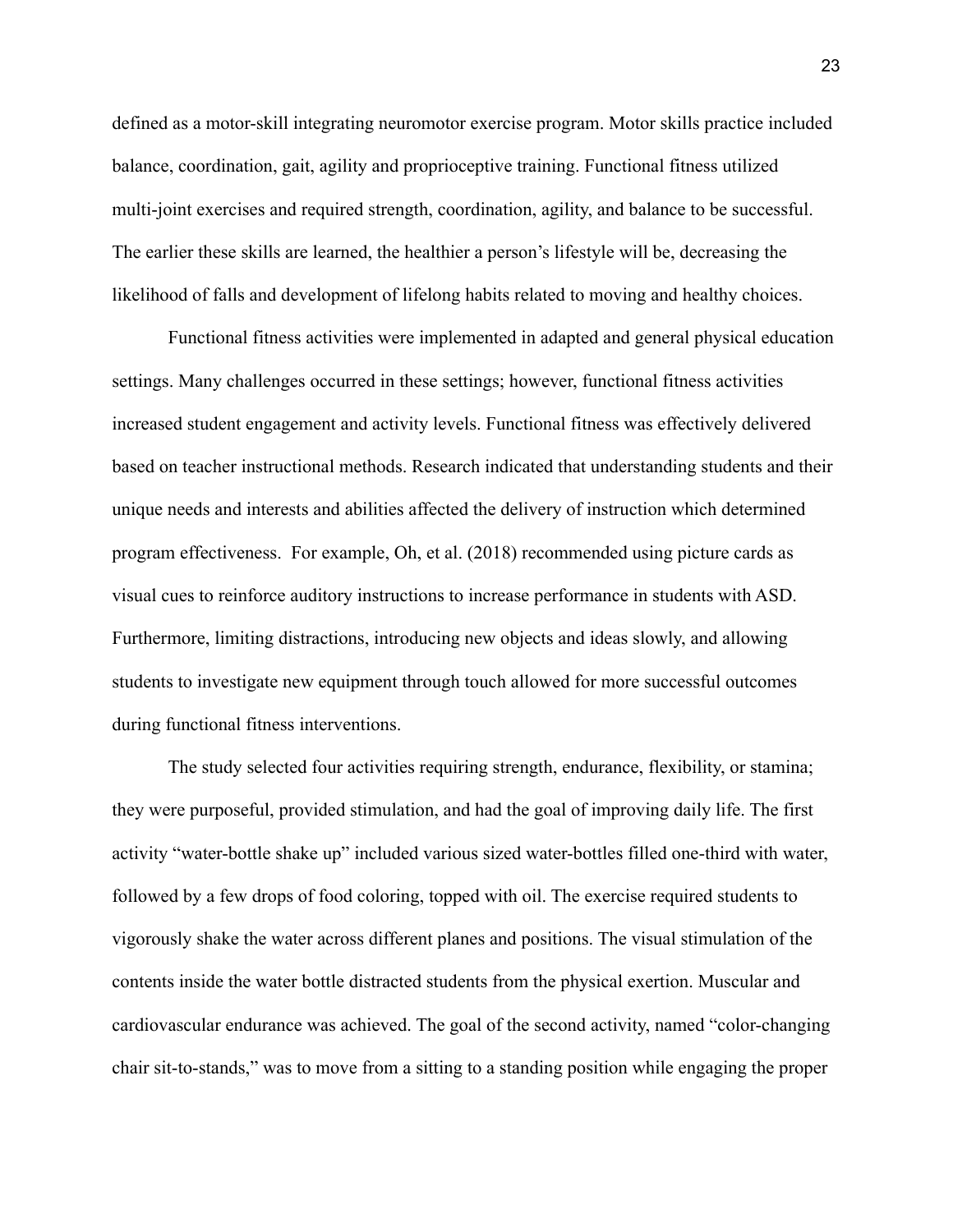defined as a motor-skill integrating neuromotor exercise program. Motor skills practice included balance, coordination, gait, agility and proprioceptive training. Functional fitness utilized multi-joint exercises and required strength, coordination, agility, and balance to be successful. The earlier these skills are learned, the healthier a person's lifestyle will be, decreasing the likelihood of falls and development of lifelong habits related to moving and healthy choices.

Functional fitness activities were implemented in adapted and general physical education settings. Many challenges occurred in these settings; however, functional fitness activities increased student engagement and activity levels. Functional fitness was effectively delivered based on teacher instructional methods. Research indicated that understanding students and their unique needs and interests and abilities affected the delivery of instruction which determined program effectiveness. For example, Oh, et al. (2018) recommended using picture cards as visual cues to reinforce auditory instructions to increase performance in students with ASD. Furthermore, limiting distractions, introducing new objects and ideas slowly, and allowing students to investigate new equipment through touch allowed for more successful outcomes during functional fitness interventions.

The study selected four activities requiring strength, endurance, flexibility, or stamina; they were purposeful, provided stimulation, and had the goal of improving daily life. The first activity "water-bottle shake up" included various sized water-bottles filled one-third with water, followed by a few drops of food coloring, topped with oil. The exercise required students to vigorously shake the water across different planes and positions. The visual stimulation of the contents inside the water bottle distracted students from the physical exertion. Muscular and cardiovascular endurance was achieved. The goal of the second activity, named "color-changing chair sit-to-stands," was to move from a sitting to a standing position while engaging the proper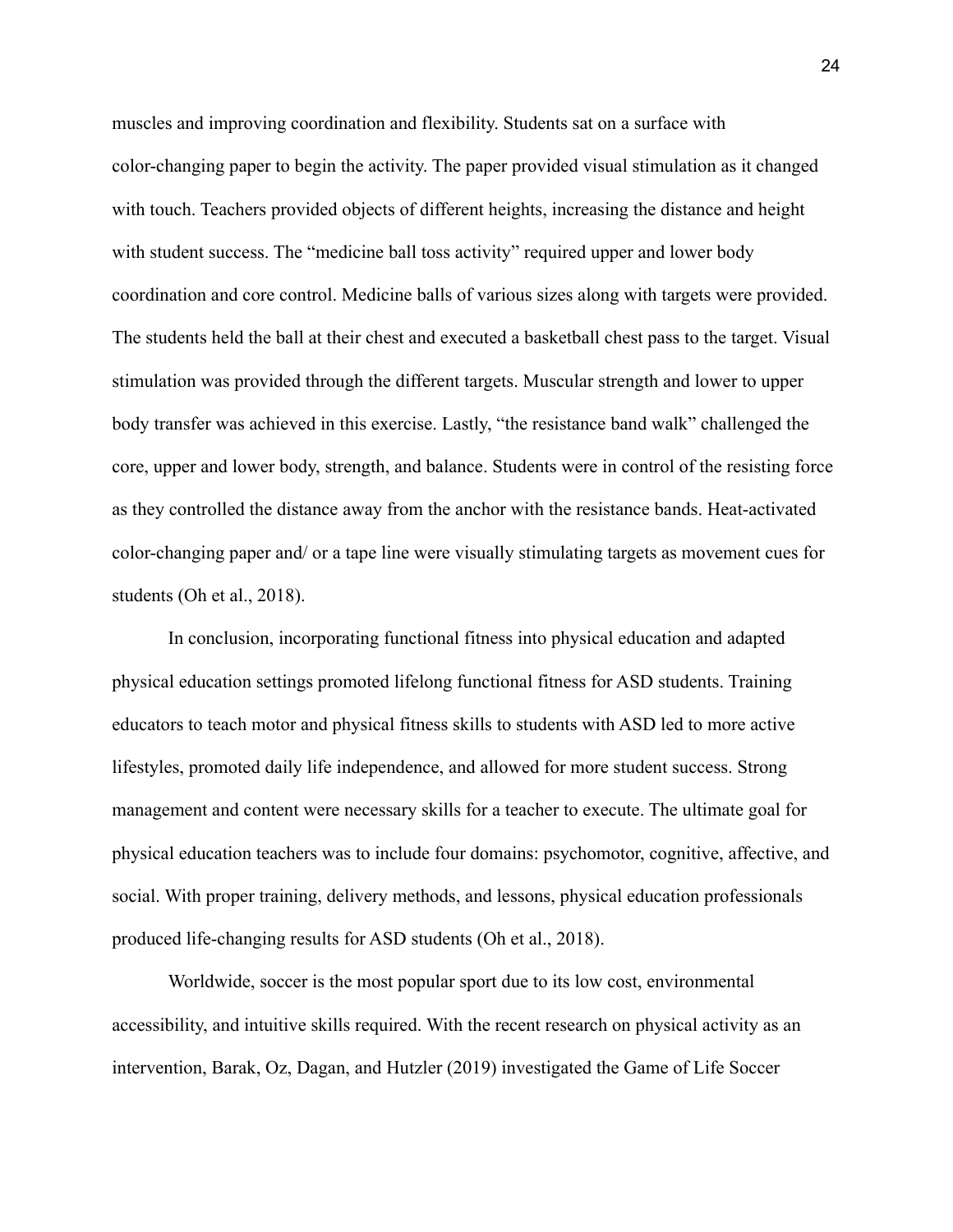muscles and improving coordination and flexibility. Students sat on a surface with color-changing paper to begin the activity. The paper provided visual stimulation as it changed with touch. Teachers provided objects of different heights, increasing the distance and height with student success. The "medicine ball toss activity" required upper and lower body coordination and core control. Medicine balls of various sizes along with targets were provided. The students held the ball at their chest and executed a basketball chest pass to the target. Visual stimulation was provided through the different targets. Muscular strength and lower to upper body transfer was achieved in this exercise. Lastly, "the resistance band walk" challenged the core, upper and lower body, strength, and balance. Students were in control of the resisting force as they controlled the distance away from the anchor with the resistance bands. Heat-activated color-changing paper and/ or a tape line were visually stimulating targets as movement cues for students (Oh et al., 2018).

In conclusion, incorporating functional fitness into physical education and adapted physical education settings promoted lifelong functional fitness for ASD students. Training educators to teach motor and physical fitness skills to students with ASD led to more active lifestyles, promoted daily life independence, and allowed for more student success. Strong management and content were necessary skills for a teacher to execute. The ultimate goal for physical education teachers was to include four domains: psychomotor, cognitive, affective, and social. With proper training, delivery methods, and lessons, physical education professionals produced life-changing results for ASD students (Oh et al., 2018).

Worldwide, soccer is the most popular sport due to its low cost, environmental accessibility, and intuitive skills required. With the recent research on physical activity as an intervention, Barak, Oz, Dagan, and Hutzler (2019) investigated the Game of Life Soccer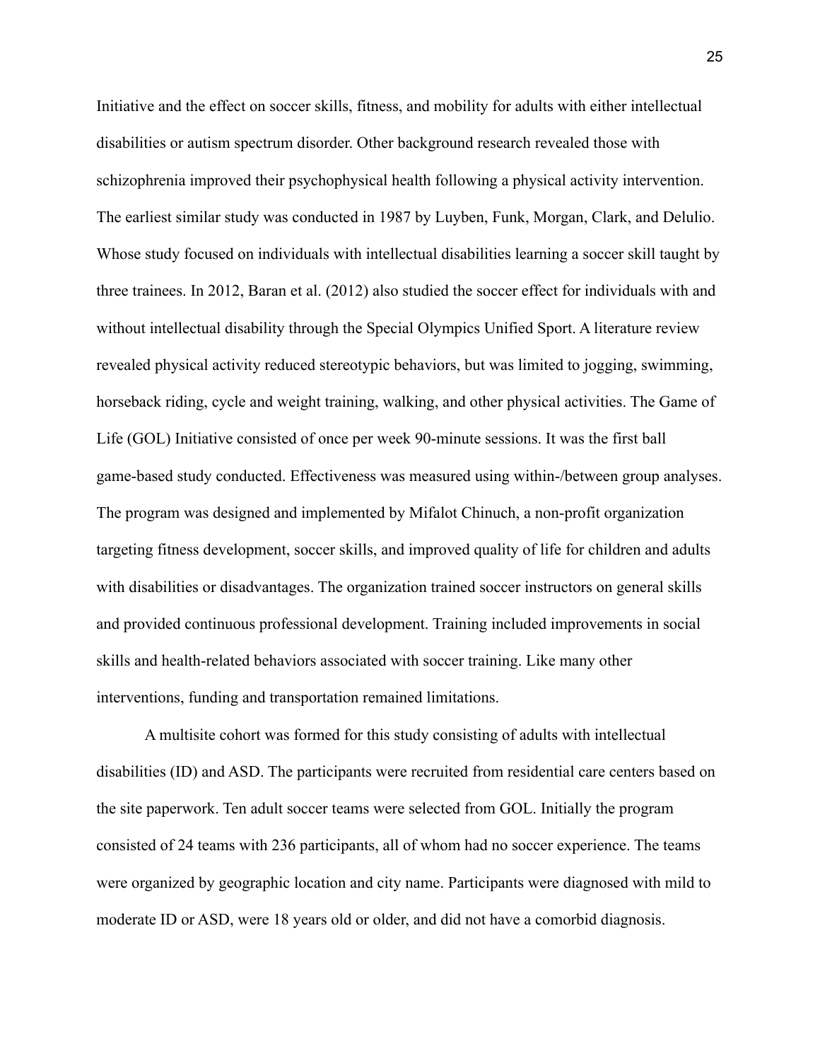Initiative and the effect on soccer skills, fitness, and mobility for adults with either intellectual disabilities or autism spectrum disorder. Other background research revealed those with schizophrenia improved their psychophysical health following a physical activity intervention. The earliest similar study was conducted in 1987 by Luyben, Funk, Morgan, Clark, and Delulio. Whose study focused on individuals with intellectual disabilities learning a soccer skill taught by three trainees. In 2012, Baran et al. (2012) also studied the soccer effect for individuals with and without intellectual disability through the Special Olympics Unified Sport. A literature review revealed physical activity reduced stereotypic behaviors, but was limited to jogging, swimming, horseback riding, cycle and weight training, walking, and other physical activities. The Game of Life (GOL) Initiative consisted of once per week 90-minute sessions. It was the first ball game-based study conducted. Effectiveness was measured using within-/between group analyses. The program was designed and implemented by Mifalot Chinuch, a non-profit organization targeting fitness development, soccer skills, and improved quality of life for children and adults with disabilities or disadvantages. The organization trained soccer instructors on general skills and provided continuous professional development. Training included improvements in social skills and health-related behaviors associated with soccer training. Like many other interventions, funding and transportation remained limitations.

A multisite cohort was formed for this study consisting of adults with intellectual disabilities (ID) and ASD. The participants were recruited from residential care centers based on the site paperwork. Ten adult soccer teams were selected from GOL. Initially the program consisted of 24 teams with 236 participants, all of whom had no soccer experience. The teams were organized by geographic location and city name. Participants were diagnosed with mild to moderate ID or ASD, were 18 years old or older, and did not have a comorbid diagnosis.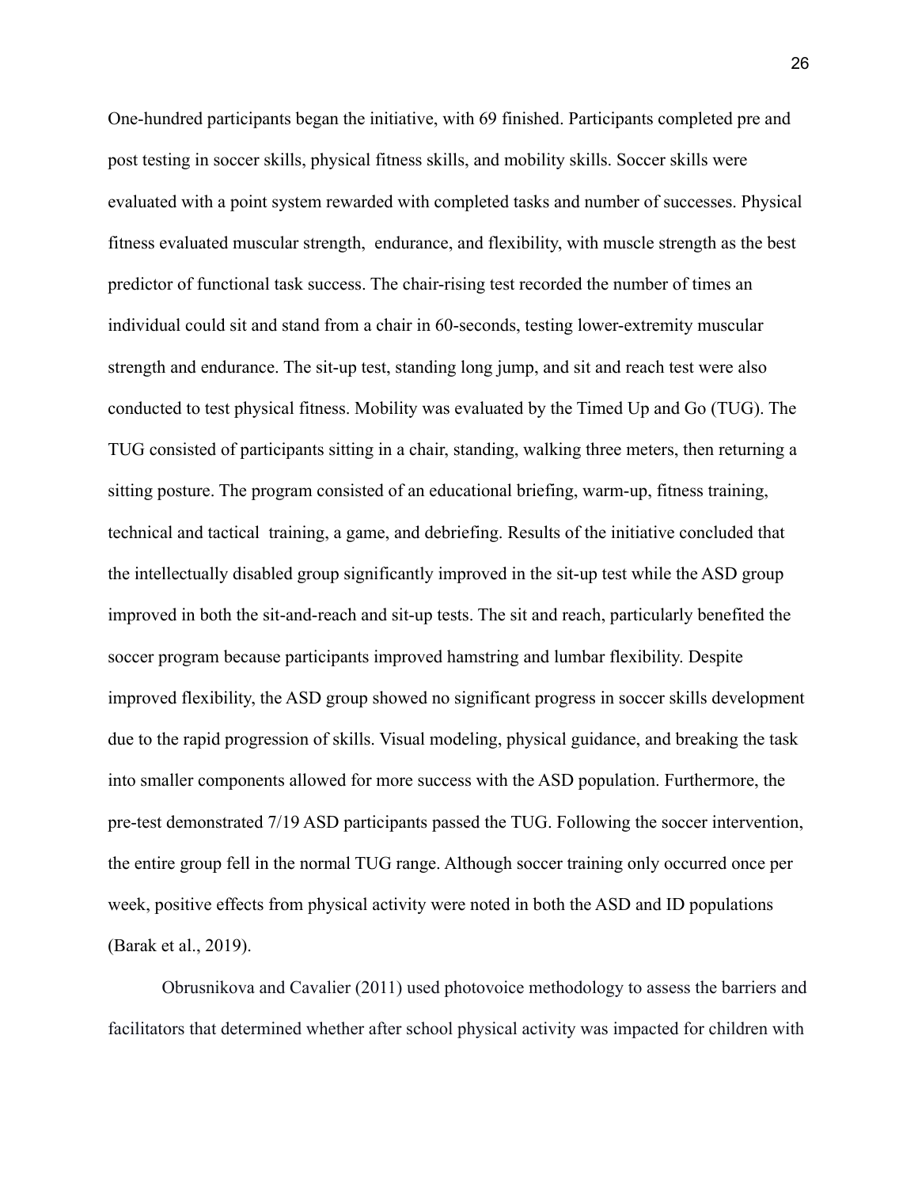One-hundred participants began the initiative, with 69 finished. Participants completed pre and post testing in soccer skills, physical fitness skills, and mobility skills. Soccer skills were evaluated with a point system rewarded with completed tasks and number of successes. Physical fitness evaluated muscular strength, endurance, and flexibility, with muscle strength as the best predictor of functional task success. The chair-rising test recorded the number of times an individual could sit and stand from a chair in 60-seconds, testing lower-extremity muscular strength and endurance. The sit-up test, standing long jump, and sit and reach test were also conducted to test physical fitness. Mobility was evaluated by the Timed Up and Go (TUG). The TUG consisted of participants sitting in a chair, standing, walking three meters, then returning a sitting posture. The program consisted of an educational briefing, warm-up, fitness training, technical and tactical training, a game, and debriefing. Results of the initiative concluded that the intellectually disabled group significantly improved in the sit-up test while the ASD group improved in both the sit-and-reach and sit-up tests. The sit and reach, particularly benefited the soccer program because participants improved hamstring and lumbar flexibility. Despite improved flexibility, the ASD group showed no significant progress in soccer skills development due to the rapid progression of skills. Visual modeling, physical guidance, and breaking the task into smaller components allowed for more success with the ASD population. Furthermore, the pre-test demonstrated 7/19 ASD participants passed the TUG. Following the soccer intervention, the entire group fell in the normal TUG range. Although soccer training only occurred once per week, positive effects from physical activity were noted in both the ASD and ID populations (Barak et al., 2019).

Obrusnikova and Cavalier (2011) used photovoice methodology to assess the barriers and facilitators that determined whether after school physical activity was impacted for children with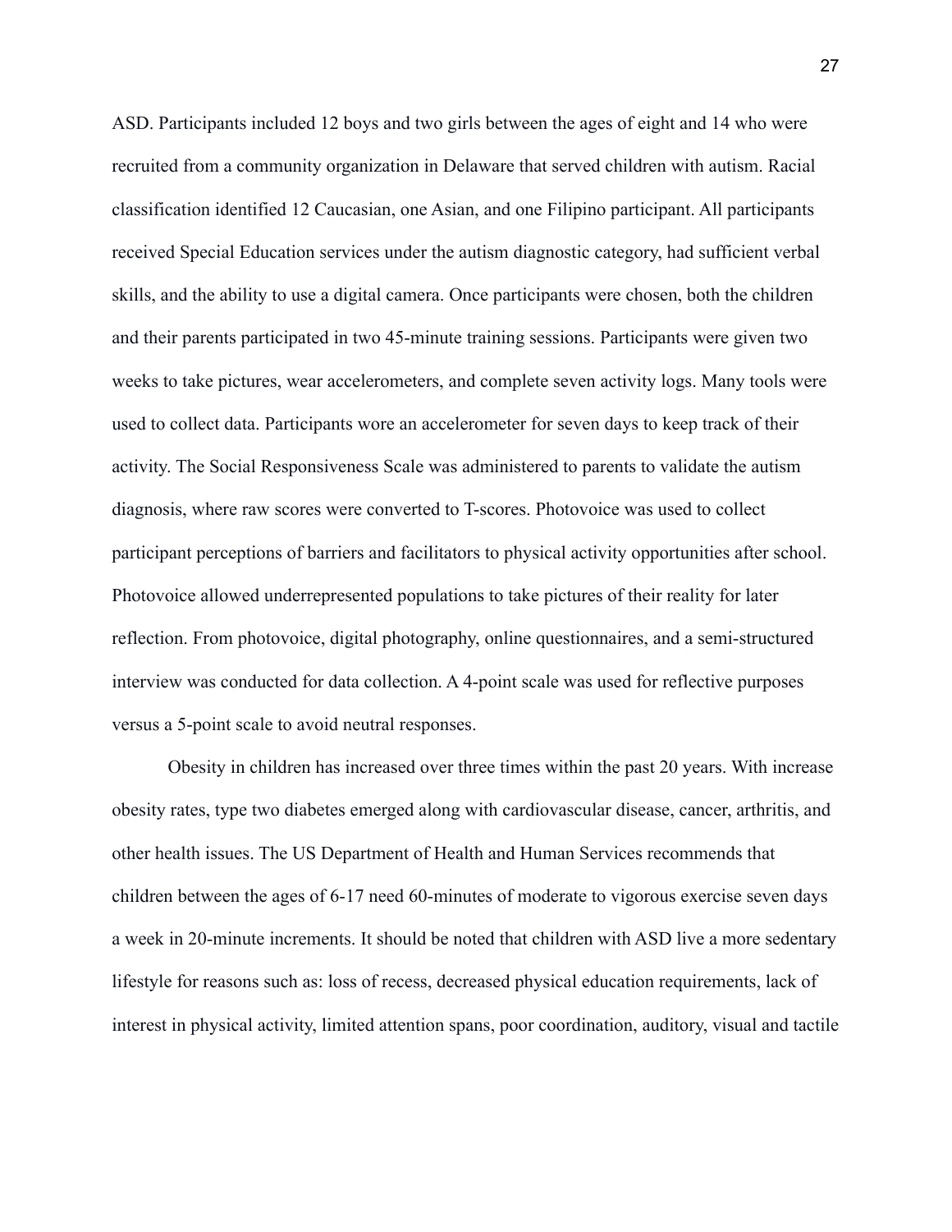ASD. Participants included 12 boys and two girls between the ages of eight and 14 who were recruited from a community organization in Delaware that served children with autism. Racial classification identified 12 Caucasian, one Asian, and one Filipino participant. All participants received Special Education services under the autism diagnostic category, had sufficient verbal skills, and the ability to use a digital camera. Once participants were chosen, both the children and their parents participated in two 45-minute training sessions. Participants were given two weeks to take pictures, wear accelerometers, and complete seven activity logs. Many tools were used to collect data. Participants wore an accelerometer for seven days to keep track of their activity. The Social Responsiveness Scale was administered to parents to validate the autism diagnosis, where raw scores were converted to T-scores. Photovoice was used to collect participant perceptions of barriers and facilitators to physical activity opportunities after school. Photovoice allowed underrepresented populations to take pictures of their reality for later reflection. From photovoice, digital photography, online questionnaires, and a semi-structured interview was conducted for data collection. A 4-point scale was used for reflective purposes versus a 5-point scale to avoid neutral responses.

Obesity in children has increased over three times within the past 20 years. With increase obesity rates, type two diabetes emerged along with cardiovascular disease, cancer, arthritis, and other health issues. The US Department of Health and Human Services recommends that children between the ages of 6-17 need 60-minutes of moderate to vigorous exercise seven days a week in 20-minute increments. It should be noted that children with ASD live a more sedentary lifestyle for reasons such as: loss of recess, decreased physical education requirements, lack of interest in physical activity, limited attention spans, poor coordination, auditory, visual and tactile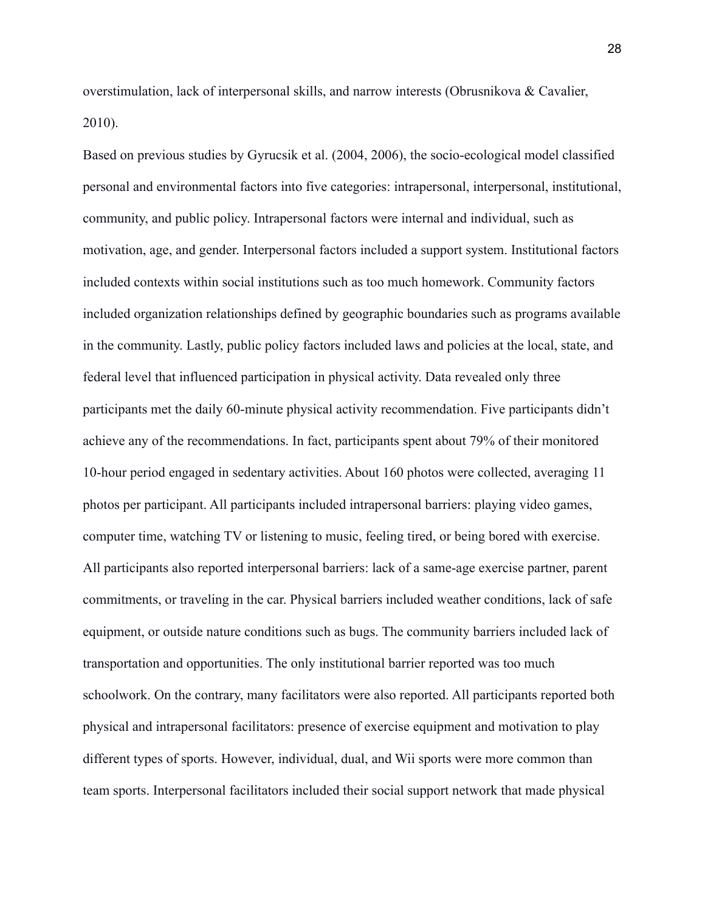overstimulation, lack of interpersonal skills, and narrow interests (Obrusnikova & Cavalier, 2010).

Based on previous studies by Gyrucsik et al. (2004, 2006), the socio-ecological model classified personal and environmental factors into five categories: intrapersonal, interpersonal, institutional, community, and public policy. Intrapersonal factors were internal and individual, such as motivation, age, and gender. Interpersonal factors included a support system. Institutional factors included contexts within social institutions such as too much homework. Community factors included organization relationships defined by geographic boundaries such as programs available in the community. Lastly, public policy factors included laws and policies at the local, state, and federal level that influenced participation in physical activity. Data revealed only three participants met the daily 60-minute physical activity recommendation. Five participants didn't achieve any of the recommendations. In fact, participants spent about 79% of their monitored 10-hour period engaged in sedentary activities. About 160 photos were collected, averaging 11 photos per participant. All participants included intrapersonal barriers: playing video games, computer time, watching TV or listening to music, feeling tired, or being bored with exercise. All participants also reported interpersonal barriers: lack of a same-age exercise partner, parent commitments, or traveling in the car. Physical barriers included weather conditions, lack of safe equipment, or outside nature conditions such as bugs. The community barriers included lack of transportation and opportunities. The only institutional barrier reported was too much schoolwork. On the contrary, many facilitators were also reported. All participants reported both physical and intrapersonal facilitators: presence of exercise equipment and motivation to play different types of sports. However, individual, dual, and Wii sports were more common than team sports. Interpersonal facilitators included their social support network that made physical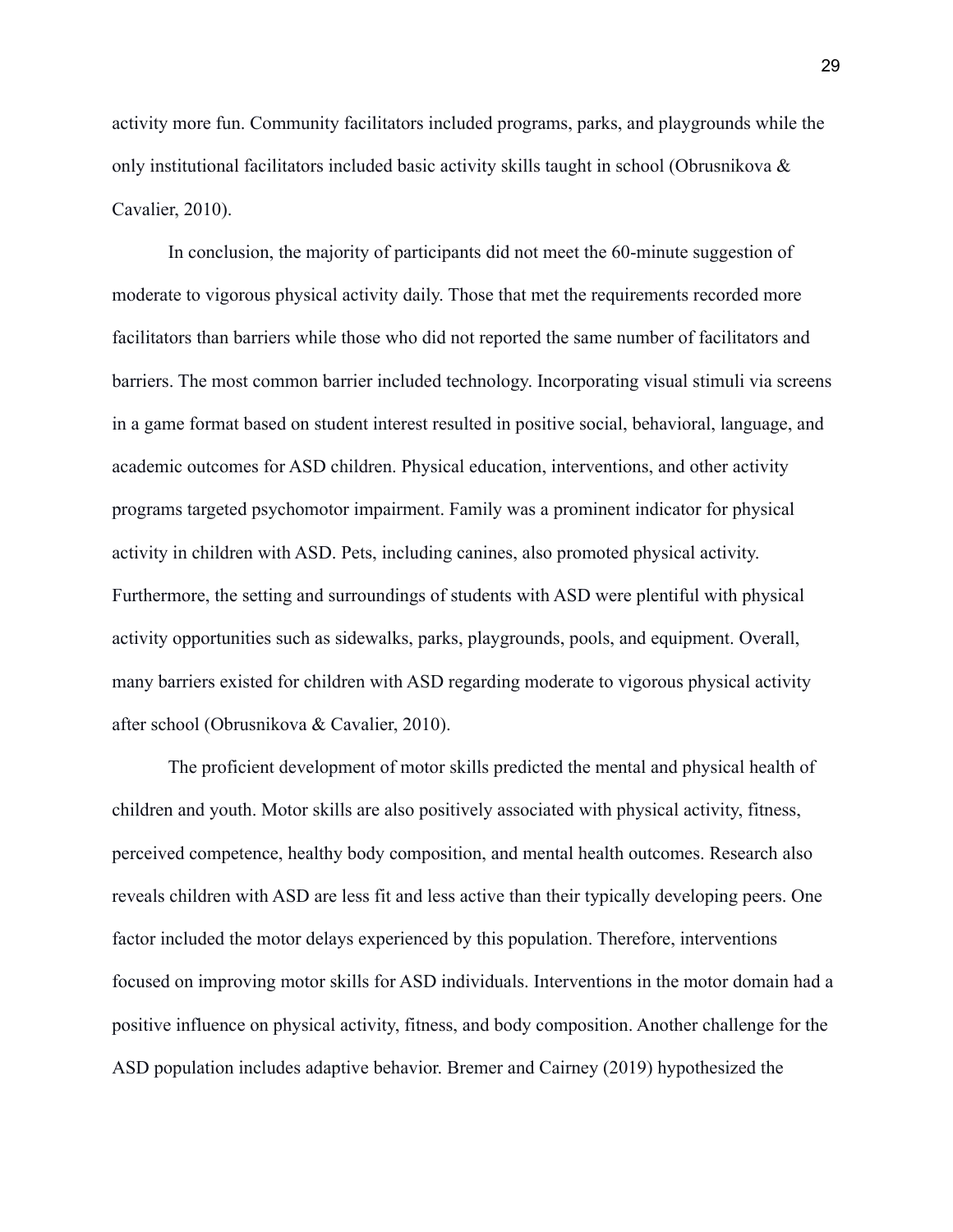activity more fun. Community facilitators included programs, parks, and playgrounds while the only institutional facilitators included basic activity skills taught in school (Obrusnikova & Cavalier, 2010).

In conclusion, the majority of participants did not meet the 60-minute suggestion of moderate to vigorous physical activity daily. Those that met the requirements recorded more facilitators than barriers while those who did not reported the same number of facilitators and barriers. The most common barrier included technology. Incorporating visual stimuli via screens in a game format based on student interest resulted in positive social, behavioral, language, and academic outcomes for ASD children. Physical education, interventions, and other activity programs targeted psychomotor impairment. Family was a prominent indicator for physical activity in children with ASD. Pets, including canines, also promoted physical activity. Furthermore, the setting and surroundings of students with ASD were plentiful with physical activity opportunities such as sidewalks, parks, playgrounds, pools, and equipment. Overall, many barriers existed for children with ASD regarding moderate to vigorous physical activity after school (Obrusnikova & Cavalier, 2010).

The proficient development of motor skills predicted the mental and physical health of children and youth. Motor skills are also positively associated with physical activity, fitness, perceived competence, healthy body composition, and mental health outcomes. Research also reveals children with ASD are less fit and less active than their typically developing peers. One factor included the motor delays experienced by this population. Therefore, interventions focused on improving motor skills for ASD individuals. Interventions in the motor domain had a positive influence on physical activity, fitness, and body composition. Another challenge for the ASD population includes adaptive behavior. Bremer and Cairney (2019) hypothesized the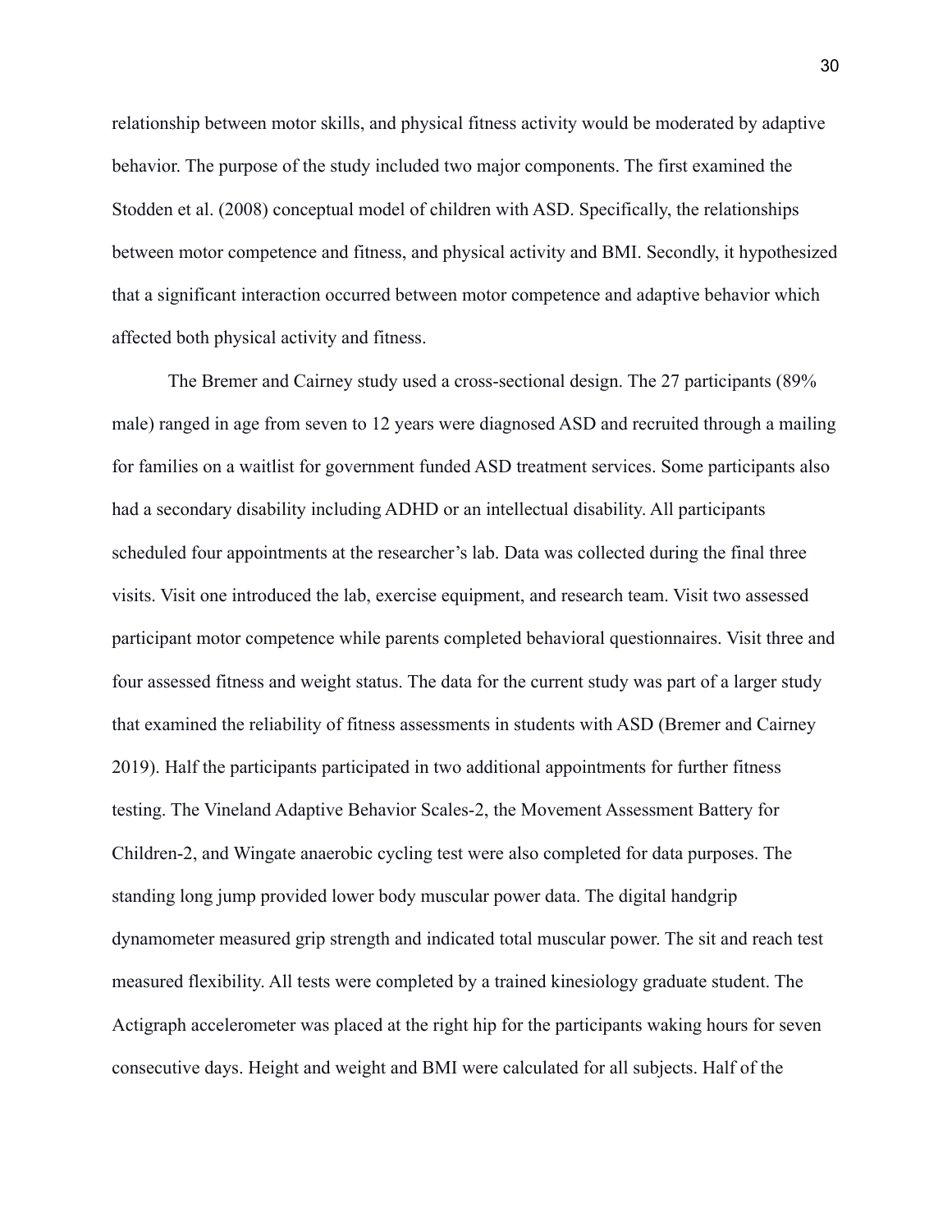relationship between motor skills, and physical fitness activity would be moderated by adaptive behavior. The purpose of the study included two major components. The first examined the Stodden et al. (2008) conceptual model of children with ASD. Specifically, the relationships between motor competence and fitness, and physical activity and BMI. Secondly, it hypothesized that a significant interaction occurred between motor competence and adaptive behavior which affected both physical activity and fitness.

The Bremer and Cairney study used a cross-sectional design. The 27 participants (89% male) ranged in age from seven to 12 years were diagnosed ASD and recruited through a mailing for families on a waitlist for government funded ASD treatment services. Some participants also had a secondary disability including ADHD or an intellectual disability. All participants scheduled four appointments at the researcher's lab. Data was collected during the final three visits. Visit one introduced the lab, exercise equipment, and research team. Visit two assessed participant motor competence while parents completed behavioral questionnaires. Visit three and four assessed fitness and weight status. The data for the current study was part of a larger study that examined the reliability of fitness assessments in students with ASD (Bremer and Cairney 2019). Half the participants participated in two additional appointments for further fitness testing. The Vineland Adaptive Behavior Scales-2, the Movement Assessment Battery for Children-2, and Wingate anaerobic cycling test were also completed for data purposes. The standing long jump provided lower body muscular power data. The digital handgrip dynamometer measured grip strength and indicated total muscular power. The sit and reach test measured flexibility. All tests were completed by a trained kinesiology graduate student. The Actigraph accelerometer was placed at the right hip for the participants waking hours for seven consecutive days. Height and weight and BMI were calculated for all subjects. Half of the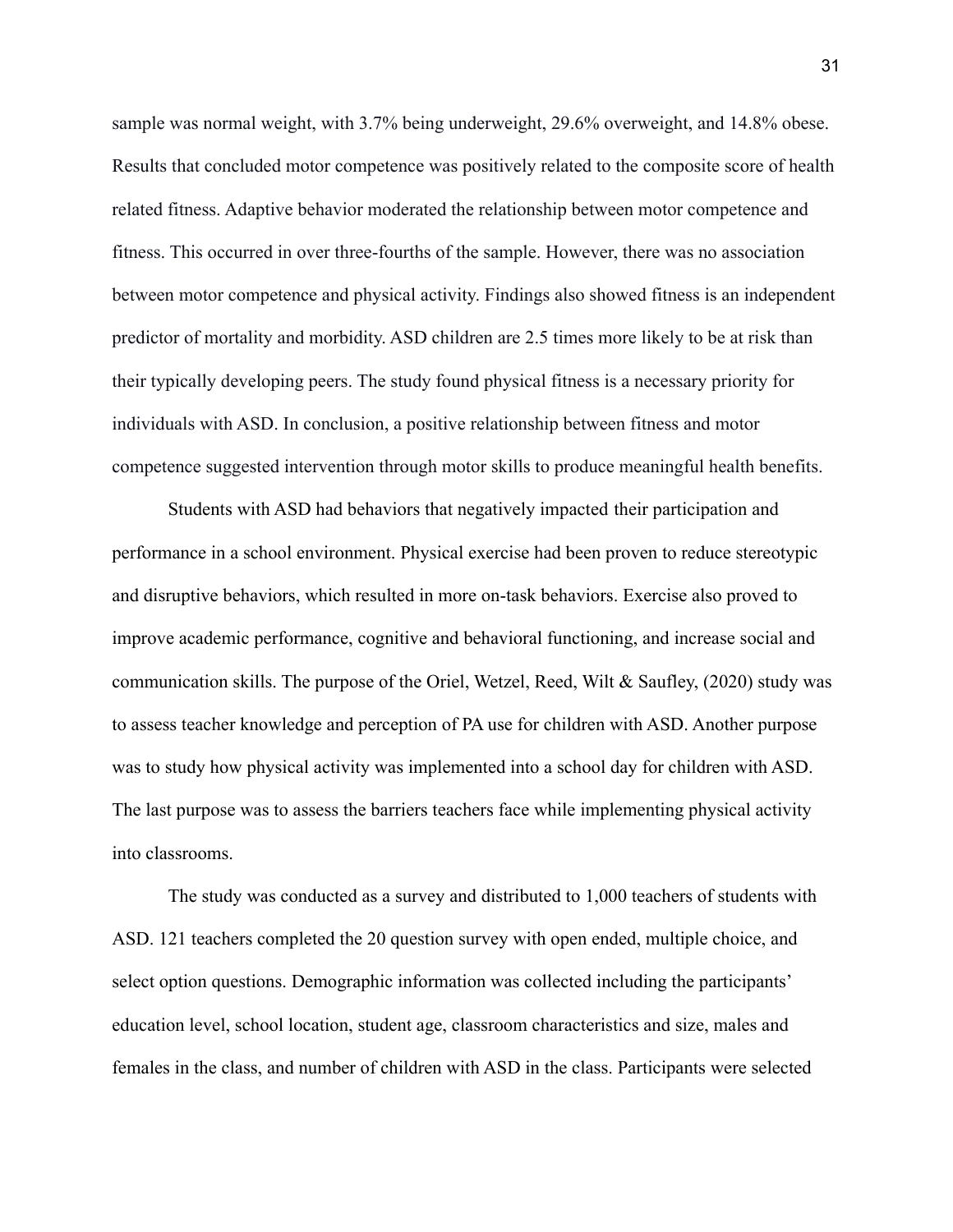sample was normal weight, with 3.7% being underweight, 29.6% overweight, and 14.8% obese. Results that concluded motor competence was positively related to the composite score of health related fitness. Adaptive behavior moderated the relationship between motor competence and fitness. This occurred in over three-fourths of the sample. However, there was no association between motor competence and physical activity. Findings also showed fitness is an independent predictor of mortality and morbidity. ASD children are 2.5 times more likely to be at risk than their typically developing peers. The study found physical fitness is a necessary priority for individuals with ASD. In conclusion, a positive relationship between fitness and motor competence suggested intervention through motor skills to produce meaningful health benefits.

Students with ASD had behaviors that negatively impacted their participation and performance in a school environment. Physical exercise had been proven to reduce stereotypic and disruptive behaviors, which resulted in more on-task behaviors. Exercise also proved to improve academic performance, cognitive and behavioral functioning, and increase social and communication skills. The purpose of the Oriel, Wetzel, Reed, Wilt & Saufley, (2020) study was to assess teacher knowledge and perception of PA use for children with ASD. Another purpose was to study how physical activity was implemented into a school day for children with ASD. The last purpose was to assess the barriers teachers face while implementing physical activity into classrooms.

The study was conducted as a survey and distributed to 1,000 teachers of students with ASD. 121 teachers completed the 20 question survey with open ended, multiple choice, and select option questions. Demographic information was collected including the participants' education level, school location, student age, classroom characteristics and size, males and females in the class, and number of children with ASD in the class. Participants were selected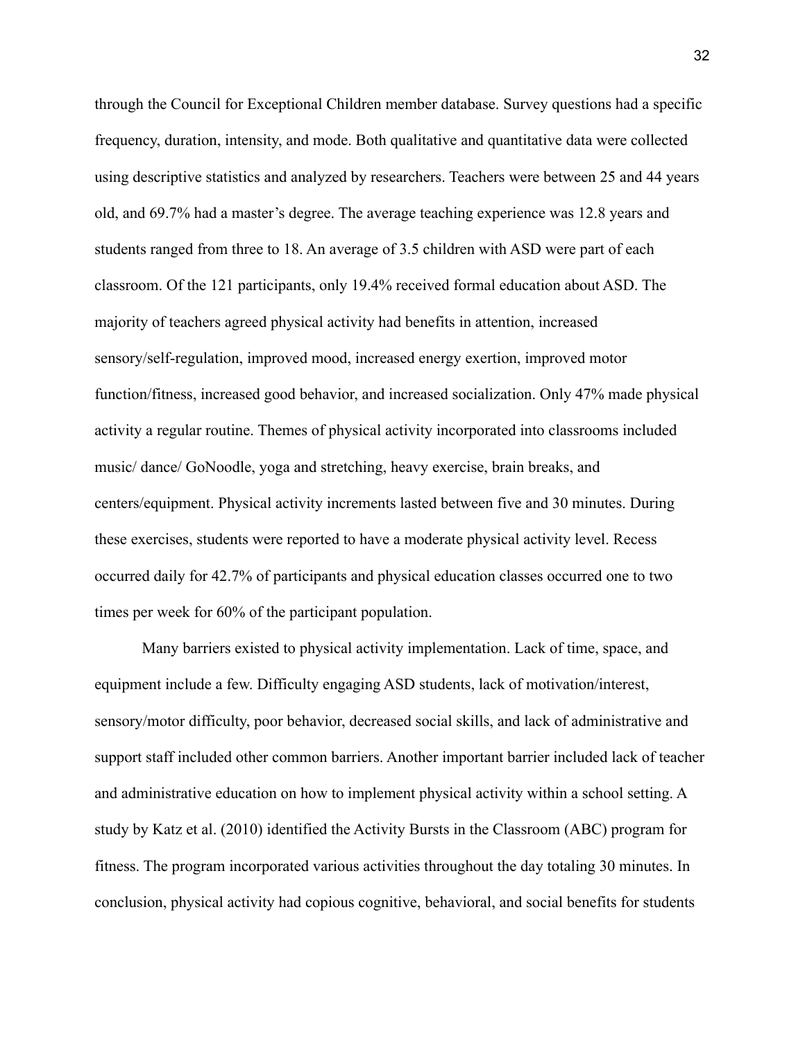through the Council for Exceptional Children member database. Survey questions had a specific frequency, duration, intensity, and mode. Both qualitative and quantitative data were collected using descriptive statistics and analyzed by researchers. Teachers were between 25 and 44 years old, and 69.7% had a master's degree. The average teaching experience was 12.8 years and students ranged from three to 18. An average of 3.5 children with ASD were part of each classroom. Of the 121 participants, only 19.4% received formal education about ASD. The majority of teachers agreed physical activity had benefits in attention, increased sensory/self-regulation, improved mood, increased energy exertion, improved motor function/fitness, increased good behavior, and increased socialization. Only 47% made physical activity a regular routine. Themes of physical activity incorporated into classrooms included music/ dance/ GoNoodle, yoga and stretching, heavy exercise, brain breaks, and centers/equipment. Physical activity increments lasted between five and 30 minutes. During these exercises, students were reported to have a moderate physical activity level. Recess occurred daily for 42.7% of participants and physical education classes occurred one to two times per week for 60% of the participant population.

Many barriers existed to physical activity implementation. Lack of time, space, and equipment include a few. Difficulty engaging ASD students, lack of motivation/interest, sensory/motor difficulty, poor behavior, decreased social skills, and lack of administrative and support staff included other common barriers. Another important barrier included lack of teacher and administrative education on how to implement physical activity within a school setting. A study by Katz et al. (2010) identified the Activity Bursts in the Classroom (ABC) program for fitness. The program incorporated various activities throughout the day totaling 30 minutes. In conclusion, physical activity had copious cognitive, behavioral, and social benefits for students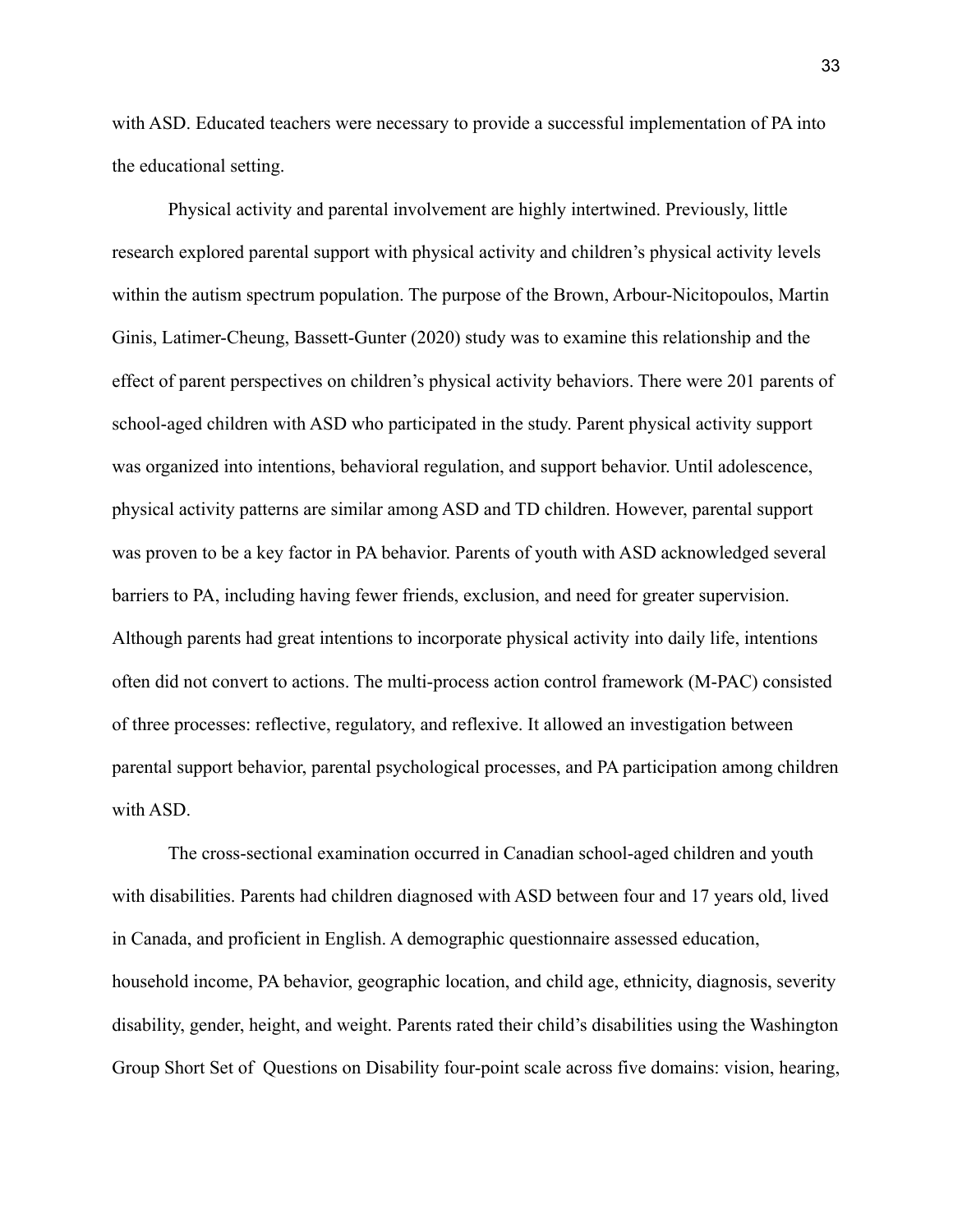with ASD. Educated teachers were necessary to provide a successful implementation of PA into the educational setting.

Physical activity and parental involvement are highly intertwined. Previously, little research explored parental support with physical activity and children's physical activity levels within the autism spectrum population. The purpose of the Brown, Arbour-Nicitopoulos, Martin Ginis, Latimer-Cheung, Bassett-Gunter (2020) study was to examine this relationship and the effect of parent perspectives on children's physical activity behaviors. There were 201 parents of school-aged children with ASD who participated in the study. Parent physical activity support was organized into intentions, behavioral regulation, and support behavior. Until adolescence, physical activity patterns are similar among ASD and TD children. However, parental support was proven to be a key factor in PA behavior. Parents of youth with ASD acknowledged several barriers to PA, including having fewer friends, exclusion, and need for greater supervision. Although parents had great intentions to incorporate physical activity into daily life, intentions often did not convert to actions. The multi-process action control framework (M-PAC) consisted of three processes: reflective, regulatory, and reflexive. It allowed an investigation between parental support behavior, parental psychological processes, and PA participation among children with ASD.

The cross-sectional examination occurred in Canadian school-aged children and youth with disabilities. Parents had children diagnosed with ASD between four and 17 years old, lived in Canada, and proficient in English. A demographic questionnaire assessed education, household income, PA behavior, geographic location, and child age, ethnicity, diagnosis, severity disability, gender, height, and weight. Parents rated their child's disabilities using the Washington Group Short Set of Questions on Disability four-point scale across five domains: vision, hearing,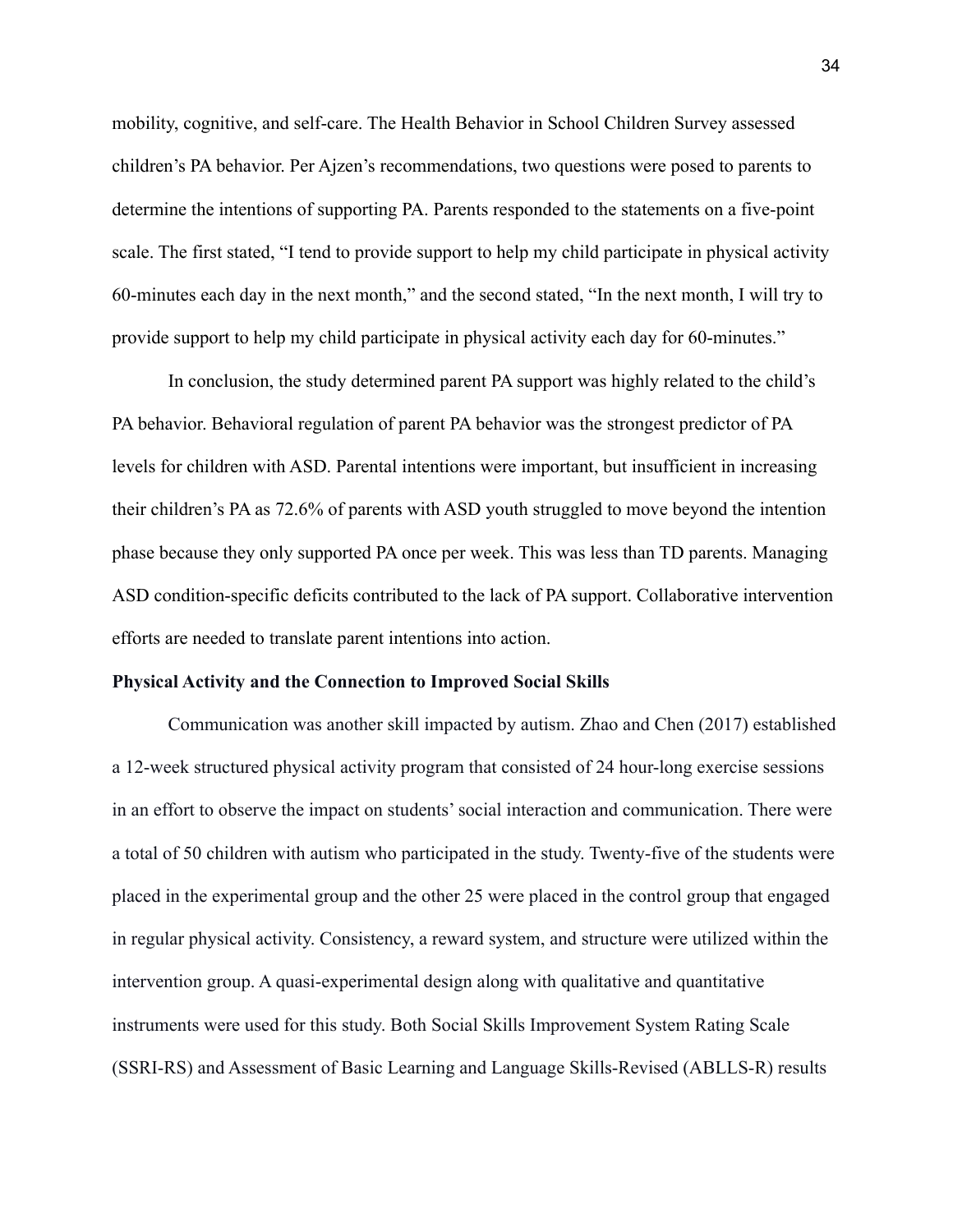mobility, cognitive, and self-care. The Health Behavior in School Children Survey assessed children's PA behavior. Per Ajzen's recommendations, two questions were posed to parents to determine the intentions of supporting PA. Parents responded to the statements on a five-point scale. The first stated, "I tend to provide support to help my child participate in physical activity 60-minutes each day in the next month," and the second stated, "In the next month, I will try to provide support to help my child participate in physical activity each day for 60-minutes."

In conclusion, the study determined parent PA support was highly related to the child's PA behavior. Behavioral regulation of parent PA behavior was the strongest predictor of PA levels for children with ASD. Parental intentions were important, but insufficient in increasing their children's PA as 72.6% of parents with ASD youth struggled to move beyond the intention phase because they only supported PA once per week. This was less than TD parents. Managing ASD condition-specific deficits contributed to the lack of PA support. Collaborative intervention efforts are needed to translate parent intentions into action.

**Physical Activity and the Connection to Improved Social Skills**

Communication was another skill impacted by autism. Zhao and Chen (2017) established a 12-week structured physical activity program that consisted of 24 hour-long exercise sessions in an effort to observe the impact on students' social interaction and communication. There were a total of 50 children with autism who participated in the study. Twenty-five of the students were placed in the experimental group and the other 25 were placed in the control group that engaged in regular physical activity. Consistency, a reward system, and structure were utilized within the intervention group. A quasi-experimental design along with qualitative and quantitative instruments were used for this study. Both Social Skills Improvement System Rating Scale (SSRI-RS) and Assessment of Basic Learning and Language Skills-Revised (ABLLS-R) results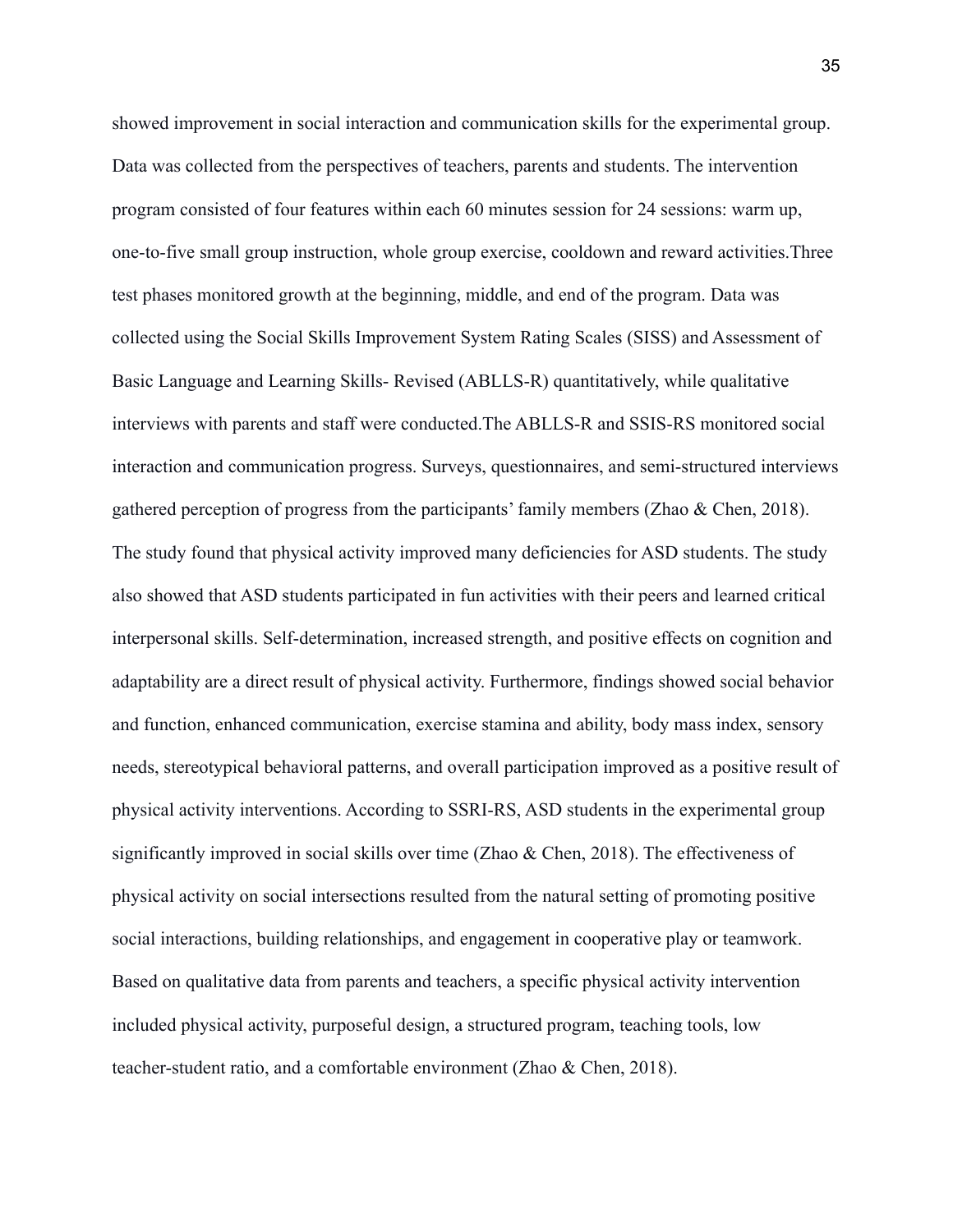showed improvement in social interaction and communication skills for the experimental group. Data was collected from the perspectives of teachers, parents and students. The intervention program consisted of four features within each 60 minutes session for 24 sessions: warm up, one-to-five small group instruction, whole group exercise, cooldown and reward activities.Three test phases monitored growth at the beginning, middle, and end of the program. Data was collected using the Social Skills Improvement System Rating Scales (SISS) and Assessment of Basic Language and Learning Skills- Revised (ABLLS-R) quantitatively, while qualitative interviews with parents and staff were conducted.The ABLLS-R and SSIS-RS monitored social interaction and communication progress. Surveys, questionnaires, and semi-structured interviews gathered perception of progress from the participants' family members (Zhao & Chen, 2018). The study found that physical activity improved many deficiencies for ASD students. The study also showed that ASD students participated in fun activities with their peers and learned critical interpersonal skills. Self-determination, increased strength, and positive effects on cognition and adaptability are a direct result of physical activity. Furthermore, findings showed social behavior and function, enhanced communication, exercise stamina and ability, body mass index, sensory needs, stereotypical behavioral patterns, and overall participation improved as a positive result of physical activity interventions. According to SSRI-RS, ASD students in the experimental group significantly improved in social skills over time (Zhao & Chen, 2018). The effectiveness of physical activity on social intersections resulted from the natural setting of promoting positive social interactions, building relationships, and engagement in cooperative play or teamwork. Based on qualitative data from parents and teachers, a specific physical activity intervention included physical activity, purposeful design, a structured program, teaching tools, low teacher-student ratio, and a comfortable environment (Zhao & Chen, 2018).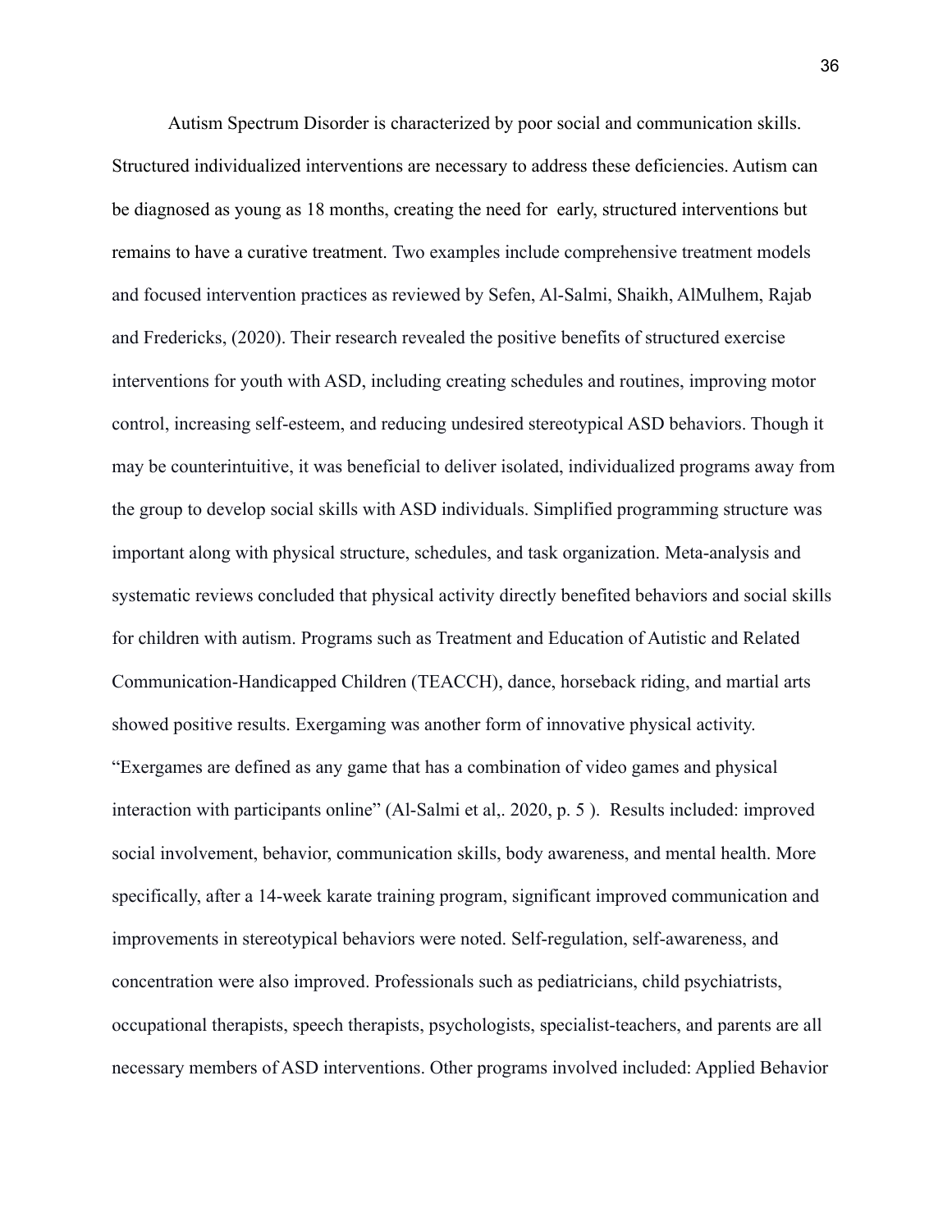Autism Spectrum Disorder is characterized by poor social and communication skills. Structured individualized interventions are necessary to address these deficiencies. Autism can be diagnosed as young as 18 months, creating the need for early, structured interventions but remains to have a curative treatment. Two examples include comprehensive treatment models and focused intervention practices as reviewed by Sefen, Al-Salmi, Shaikh, AlMulhem, Rajab and Fredericks, (2020). Their research revealed the positive benefits of structured exercise interventions for youth with ASD, including creating schedules and routines, improving motor control, increasing self-esteem, and reducing undesired stereotypical ASD behaviors. Though it may be counterintuitive, it was beneficial to deliver isolated, individualized programs away from the group to develop social skills with ASD individuals. Simplified programming structure was important along with physical structure, schedules, and task organization. Meta-analysis and systematic reviews concluded that physical activity directly benefited behaviors and social skills for children with autism. Programs such as Treatment and Education of Autistic and Related Communication-Handicapped Children (TEACCH), dance, horseback riding, and martial arts showed positive results. Exergaming was another form of innovative physical activity. "Exergames are defined as any game that has a combination of video games and physical interaction with participants online" (Al-Salmi et al,. 2020, p. 5 ). Results included: improved social involvement, behavior, communication skills, body awareness, and mental health. More specifically, after a 14-week karate training program, significant improved communication and improvements in stereotypical behaviors were noted. Self-regulation, self-awareness, and concentration were also improved. Professionals such as pediatricians, child psychiatrists, occupational therapists, speech therapists, psychologists, specialist-teachers, and parents are all necessary members of ASD interventions. Other programs involved included: Applied Behavior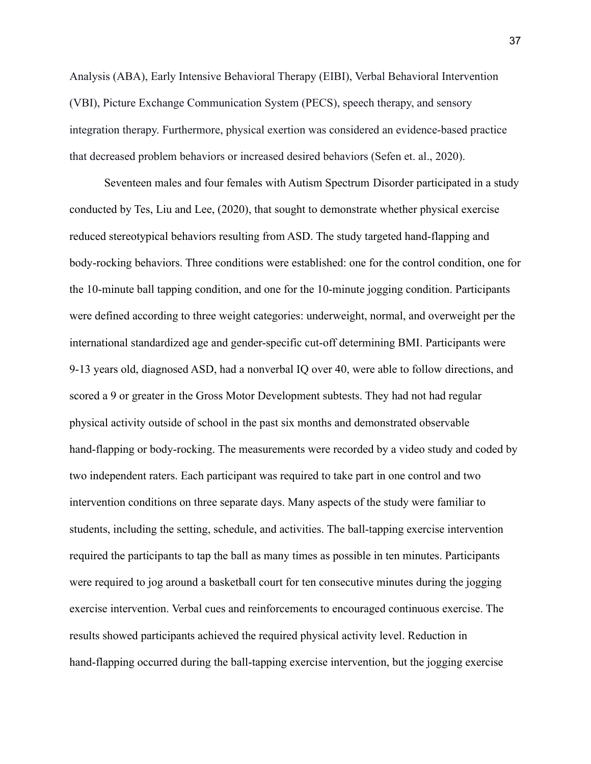Analysis (ABA), Early Intensive Behavioral Therapy (EIBI), Verbal Behavioral Intervention (VBI), Picture Exchange Communication System (PECS), speech therapy, and sensory integration therapy. Furthermore, physical exertion was considered an evidence-based practice that decreased problem behaviors or increased desired behaviors (Sefen et. al., 2020).

Seventeen males and four females with Autism Spectrum Disorder participated in a study conducted by Tes, Liu and Lee, (2020), that sought to demonstrate whether physical exercise reduced stereotypical behaviors resulting from ASD. The study targeted hand-flapping and body-rocking behaviors. Three conditions were established: one for the control condition, one for the 10-minute ball tapping condition, and one for the 10-minute jogging condition. Participants were defined according to three weight categories: underweight, normal, and overweight per the international standardized age and gender-specific cut-off determining BMI. Participants were 9-13 years old, diagnosed ASD, had a nonverbal IQ over 40, were able to follow directions, and scored a 9 or greater in the Gross Motor Development subtests. They had not had regular physical activity outside of school in the past six months and demonstrated observable hand-flapping or body-rocking. The measurements were recorded by a video study and coded by two independent raters. Each participant was required to take part in one control and two intervention conditions on three separate days. Many aspects of the study were familiar to students, including the setting, schedule, and activities. The ball-tapping exercise intervention required the participants to tap the ball as many times as possible in ten minutes. Participants were required to jog around a basketball court for ten consecutive minutes during the jogging exercise intervention. Verbal cues and reinforcements to encouraged continuous exercise. The results showed participants achieved the required physical activity level. Reduction in hand-flapping occurred during the ball-tapping exercise intervention, but the jogging exercise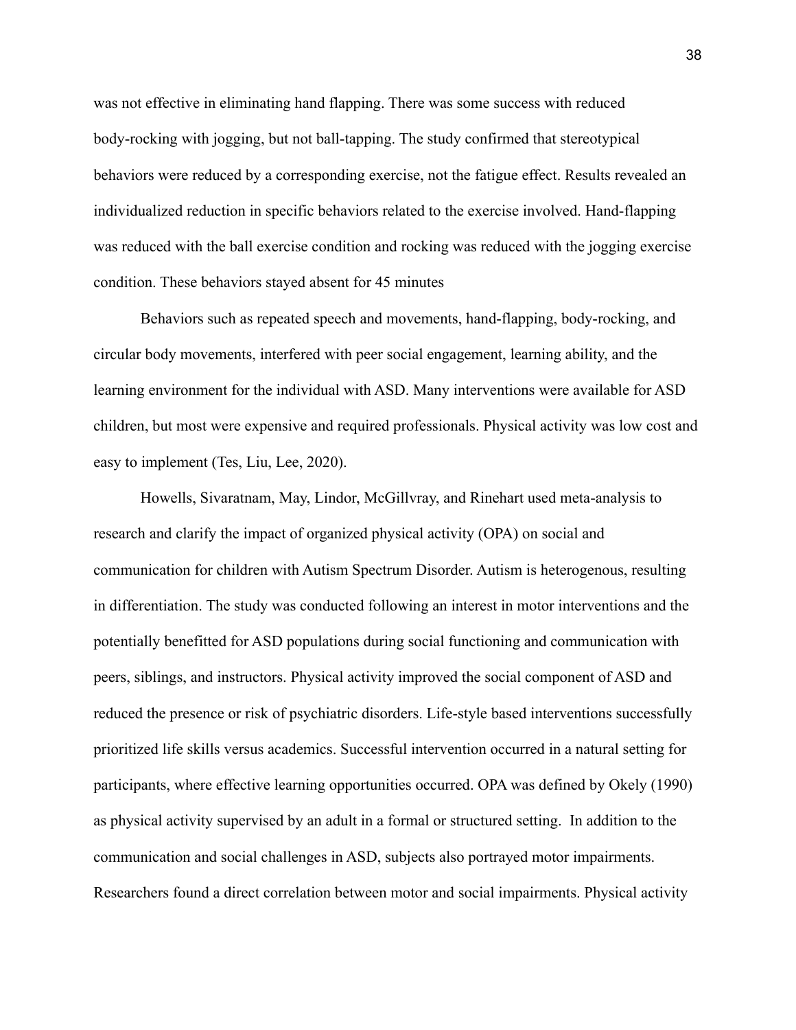was not effective in eliminating hand flapping. There was some success with reduced body-rocking with jogging, but not ball-tapping. The study confirmed that stereotypical behaviors were reduced by a corresponding exercise, not the fatigue effect. Results revealed an individualized reduction in specific behaviors related to the exercise involved. Hand-flapping was reduced with the ball exercise condition and rocking was reduced with the jogging exercise condition. These behaviors stayed absent for 45 minutes

Behaviors such as repeated speech and movements, hand-flapping, body-rocking, and circular body movements, interfered with peer social engagement, learning ability, and the learning environment for the individual with ASD. Many interventions were available for ASD children, but most were expensive and required professionals. Physical activity was low cost and easy to implement (Tes, Liu, Lee, 2020).

Howells, Sivaratnam, May, Lindor, McGillvray, and Rinehart used meta-analysis to research and clarify the impact of organized physical activity (OPA) on social and communication for children with Autism Spectrum Disorder. Autism is heterogenous, resulting in differentiation. The study was conducted following an interest in motor interventions and the potentially benefitted for ASD populations during social functioning and communication with peers, siblings, and instructors. Physical activity improved the social component of ASD and reduced the presence or risk of psychiatric disorders. Life-style based interventions successfully prioritized life skills versus academics. Successful intervention occurred in a natural setting for participants, where effective learning opportunities occurred. OPA was defined by Okely (1990) as physical activity supervised by an adult in a formal or structured setting. In addition to the communication and social challenges in ASD, subjects also portrayed motor impairments. Researchers found a direct correlation between motor and social impairments. Physical activity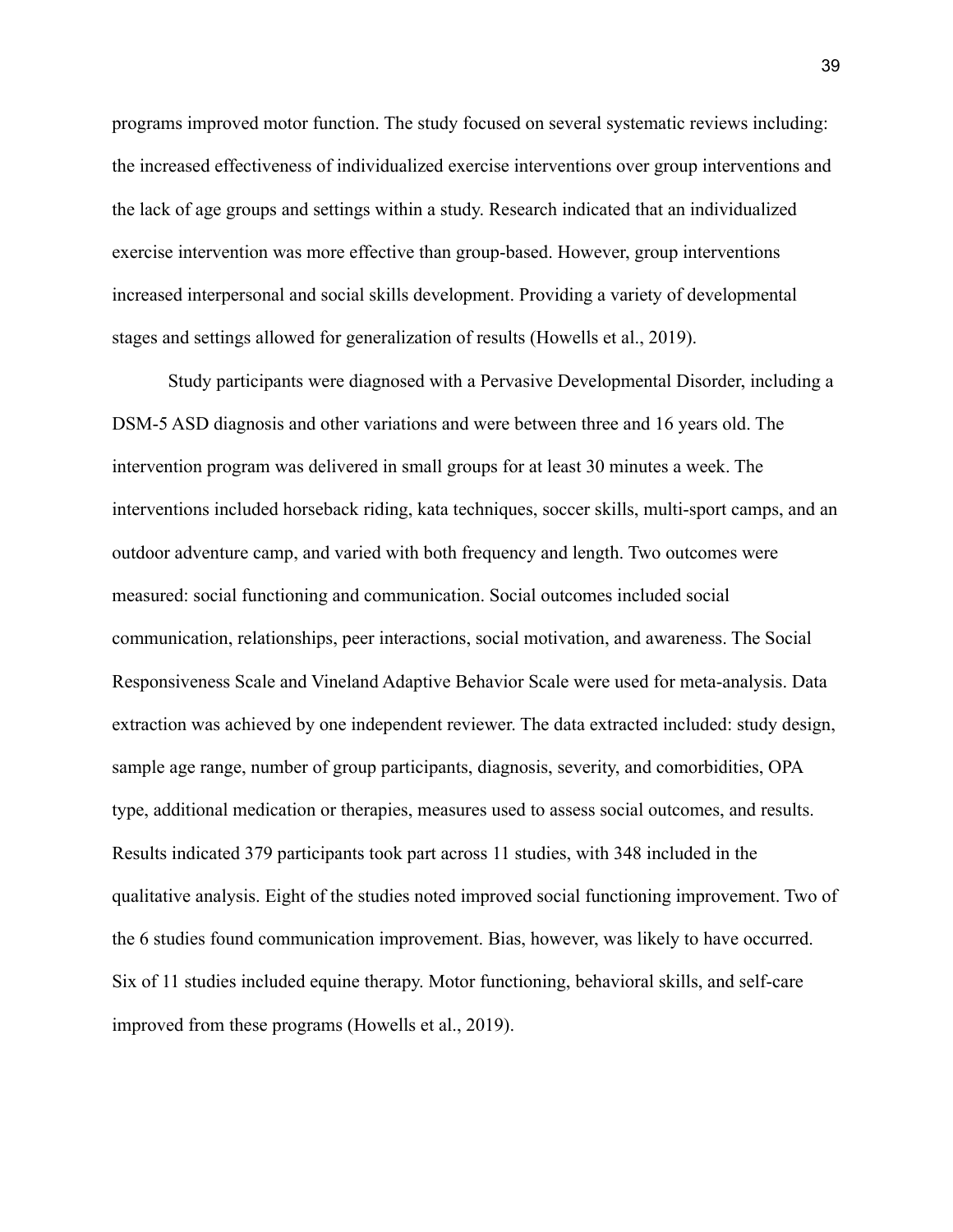programs improved motor function. The study focused on several systematic reviews including: the increased effectiveness of individualized exercise interventions over group interventions and the lack of age groups and settings within a study. Research indicated that an individualized exercise intervention was more effective than group-based. However, group interventions increased interpersonal and social skills development. Providing a variety of developmental stages and settings allowed for generalization of results (Howells et al., 2019).

Study participants were diagnosed with a Pervasive Developmental Disorder, including a DSM-5 ASD diagnosis and other variations and were between three and 16 years old. The intervention program was delivered in small groups for at least 30 minutes a week. The interventions included horseback riding, kata techniques, soccer skills, multi-sport camps, and an outdoor adventure camp, and varied with both frequency and length. Two outcomes were measured: social functioning and communication. Social outcomes included social communication, relationships, peer interactions, social motivation, and awareness. The Social Responsiveness Scale and Vineland Adaptive Behavior Scale were used for meta-analysis. Data extraction was achieved by one independent reviewer. The data extracted included: study design, sample age range, number of group participants, diagnosis, severity, and comorbidities, OPA type, additional medication or therapies, measures used to assess social outcomes, and results. Results indicated 379 participants took part across 11 studies, with 348 included in the qualitative analysis. Eight of the studies noted improved social functioning improvement. Two of the 6 studies found communication improvement. Bias, however, was likely to have occurred. Six of 11 studies included equine therapy. Motor functioning, behavioral skills, and self-care improved from these programs (Howells et al., 2019).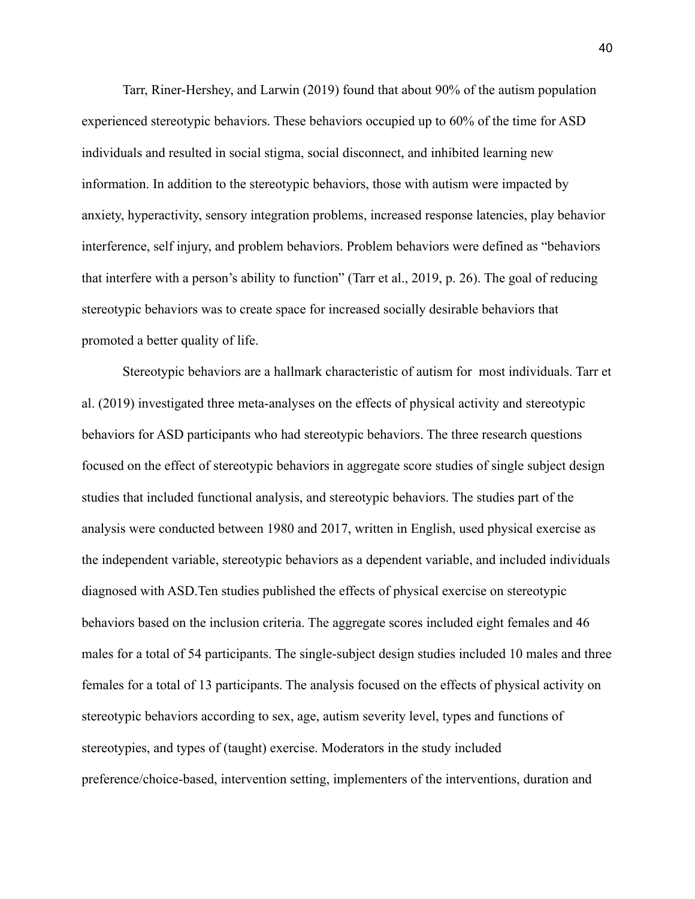Tarr, Riner-Hershey, and Larwin (2019) found that about 90% of the autism population experienced stereotypic behaviors. These behaviors occupied up to 60% of the time for ASD individuals and resulted in social stigma, social disconnect, and inhibited learning new information. In addition to the stereotypic behaviors, those with autism were impacted by anxiety, hyperactivity, sensory integration problems, increased response latencies, play behavior interference, self injury, and problem behaviors. Problem behaviors were defined as "behaviors that interfere with a person's ability to function" (Tarr et al., 2019, p. 26). The goal of reducing stereotypic behaviors was to create space for increased socially desirable behaviors that promoted a better quality of life.

Stereotypic behaviors are a hallmark characteristic of autism for most individuals. Tarr et al. (2019) investigated three meta-analyses on the effects of physical activity and stereotypic behaviors for ASD participants who had stereotypic behaviors. The three research questions focused on the effect of stereotypic behaviors in aggregate score studies of single subject design studies that included functional analysis, and stereotypic behaviors. The studies part of the analysis were conducted between 1980 and 2017, written in English, used physical exercise as the independent variable, stereotypic behaviors as a dependent variable, and included individuals diagnosed with ASD.Ten studies published the effects of physical exercise on stereotypic behaviors based on the inclusion criteria. The aggregate scores included eight females and 46 males for a total of 54 participants. The single-subject design studies included 10 males and three females for a total of 13 participants. The analysis focused on the effects of physical activity on stereotypic behaviors according to sex, age, autism severity level, types and functions of stereotypies, and types of (taught) exercise. Moderators in the study included preference/choice-based, intervention setting, implementers of the interventions, duration and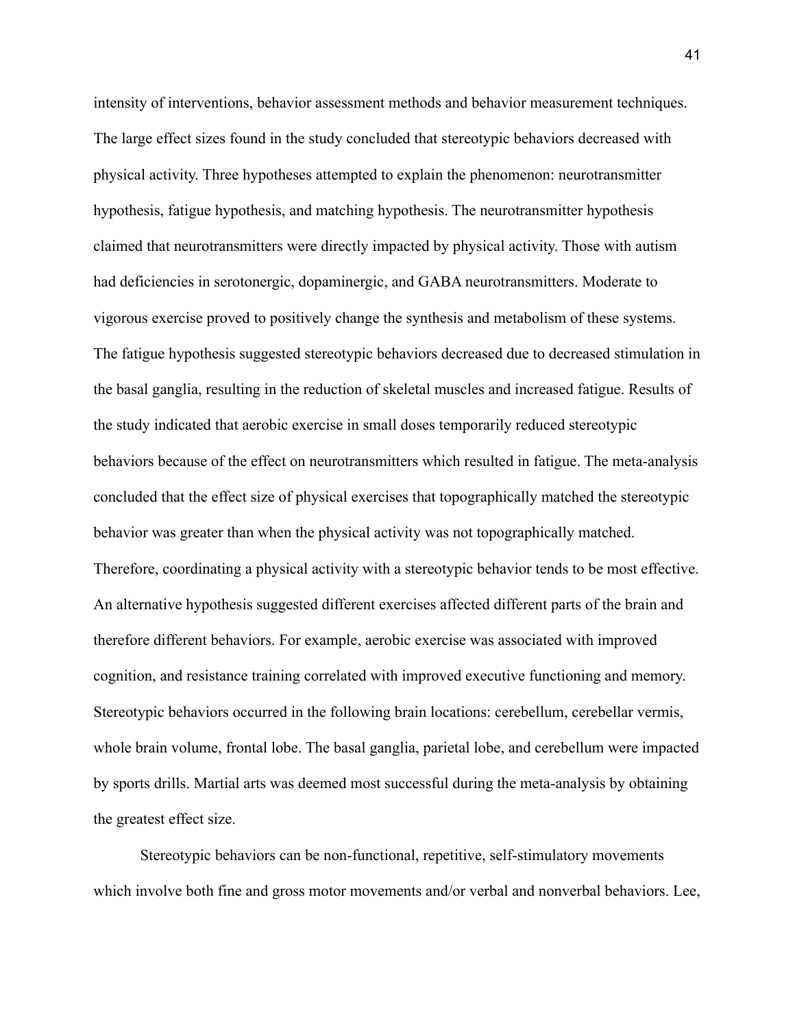intensity of interventions, behavior assessment methods and behavior measurement techniques. The large effect sizes found in the study concluded that stereotypic behaviors decreased with physical activity. Three hypotheses attempted to explain the phenomenon: neurotransmitter hypothesis, fatigue hypothesis, and matching hypothesis. The neurotransmitter hypothesis claimed that neurotransmitters were directly impacted by physical activity. Those with autism had deficiencies in serotonergic, dopaminergic, and GABA neurotransmitters. Moderate to vigorous exercise proved to positively change the synthesis and metabolism of these systems. The fatigue hypothesis suggested stereotypic behaviors decreased due to decreased stimulation in the basal ganglia, resulting in the reduction of skeletal muscles and increased fatigue. Results of the study indicated that aerobic exercise in small doses temporarily reduced stereotypic behaviors because of the effect on neurotransmitters which resulted in fatigue. The meta-analysis concluded that the effect size of physical exercises that topographically matched the stereotypic behavior was greater than when the physical activity was not topographically matched. Therefore, coordinating a physical activity with a stereotypic behavior tends to be most effective. An alternative hypothesis suggested different exercises affected different parts of the brain and therefore different behaviors. For example, aerobic exercise was associated with improved cognition, and resistance training correlated with improved executive functioning and memory. Stereotypic behaviors occurred in the following brain locations: cerebellum, cerebellar vermis, whole brain volume, frontal lobe. The basal ganglia, parietal lobe, and cerebellum were impacted by sports drills. Martial arts was deemed most successful during the meta-analysis by obtaining the greatest effect size.

Stereotypic behaviors can be non-functional, repetitive, self-stimulatory movements which involve both fine and gross motor movements and/or verbal and nonverbal behaviors. Lee,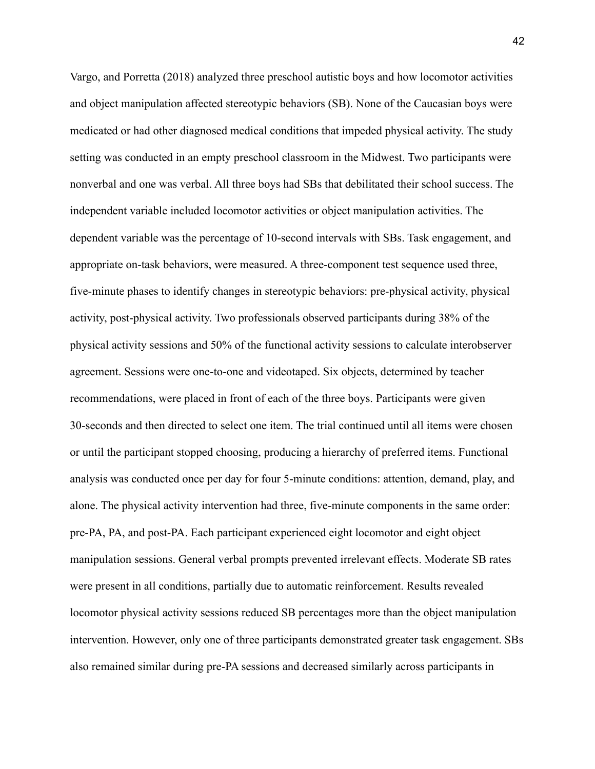Vargo, and Porretta (2018) analyzed three preschool autistic boys and how locomotor activities and object manipulation affected stereotypic behaviors (SB). None of the Caucasian boys were medicated or had other diagnosed medical conditions that impeded physical activity. The study setting was conducted in an empty preschool classroom in the Midwest. Two participants were nonverbal and one was verbal. All three boys had SBs that debilitated their school success. The independent variable included locomotor activities or object manipulation activities. The dependent variable was the percentage of 10-second intervals with SBs. Task engagement, and appropriate on-task behaviors, were measured. A three-component test sequence used three, five-minute phases to identify changes in stereotypic behaviors: pre-physical activity, physical activity, post-physical activity. Two professionals observed participants during 38% of the physical activity sessions and 50% of the functional activity sessions to calculate interobserver agreement. Sessions were one-to-one and videotaped. Six objects, determined by teacher recommendations, were placed in front of each of the three boys. Participants were given 30-seconds and then directed to select one item. The trial continued until all items were chosen or until the participant stopped choosing, producing a hierarchy of preferred items. Functional analysis was conducted once per day for four 5-minute conditions: attention, demand, play, and alone. The physical activity intervention had three, five-minute components in the same order: pre-PA, PA, and post-PA. Each participant experienced eight locomotor and eight object manipulation sessions. General verbal prompts prevented irrelevant effects. Moderate SB rates were present in all conditions, partially due to automatic reinforcement. Results revealed locomotor physical activity sessions reduced SB percentages more than the object manipulation intervention. However, only one of three participants demonstrated greater task engagement. SBs also remained similar during pre-PA sessions and decreased similarly across participants in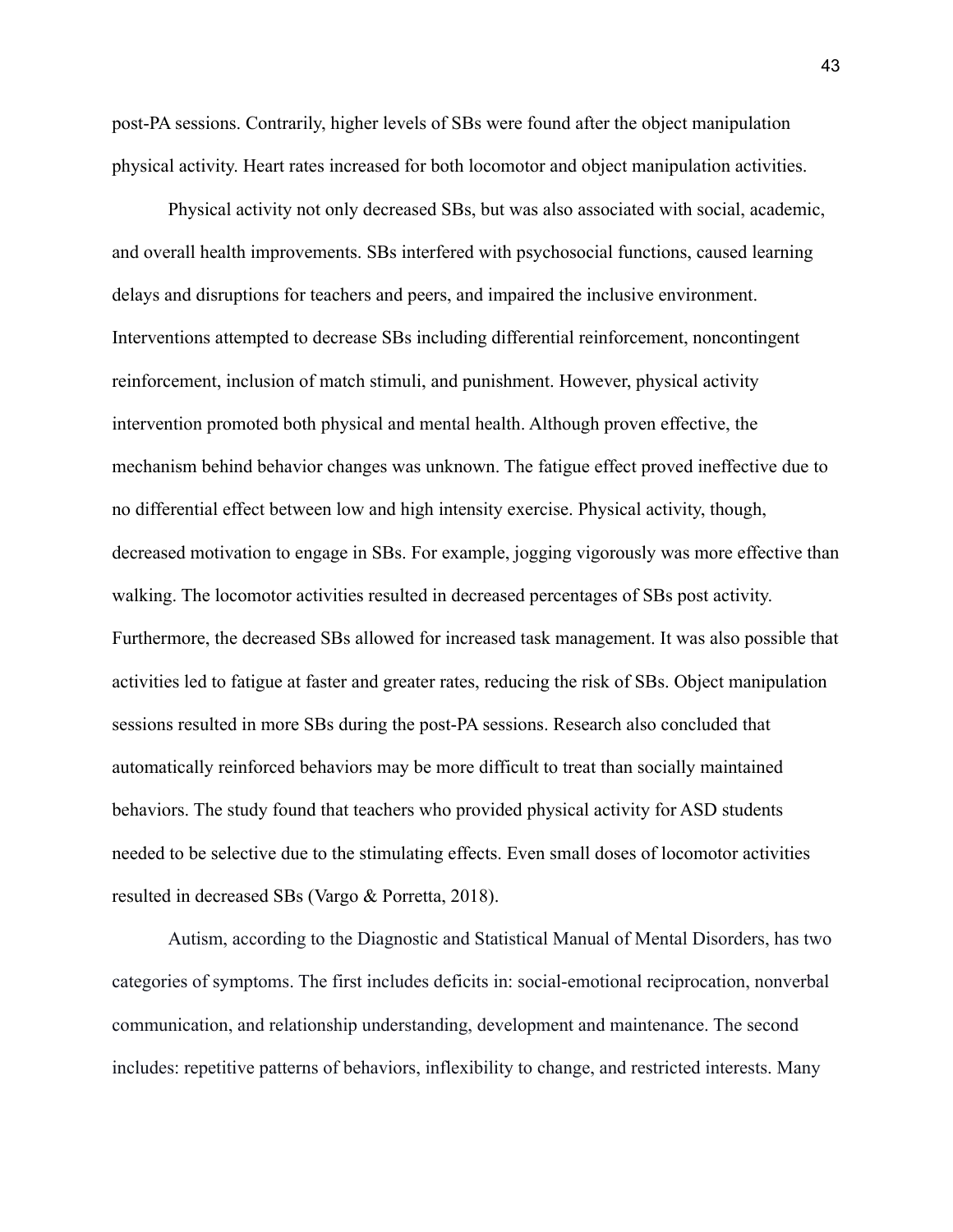post-PA sessions. Contrarily, higher levels of SBs were found after the object manipulation physical activity. Heart rates increased for both locomotor and object manipulation activities.

Physical activity not only decreased SBs, but was also associated with social, academic, and overall health improvements. SBs interfered with psychosocial functions, caused learning delays and disruptions for teachers and peers, and impaired the inclusive environment. Interventions attempted to decrease SBs including differential reinforcement, noncontingent reinforcement, inclusion of match stimuli, and punishment. However, physical activity intervention promoted both physical and mental health. Although proven effective, the mechanism behind behavior changes was unknown. The fatigue effect proved ineffective due to no differential effect between low and high intensity exercise. Physical activity, though, decreased motivation to engage in SBs. For example, jogging vigorously was more effective than walking. The locomotor activities resulted in decreased percentages of SBs post activity. Furthermore, the decreased SBs allowed for increased task management. It was also possible that activities led to fatigue at faster and greater rates, reducing the risk of SBs. Object manipulation sessions resulted in more SBs during the post-PA sessions. Research also concluded that automatically reinforced behaviors may be more difficult to treat than socially maintained behaviors. The study found that teachers who provided physical activity for ASD students needed to be selective due to the stimulating effects. Even small doses of locomotor activities resulted in decreased SBs (Vargo & Porretta, 2018).

Autism, according to the Diagnostic and Statistical Manual of Mental Disorders, has two categories of symptoms. The first includes deficits in: social-emotional reciprocation, nonverbal communication, and relationship understanding, development and maintenance. The second includes: repetitive patterns of behaviors, inflexibility to change, and restricted interests. Many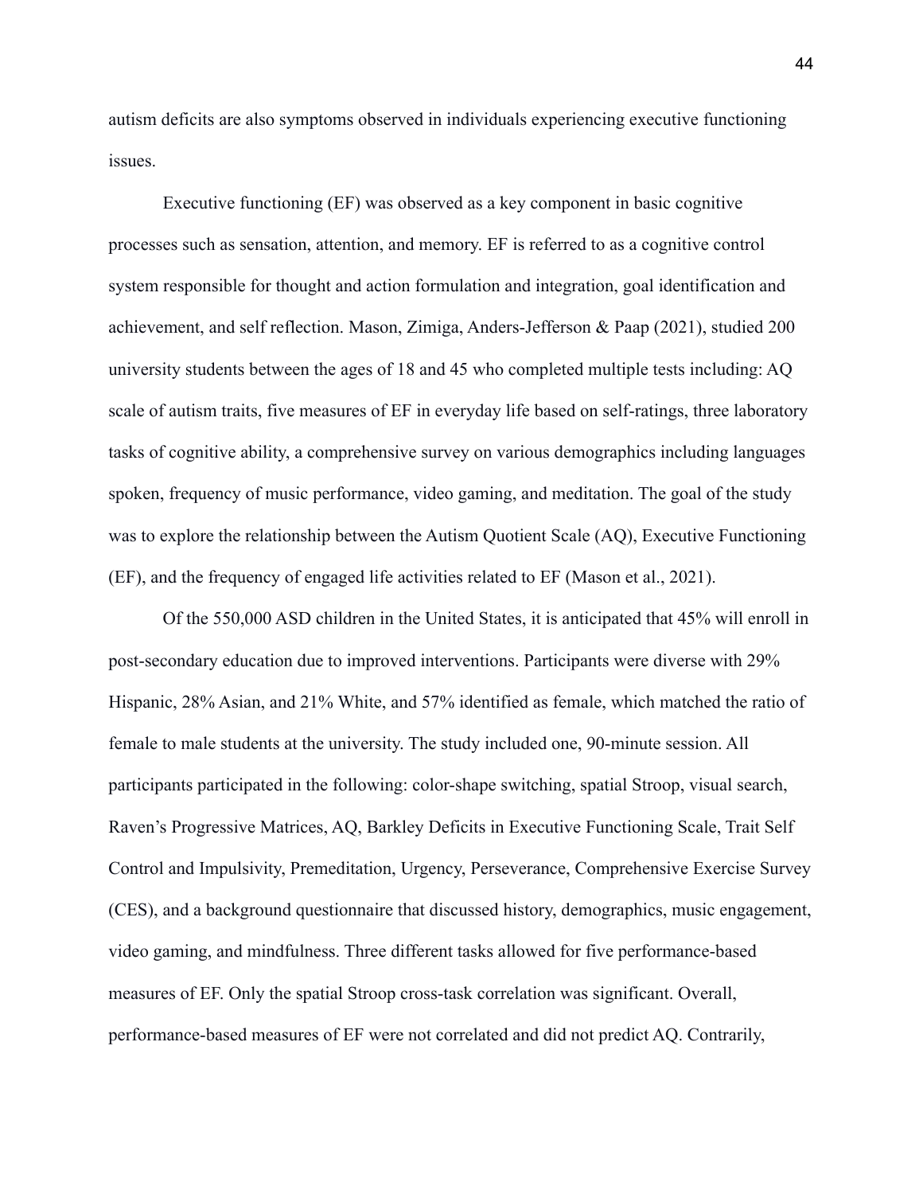autism deficits are also symptoms observed in individuals experiencing executive functioning issues.

Executive functioning (EF) was observed as a key component in basic cognitive processes such as sensation, attention, and memory. EF is referred to as a cognitive control system responsible for thought and action formulation and integration, goal identification and achievement, and self reflection. Mason, Zimiga, Anders-Jefferson & Paap (2021), studied 200 university students between the ages of 18 and 45 who completed multiple tests including: AQ scale of autism traits, five measures of EF in everyday life based on self-ratings, three laboratory tasks of cognitive ability, a comprehensive survey on various demographics including languages spoken, frequency of music performance, video gaming, and meditation. The goal of the study was to explore the relationship between the Autism Quotient Scale (AQ), Executive Functioning (EF), and the frequency of engaged life activities related to EF (Mason et al., 2021).

Of the 550,000 ASD children in the United States, it is anticipated that 45% will enroll in post-secondary education due to improved interventions. Participants were diverse with 29% Hispanic, 28% Asian, and 21% White, and 57% identified as female, which matched the ratio of female to male students at the university. The study included one, 90-minute session. All participants participated in the following: color-shape switching, spatial Stroop, visual search, Raven's Progressive Matrices, AQ, Barkley Deficits in Executive Functioning Scale, Trait Self Control and Impulsivity, Premeditation, Urgency, Perseverance, Comprehensive Exercise Survey (CES), and a background questionnaire that discussed history, demographics, music engagement, video gaming, and mindfulness. Three different tasks allowed for five performance-based measures of EF. Only the spatial Stroop cross-task correlation was significant. Overall, performance-based measures of EF were not correlated and did not predict AQ. Contrarily,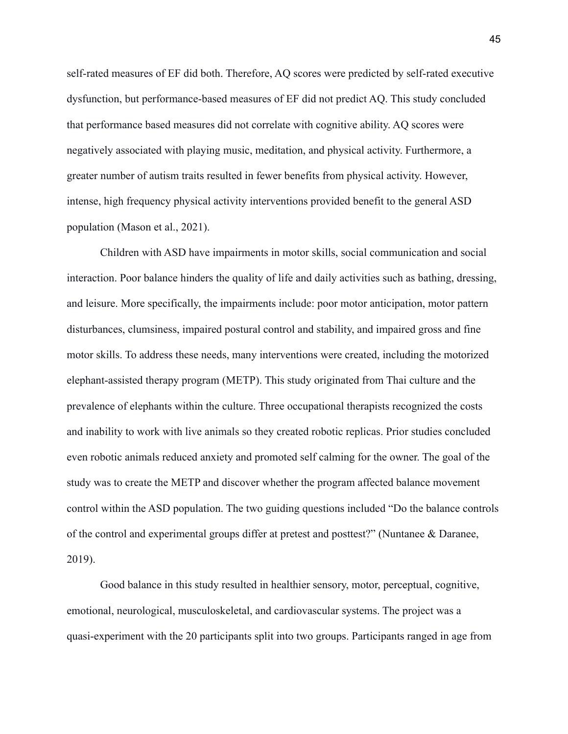self-rated measures of EF did both. Therefore, AQ scores were predicted by self-rated executive dysfunction, but performance-based measures of EF did not predict AQ. This study concluded that performance based measures did not correlate with cognitive ability. AQ scores were negatively associated with playing music, meditation, and physical activity. Furthermore, a greater number of autism traits resulted in fewer benefits from physical activity. However, intense, high frequency physical activity interventions provided benefit to the general ASD population (Mason et al., 2021).

Children with ASD have impairments in motor skills, social communication and social interaction. Poor balance hinders the quality of life and daily activities such as bathing, dressing, and leisure. More specifically, the impairments include: poor motor anticipation, motor pattern disturbances, clumsiness, impaired postural control and stability, and impaired gross and fine motor skills. To address these needs, many interventions were created, including the motorized elephant-assisted therapy program (METP). This study originated from Thai culture and the prevalence of elephants within the culture. Three occupational therapists recognized the costs and inability to work with live animals so they created robotic replicas. Prior studies concluded even robotic animals reduced anxiety and promoted self calming for the owner. The goal of the study was to create the METP and discover whether the program affected balance movement control within the ASD population. The two guiding questions included "Do the balance controls of the control and experimental groups differ at pretest and posttest?" (Nuntanee & Daranee, 2019).

Good balance in this study resulted in healthier sensory, motor, perceptual, cognitive, emotional, neurological, musculoskeletal, and cardiovascular systems. The project was a quasi-experiment with the 20 participants split into two groups. Participants ranged in age from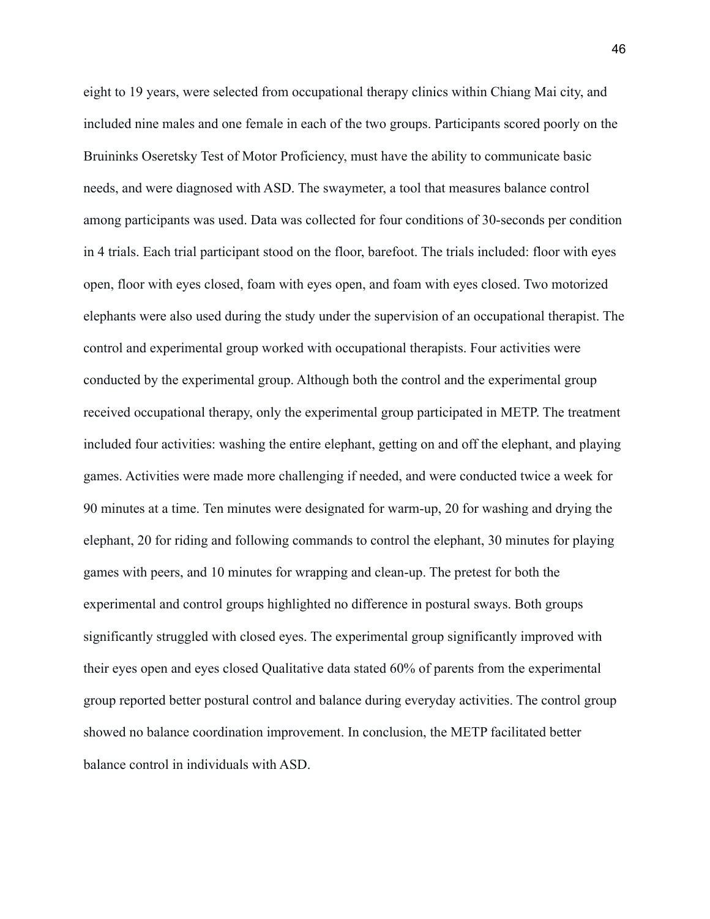eight to 19 years, were selected from occupational therapy clinics within Chiang Mai city, and included nine males and one female in each of the two groups. Participants scored poorly on the Bruininks Oseretsky Test of Motor Proficiency, must have the ability to communicate basic needs, and were diagnosed with ASD. The swaymeter, a tool that measures balance control among participants was used. Data was collected for four conditions of 30-seconds per condition in 4 trials. Each trial participant stood on the floor, barefoot. The trials included: floor with eyes open, floor with eyes closed, foam with eyes open, and foam with eyes closed. Two motorized elephants were also used during the study under the supervision of an occupational therapist. The control and experimental group worked with occupational therapists. Four activities were conducted by the experimental group. Although both the control and the experimental group received occupational therapy, only the experimental group participated in METP. The treatment included four activities: washing the entire elephant, getting on and off the elephant, and playing games. Activities were made more challenging if needed, and were conducted twice a week for 90 minutes at a time. Ten minutes were designated for warm-up, 20 for washing and drying the elephant, 20 for riding and following commands to control the elephant, 30 minutes for playing games with peers, and 10 minutes for wrapping and clean-up. The pretest for both the experimental and control groups highlighted no difference in postural sways. Both groups significantly struggled with closed eyes. The experimental group significantly improved with their eyes open and eyes closed Qualitative data stated 60% of parents from the experimental group reported better postural control and balance during everyday activities. The control group showed no balance coordination improvement. In conclusion, the METP facilitated better balance control in individuals with ASD.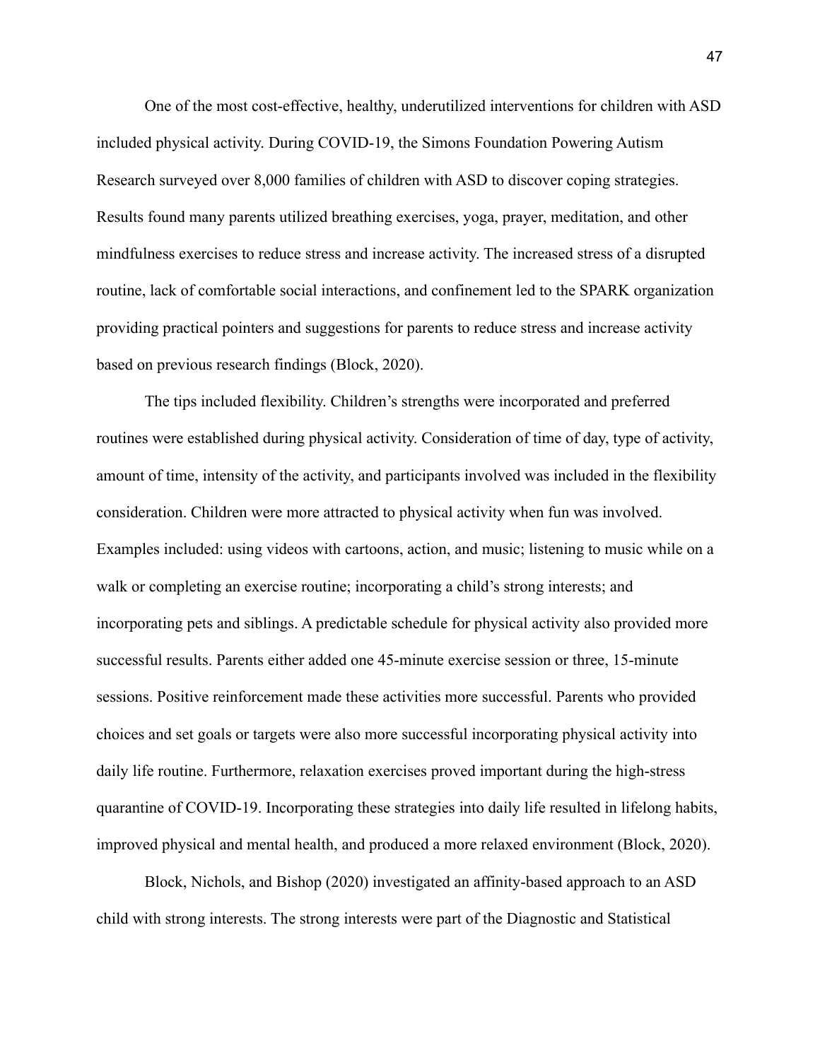One of the most cost-effective, healthy, underutilized interventions for children with ASD included physical activity. During COVID-19, the Simons Foundation Powering Autism Research surveyed over 8,000 families of children with ASD to discover coping strategies. Results found many parents utilized breathing exercises, yoga, prayer, meditation, and other mindfulness exercises to reduce stress and increase activity. The increased stress of a disrupted routine, lack of comfortable social interactions, and confinement led to the SPARK organization providing practical pointers and suggestions for parents to reduce stress and increase activity based on previous research findings (Block, 2020).

The tips included flexibility. Children's strengths were incorporated and preferred routines were established during physical activity. Consideration of time of day, type of activity, amount of time, intensity of the activity, and participants involved was included in the flexibility consideration. Children were more attracted to physical activity when fun was involved. Examples included: using videos with cartoons, action, and music; listening to music while on a walk or completing an exercise routine; incorporating a child's strong interests; and incorporating pets and siblings. A predictable schedule for physical activity also provided more successful results. Parents either added one 45-minute exercise session or three, 15-minute sessions. Positive reinforcement made these activities more successful. Parents who provided choices and set goals or targets were also more successful incorporating physical activity into daily life routine. Furthermore, relaxation exercises proved important during the high-stress quarantine of COVID-19. Incorporating these strategies into daily life resulted in lifelong habits, improved physical and mental health, and produced a more relaxed environment (Block, 2020).

Block, Nichols, and Bishop (2020) investigated an affinity-based approach to an ASD child with strong interests. The strong interests were part of the Diagnostic and Statistical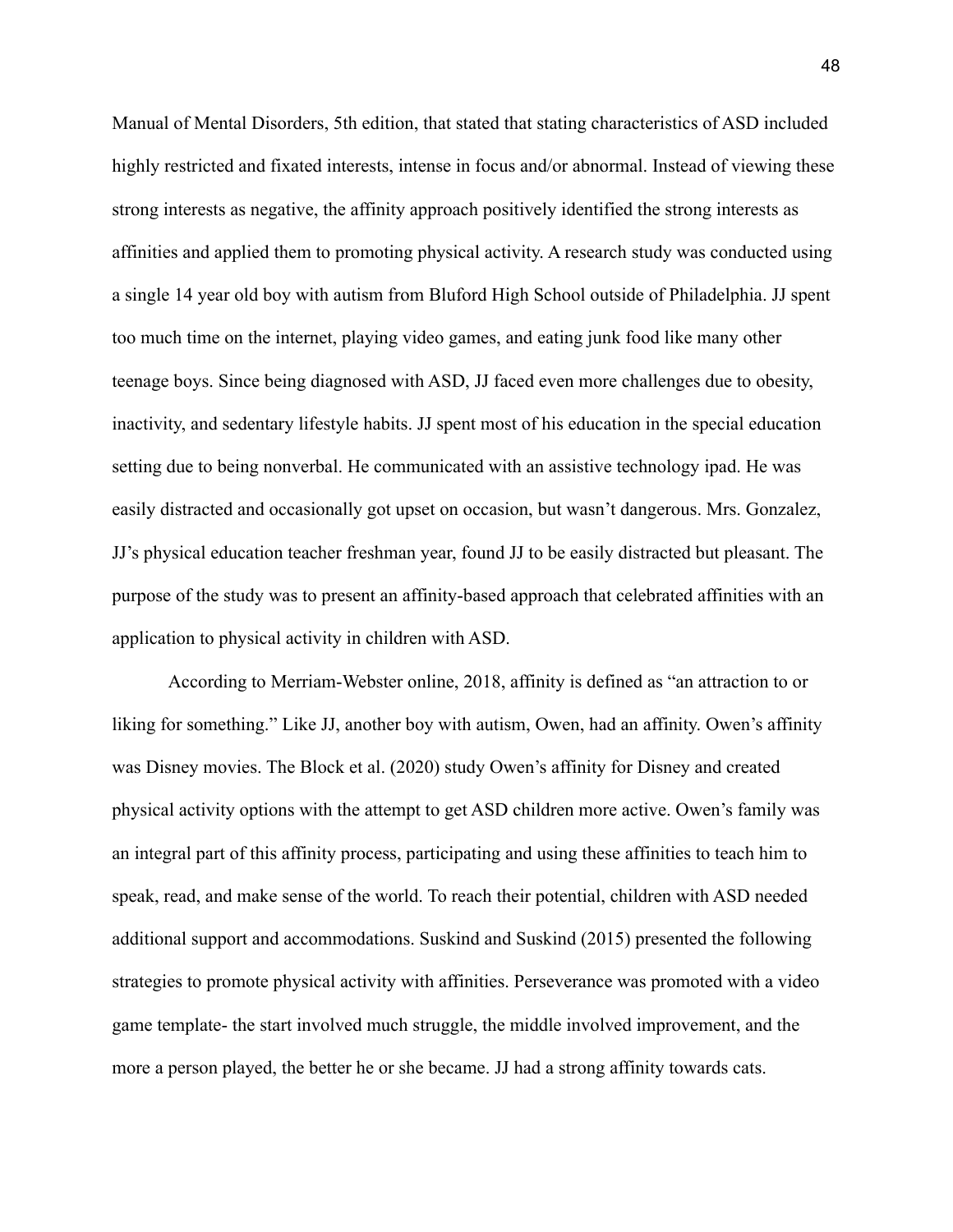Manual of Mental Disorders, 5th edition, that stated that stating characteristics of ASD included highly restricted and fixated interests, intense in focus and/or abnormal. Instead of viewing these strong interests as negative, the affinity approach positively identified the strong interests as affinities and applied them to promoting physical activity. A research study was conducted using a single 14 year old boy with autism from Bluford High School outside of Philadelphia. JJ spent too much time on the internet, playing video games, and eating junk food like many other teenage boys. Since being diagnosed with ASD, JJ faced even more challenges due to obesity, inactivity, and sedentary lifestyle habits. JJ spent most of his education in the special education setting due to being nonverbal. He communicated with an assistive technology ipad. He was easily distracted and occasionally got upset on occasion, but wasn't dangerous. Mrs. Gonzalez, JJ's physical education teacher freshman year, found JJ to be easily distracted but pleasant. The purpose of the study was to present an affinity-based approach that celebrated affinities with an application to physical activity in children with ASD.

According to Merriam-Webster online, 2018, affinity is defined as "an attraction to or liking for something." Like JJ, another boy with autism, Owen, had an affinity. Owen's affinity was Disney movies. The Block et al. (2020) study Owen's affinity for Disney and created physical activity options with the attempt to get ASD children more active. Owen's family was an integral part of this affinity process, participating and using these affinities to teach him to speak, read, and make sense of the world. To reach their potential, children with ASD needed additional support and accommodations. Suskind and Suskind (2015) presented the following strategies to promote physical activity with affinities. Perseverance was promoted with a video game template- the start involved much struggle, the middle involved improvement, and the more a person played, the better he or she became. JJ had a strong affinity towards cats.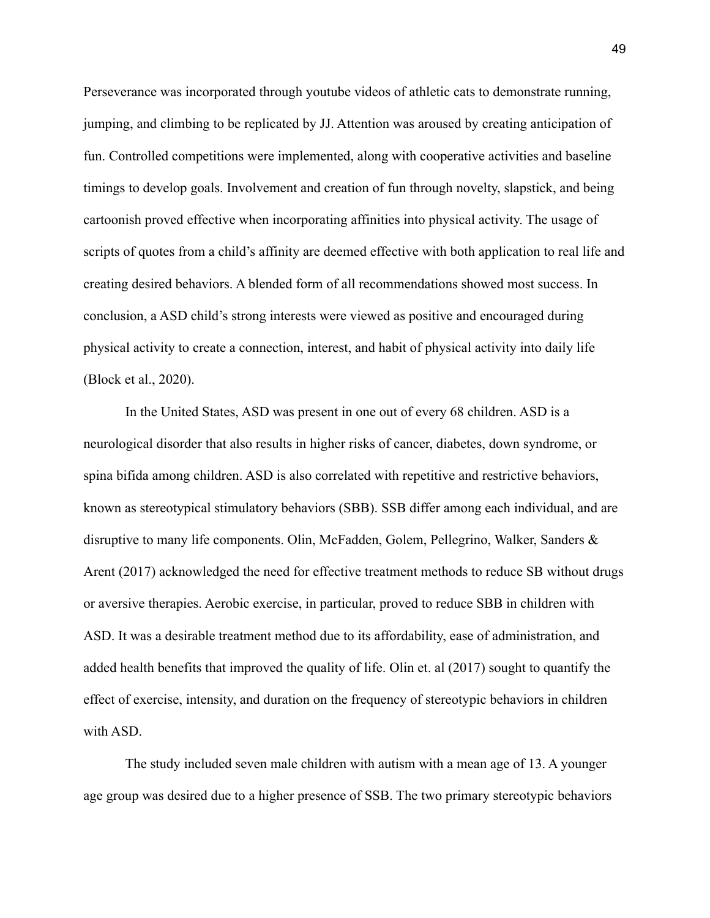Perseverance was incorporated through youtube videos of athletic cats to demonstrate running, jumping, and climbing to be replicated by JJ. Attention was aroused by creating anticipation of fun. Controlled competitions were implemented, along with cooperative activities and baseline timings to develop goals. Involvement and creation of fun through novelty, slapstick, and being cartoonish proved effective when incorporating affinities into physical activity. The usage of scripts of quotes from a child's affinity are deemed effective with both application to real life and creating desired behaviors. A blended form of all recommendations showed most success. In conclusion, a ASD child's strong interests were viewed as positive and encouraged during physical activity to create a connection, interest, and habit of physical activity into daily life (Block et al., 2020).

In the United States, ASD was present in one out of every 68 children. ASD is a neurological disorder that also results in higher risks of cancer, diabetes, down syndrome, or spina bifida among children. ASD is also correlated with repetitive and restrictive behaviors, known as stereotypical stimulatory behaviors (SBB). SSB differ among each individual, and are disruptive to many life components. Olin, McFadden, Golem, Pellegrino, Walker, Sanders & Arent (2017) acknowledged the need for effective treatment methods to reduce SB without drugs or aversive therapies. Aerobic exercise, in particular, proved to reduce SBB in children with ASD. It was a desirable treatment method due to its affordability, ease of administration, and added health benefits that improved the quality of life. Olin et. al (2017) sought to quantify the effect of exercise, intensity, and duration on the frequency of stereotypic behaviors in children with ASD.

The study included seven male children with autism with a mean age of 13. A younger age group was desired due to a higher presence of SSB. The two primary stereotypic behaviors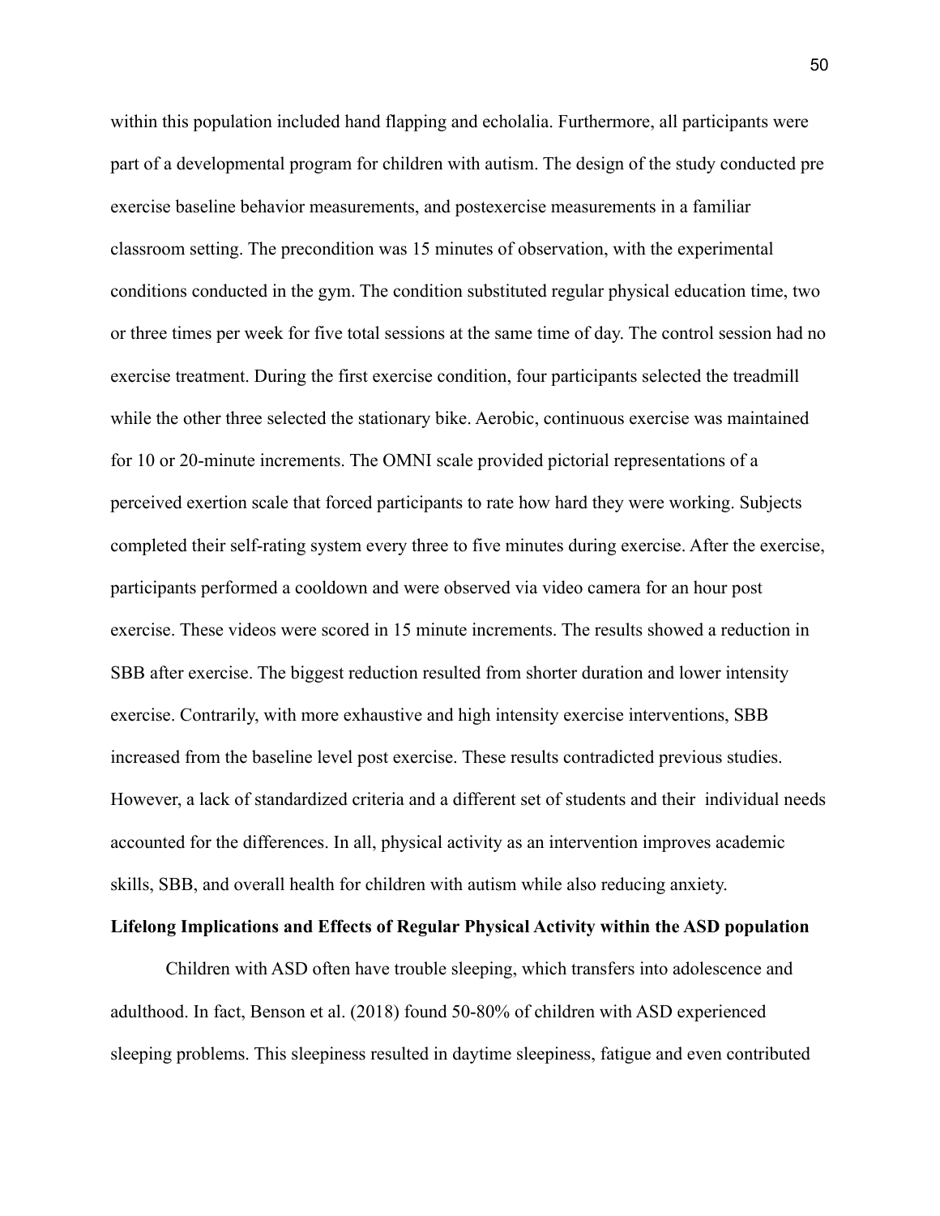within this population included hand flapping and echolalia. Furthermore, all participants were part of a developmental program for children with autism. The design of the study conducted pre exercise baseline behavior measurements, and postexercise measurements in a familiar classroom setting. The precondition was 15 minutes of observation, with the experimental conditions conducted in the gym. The condition substituted regular physical education time, two or three times per week for five total sessions at the same time of day. The control session had no exercise treatment. During the first exercise condition, four participants selected the treadmill while the other three selected the stationary bike. Aerobic, continuous exercise was maintained for 10 or 20-minute increments. The OMNI scale provided pictorial representations of a perceived exertion scale that forced participants to rate how hard they were working. Subjects completed their self-rating system every three to five minutes during exercise. After the exercise, participants performed a cooldown and were observed via video camera for an hour post exercise. These videos were scored in 15 minute increments. The results showed a reduction in SBB after exercise. The biggest reduction resulted from shorter duration and lower intensity exercise. Contrarily, with more exhaustive and high intensity exercise interventions, SBB increased from the baseline level post exercise. These results contradicted previous studies. However, a lack of standardized criteria and a different set of students and their individual needs accounted for the differences. In all, physical activity as an intervention improves academic skills, SBB, and overall health for children with autism while also reducing anxiety.

**Lifelong Implications and Effects of Regular Physical Activity within the ASD population**

Children with ASD often have trouble sleeping, which transfers into adolescence and adulthood. In fact, Benson et al. (2018) found 50-80% of children with ASD experienced sleeping problems. This sleepiness resulted in daytime sleepiness, fatigue and even contributed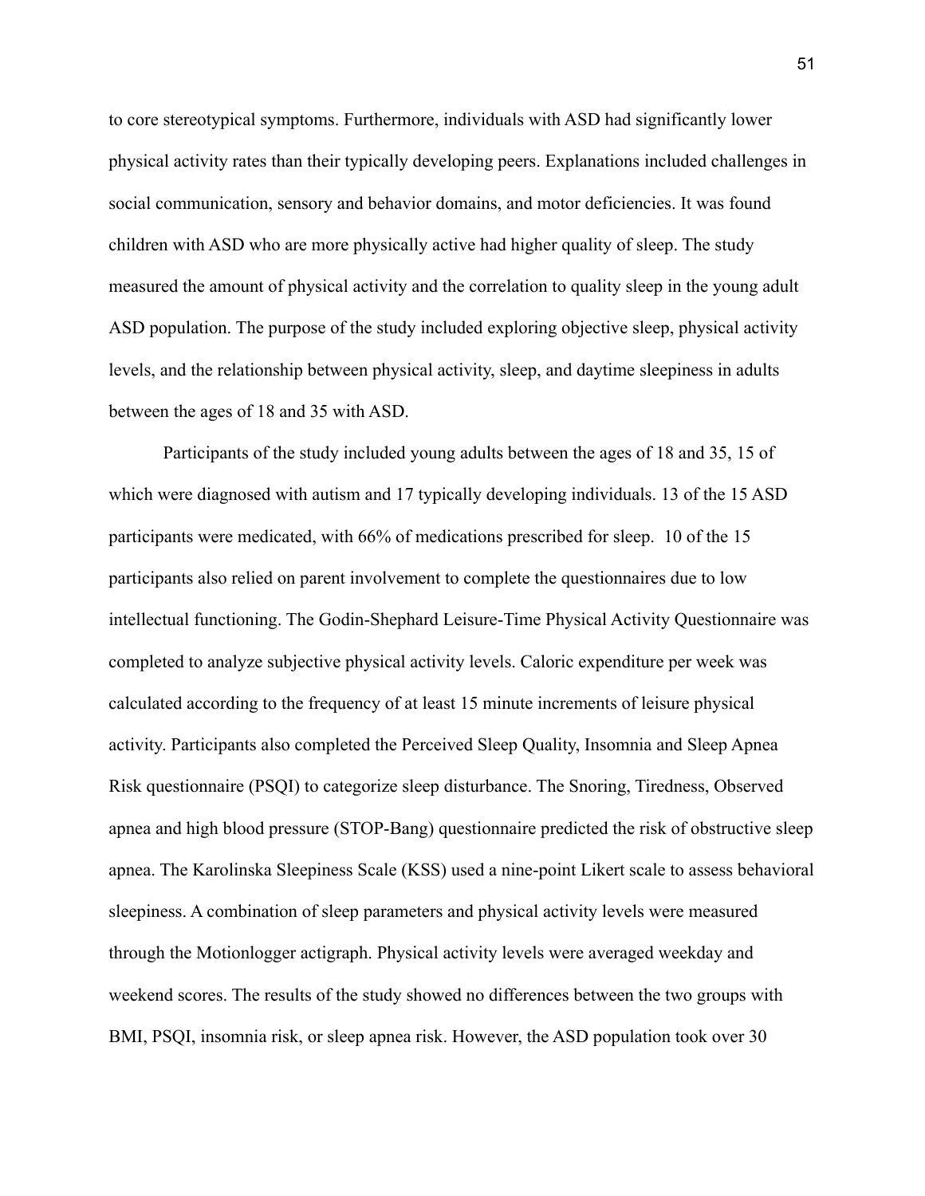to core stereotypical symptoms. Furthermore, individuals with ASD had significantly lower physical activity rates than their typically developing peers. Explanations included challenges in social communication, sensory and behavior domains, and motor deficiencies. It was found children with ASD who are more physically active had higher quality of sleep. The study measured the amount of physical activity and the correlation to quality sleep in the young adult ASD population. The purpose of the study included exploring objective sleep, physical activity levels, and the relationship between physical activity, sleep, and daytime sleepiness in adults between the ages of 18 and 35 with ASD.

Participants of the study included young adults between the ages of 18 and 35, 15 of which were diagnosed with autism and 17 typically developing individuals. 13 of the 15 ASD participants were medicated, with 66% of medications prescribed for sleep. 10 of the 15 participants also relied on parent involvement to complete the questionnaires due to low intellectual functioning. The Godin-Shephard Leisure-Time Physical Activity Questionnaire was completed to analyze subjective physical activity levels. Caloric expenditure per week was calculated according to the frequency of at least 15 minute increments of leisure physical activity. Participants also completed the Perceived Sleep Quality, Insomnia and Sleep Apnea Risk questionnaire (PSQI) to categorize sleep disturbance. The Snoring, Tiredness, Observed apnea and high blood pressure (STOP-Bang) questionnaire predicted the risk of obstructive sleep apnea. The Karolinska Sleepiness Scale (KSS) used a nine-point Likert scale to assess behavioral sleepiness. A combination of sleep parameters and physical activity levels were measured through the Motionlogger actigraph. Physical activity levels were averaged weekday and weekend scores. The results of the study showed no differences between the two groups with BMI, PSQI, insomnia risk, or sleep apnea risk. However, the ASD population took over 30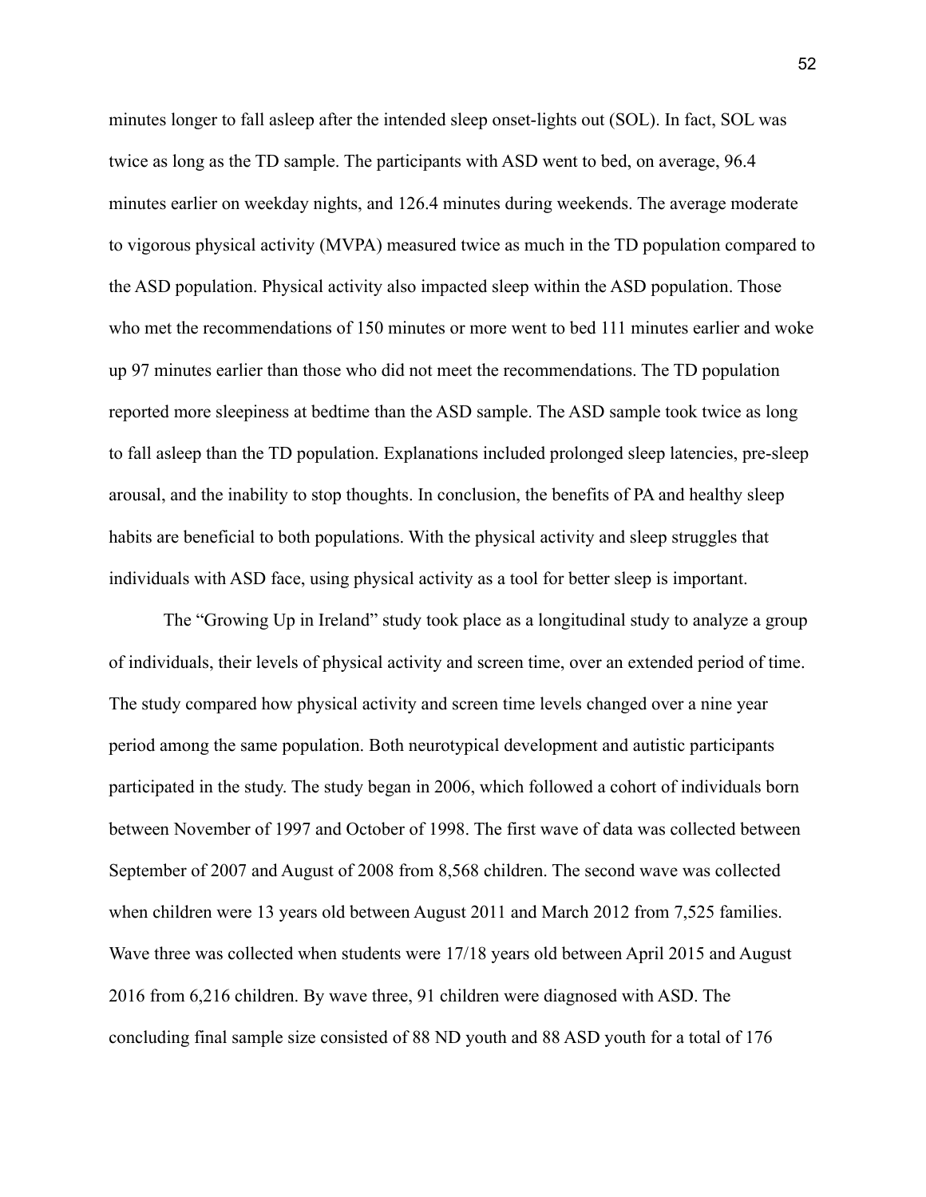minutes longer to fall asleep after the intended sleep onset-lights out (SOL). In fact, SOL was twice as long as the TD sample. The participants with ASD went to bed, on average, 96.4 minutes earlier on weekday nights, and 126.4 minutes during weekends. The average moderate to vigorous physical activity (MVPA) measured twice as much in the TD population compared to the ASD population. Physical activity also impacted sleep within the ASD population. Those who met the recommendations of 150 minutes or more went to bed 111 minutes earlier and woke up 97 minutes earlier than those who did not meet the recommendations. The TD population reported more sleepiness at bedtime than the ASD sample. The ASD sample took twice as long to fall asleep than the TD population. Explanations included prolonged sleep latencies, pre-sleep arousal, and the inability to stop thoughts. In conclusion, the benefits of PA and healthy sleep habits are beneficial to both populations. With the physical activity and sleep struggles that individuals with ASD face, using physical activity as a tool for better sleep is important.

The "Growing Up in Ireland" study took place as a longitudinal study to analyze a group of individuals, their levels of physical activity and screen time, over an extended period of time. The study compared how physical activity and screen time levels changed over a nine year period among the same population. Both neurotypical development and autistic participants participated in the study. The study began in 2006, which followed a cohort of individuals born between November of 1997 and October of 1998. The first wave of data was collected between September of 2007 and August of 2008 from 8,568 children. The second wave was collected when children were 13 years old between August 2011 and March 2012 from 7,525 families. Wave three was collected when students were 17/18 years old between April 2015 and August 2016 from 6,216 children. By wave three, 91 children were diagnosed with ASD. The concluding final sample size consisted of 88 ND youth and 88 ASD youth for a total of 176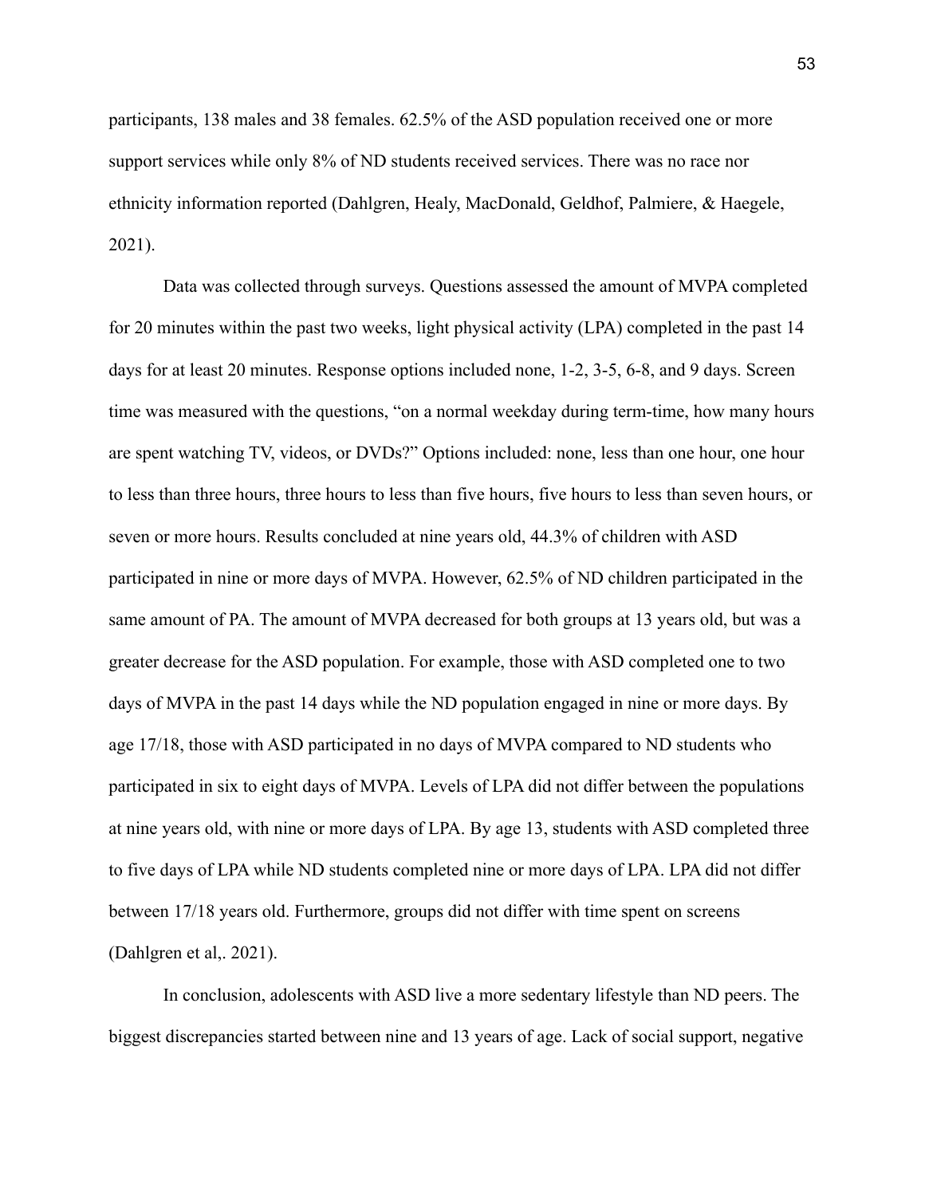participants, 138 males and 38 females. 62.5% of the ASD population received one or more support services while only 8% of ND students received services. There was no race nor ethnicity information reported (Dahlgren, Healy, MacDonald, Geldhof, Palmiere, & Haegele, 2021).

Data was collected through surveys. Questions assessed the amount of MVPA completed for 20 minutes within the past two weeks, light physical activity (LPA) completed in the past 14 days for at least 20 minutes. Response options included none, 1-2, 3-5, 6-8, and 9 days. Screen time was measured with the questions, "on a normal weekday during term-time, how many hours are spent watching TV, videos, or DVDs?" Options included: none, less than one hour, one hour to less than three hours, three hours to less than five hours, five hours to less than seven hours, or seven or more hours. Results concluded at nine years old, 44.3% of children with ASD participated in nine or more days of MVPA. However, 62.5% of ND children participated in the same amount of PA. The amount of MVPA decreased for both groups at 13 years old, but was a greater decrease for the ASD population. For example, those with ASD completed one to two days of MVPA in the past 14 days while the ND population engaged in nine or more days. By age 17/18, those with ASD participated in no days of MVPA compared to ND students who participated in six to eight days of MVPA. Levels of LPA did not differ between the populations at nine years old, with nine or more days of LPA. By age 13, students with ASD completed three to five days of LPA while ND students completed nine or more days of LPA. LPA did not differ between 17/18 years old. Furthermore, groups did not differ with time spent on screens (Dahlgren et al,. 2021).

In conclusion, adolescents with ASD live a more sedentary lifestyle than ND peers. The biggest discrepancies started between nine and 13 years of age. Lack of social support, negative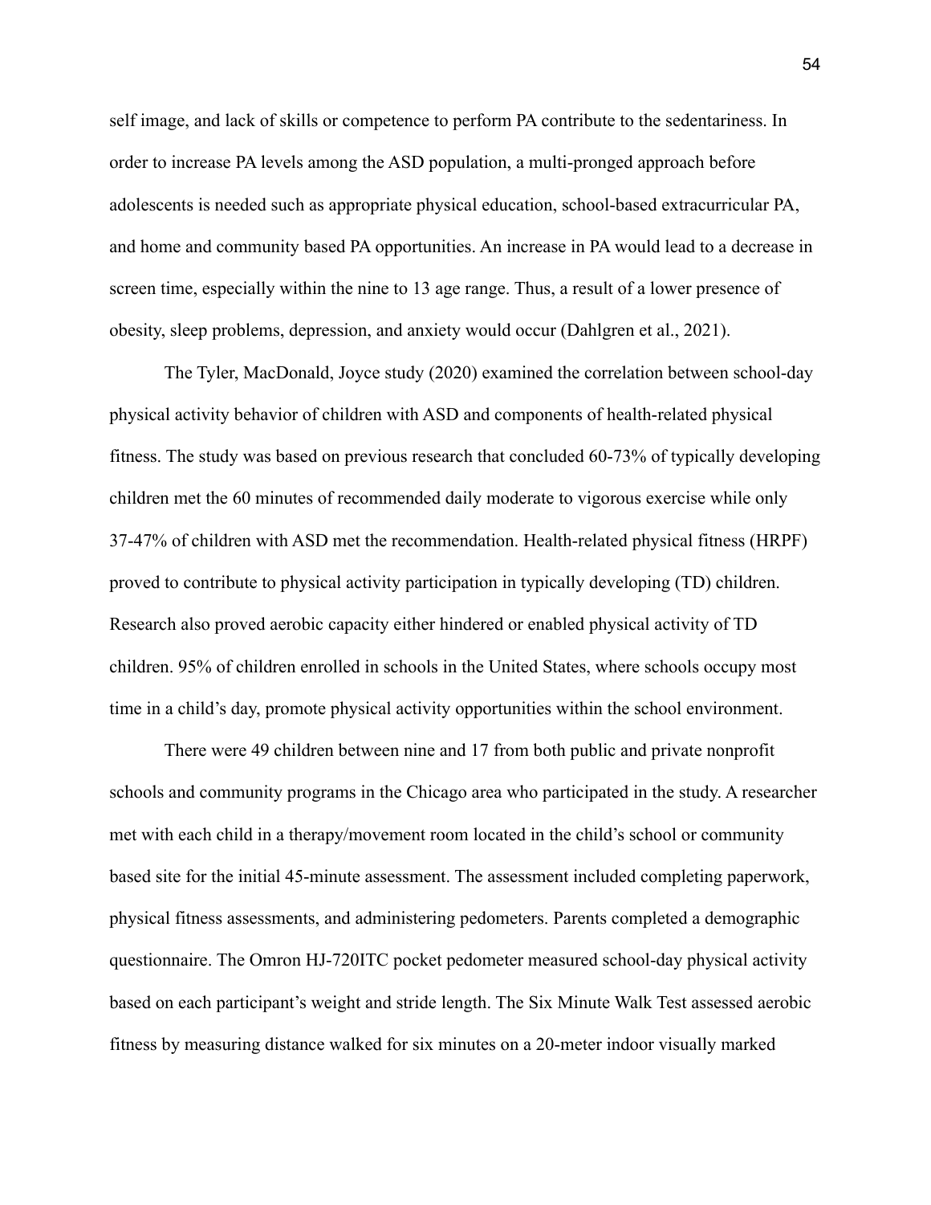self image, and lack of skills or competence to perform PA contribute to the sedentariness. In order to increase PA levels among the ASD population, a multi-pronged approach before adolescents is needed such as appropriate physical education, school-based extracurricular PA, and home and community based PA opportunities. An increase in PA would lead to a decrease in screen time, especially within the nine to 13 age range. Thus, a result of a lower presence of obesity, sleep problems, depression, and anxiety would occur (Dahlgren et al., 2021).

The Tyler, MacDonald, Joyce study (2020) examined the correlation between school-day physical activity behavior of children with ASD and components of health-related physical fitness. The study was based on previous research that concluded 60-73% of typically developing children met the 60 minutes of recommended daily moderate to vigorous exercise while only 37-47% of children with ASD met the recommendation. Health-related physical fitness (HRPF) proved to contribute to physical activity participation in typically developing (TD) children. Research also proved aerobic capacity either hindered or enabled physical activity of TD children. 95% of children enrolled in schools in the United States, where schools occupy most time in a child's day, promote physical activity opportunities within the school environment.

There were 49 children between nine and 17 from both public and private nonprofit schools and community programs in the Chicago area who participated in the study. A researcher met with each child in a therapy/movement room located in the child's school or community based site for the initial 45-minute assessment. The assessment included completing paperwork, physical fitness assessments, and administering pedometers. Parents completed a demographic questionnaire. The Omron HJ-720ITC pocket pedometer measured school-day physical activity based on each participant's weight and stride length. The Six Minute Walk Test assessed aerobic fitness by measuring distance walked for six minutes on a 20-meter indoor visually marked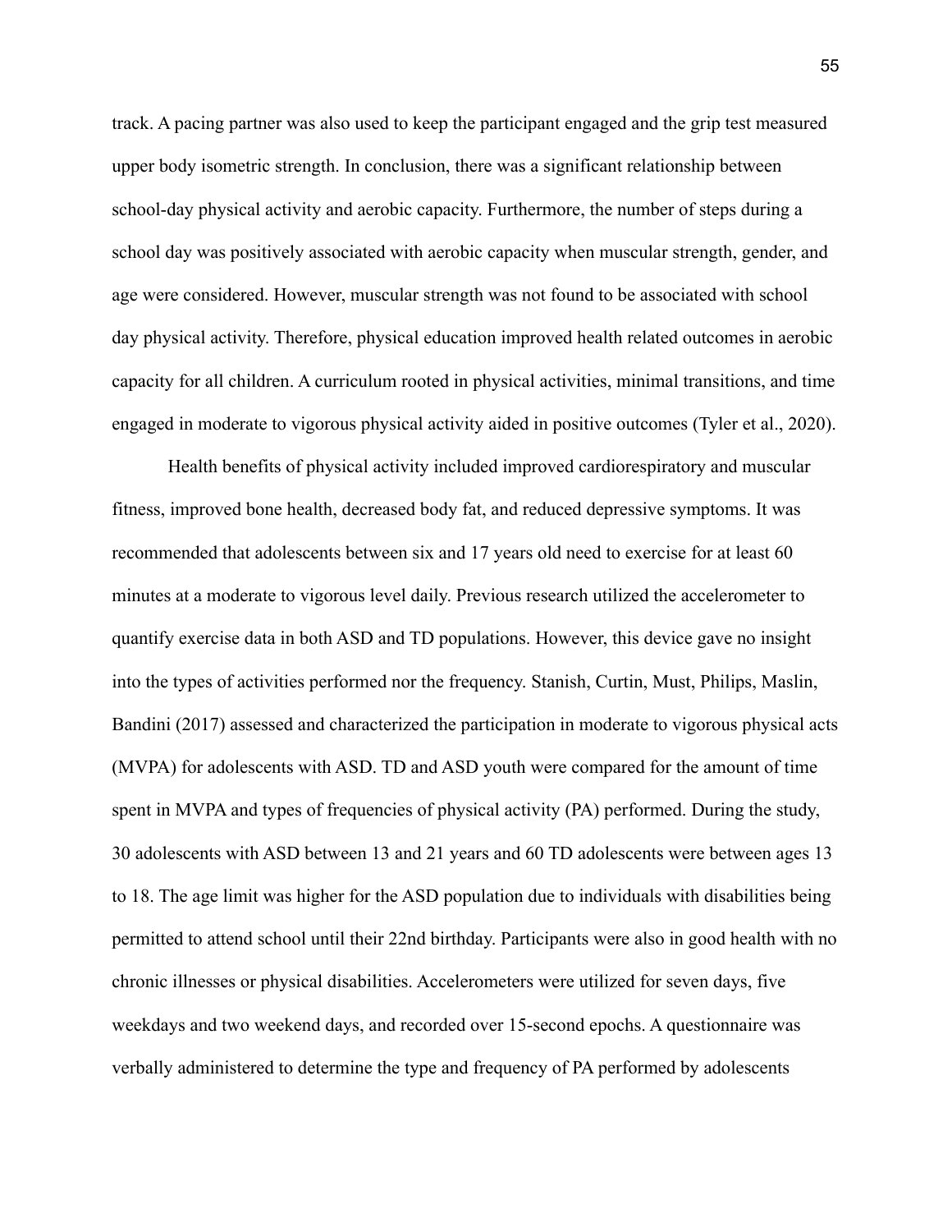track. A pacing partner was also used to keep the participant engaged and the grip test measured upper body isometric strength. In conclusion, there was a significant relationship between school-day physical activity and aerobic capacity. Furthermore, the number of steps during a school day was positively associated with aerobic capacity when muscular strength, gender, and age were considered. However, muscular strength was not found to be associated with school day physical activity. Therefore, physical education improved health related outcomes in aerobic capacity for all children. A curriculum rooted in physical activities, minimal transitions, and time engaged in moderate to vigorous physical activity aided in positive outcomes (Tyler et al., 2020).

Health benefits of physical activity included improved cardiorespiratory and muscular fitness, improved bone health, decreased body fat, and reduced depressive symptoms. It was recommended that adolescents between six and 17 years old need to exercise for at least 60 minutes at a moderate to vigorous level daily. Previous research utilized the accelerometer to quantify exercise data in both ASD and TD populations. However, this device gave no insight into the types of activities performed nor the frequency. Stanish, Curtin, Must, Philips, Maslin, Bandini (2017) assessed and characterized the participation in moderate to vigorous physical acts (MVPA) for adolescents with ASD. TD and ASD youth were compared for the amount of time spent in MVPA and types of frequencies of physical activity (PA) performed. During the study, 30 adolescents with ASD between 13 and 21 years and 60 TD adolescents were between ages 13 to 18. The age limit was higher for the ASD population due to individuals with disabilities being permitted to attend school until their 22nd birthday. Participants were also in good health with no chronic illnesses or physical disabilities. Accelerometers were utilized for seven days, five weekdays and two weekend days, and recorded over 15-second epochs. A questionnaire was verbally administered to determine the type and frequency of PA performed by adolescents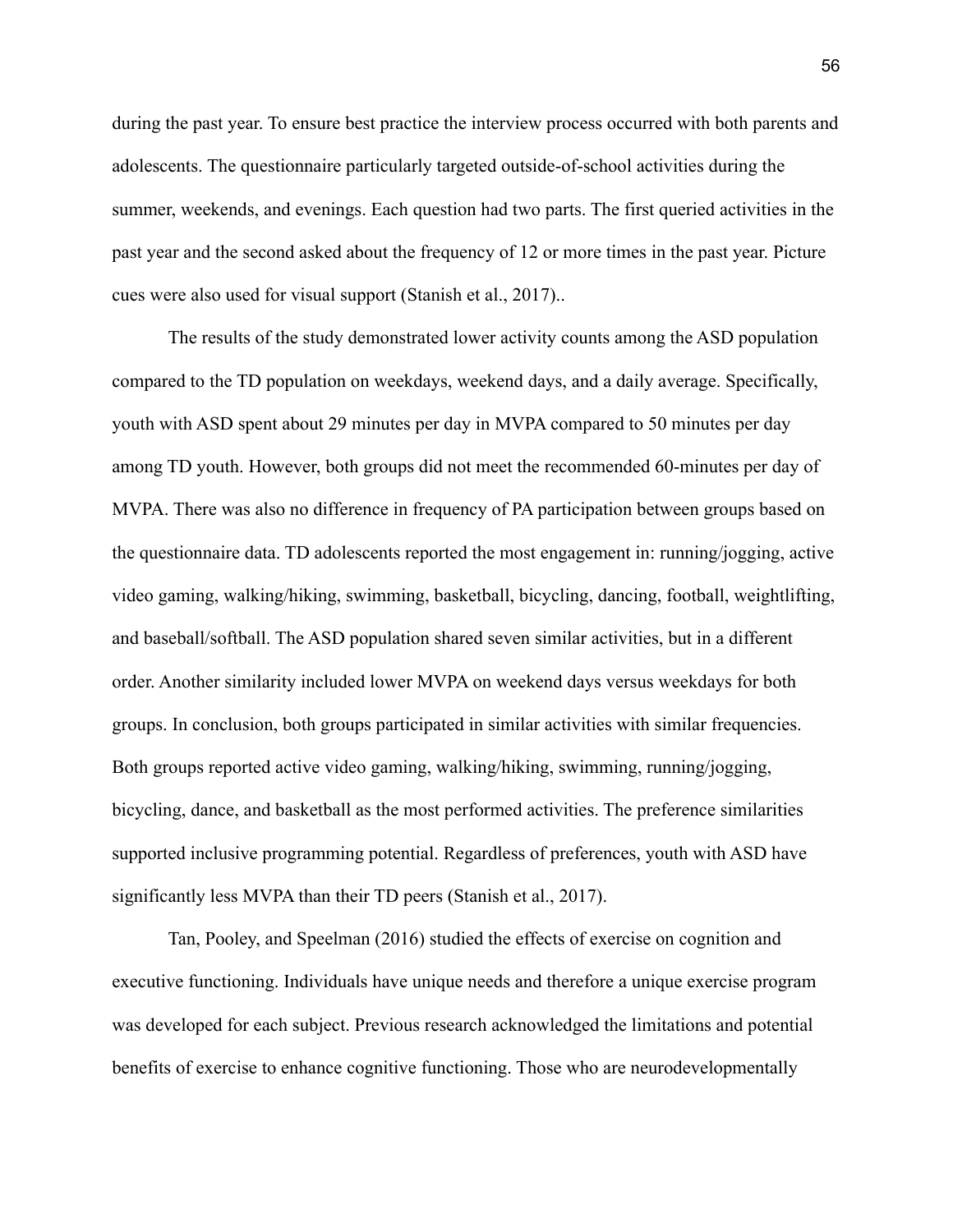during the past year. To ensure best practice the interview process occurred with both parents and adolescents. The questionnaire particularly targeted outside-of-school activities during the summer, weekends, and evenings. Each question had two parts. The first queried activities in the past year and the second asked about the frequency of 12 or more times in the past year. Picture cues were also used for visual support (Stanish et al., 2017)..

The results of the study demonstrated lower activity counts among the ASD population compared to the TD population on weekdays, weekend days, and a daily average. Specifically, youth with ASD spent about 29 minutes per day in MVPA compared to 50 minutes per day among TD youth. However, both groups did not meet the recommended 60-minutes per day of MVPA. There was also no difference in frequency of PA participation between groups based on the questionnaire data. TD adolescents reported the most engagement in: running/jogging, active video gaming, walking/hiking, swimming, basketball, bicycling, dancing, football, weightlifting, and baseball/softball. The ASD population shared seven similar activities, but in a different order. Another similarity included lower MVPA on weekend days versus weekdays for both groups. In conclusion, both groups participated in similar activities with similar frequencies. Both groups reported active video gaming, walking/hiking, swimming, running/jogging, bicycling, dance, and basketball as the most performed activities. The preference similarities supported inclusive programming potential. Regardless of preferences, youth with ASD have significantly less MVPA than their TD peers (Stanish et al., 2017).

Tan, Pooley, and Speelman (2016) studied the effects of exercise on cognition and executive functioning. Individuals have unique needs and therefore a unique exercise program was developed for each subject. Previous research acknowledged the limitations and potential benefits of exercise to enhance cognitive functioning. Those who are neurodevelopmentally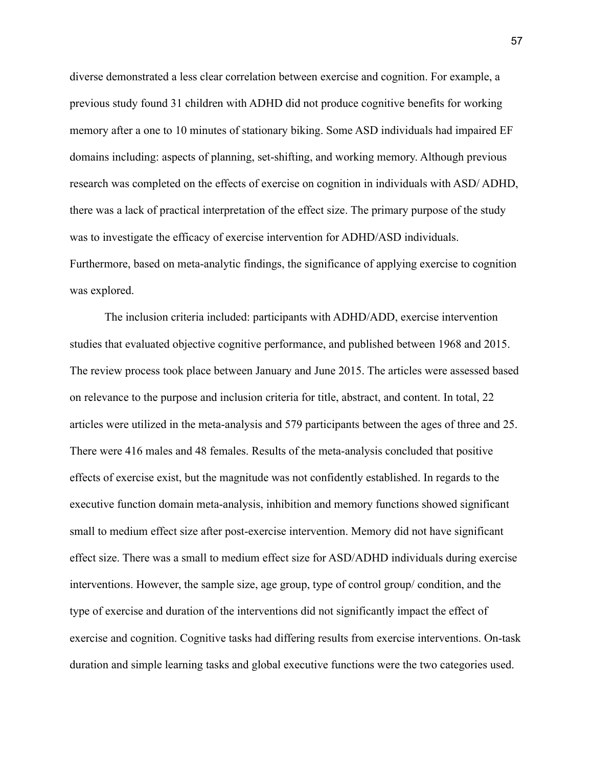diverse demonstrated a less clear correlation between exercise and cognition. For example, a previous study found 31 children with ADHD did not produce cognitive benefits for working memory after a one to 10 minutes of stationary biking. Some ASD individuals had impaired EF domains including: aspects of planning, set-shifting, and working memory. Although previous research was completed on the effects of exercise on cognition in individuals with ASD/ ADHD, there was a lack of practical interpretation of the effect size. The primary purpose of the study was to investigate the efficacy of exercise intervention for ADHD/ASD individuals. Furthermore, based on meta-analytic findings, the significance of applying exercise to cognition was explored.

The inclusion criteria included: participants with ADHD/ADD, exercise intervention studies that evaluated objective cognitive performance, and published between 1968 and 2015. The review process took place between January and June 2015. The articles were assessed based on relevance to the purpose and inclusion criteria for title, abstract, and content. In total, 22 articles were utilized in the meta-analysis and 579 participants between the ages of three and 25. There were 416 males and 48 females. Results of the meta-analysis concluded that positive effects of exercise exist, but the magnitude was not confidently established. In regards to the executive function domain meta-analysis, inhibition and memory functions showed significant small to medium effect size after post-exercise intervention. Memory did not have significant effect size. There was a small to medium effect size for ASD/ADHD individuals during exercise interventions. However, the sample size, age group, type of control group/ condition, and the type of exercise and duration of the interventions did not significantly impact the effect of exercise and cognition. Cognitive tasks had differing results from exercise interventions. On-task duration and simple learning tasks and global executive functions were the two categories used.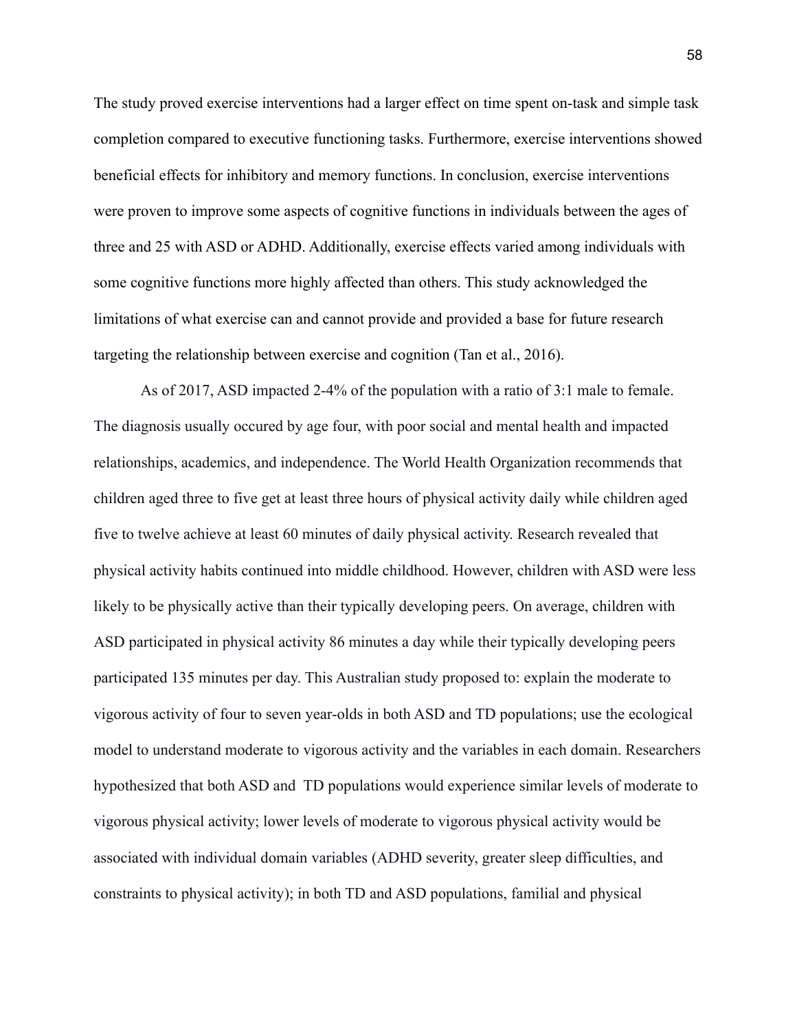The study proved exercise interventions had a larger effect on time spent on-task and simple task completion compared to executive functioning tasks. Furthermore, exercise interventions showed beneficial effects for inhibitory and memory functions. In conclusion, exercise interventions were proven to improve some aspects of cognitive functions in individuals between the ages of three and 25 with ASD or ADHD. Additionally, exercise effects varied among individuals with some cognitive functions more highly affected than others. This study acknowledged the limitations of what exercise can and cannot provide and provided a base for future research targeting the relationship between exercise and cognition (Tan et al., 2016).

As of 2017, ASD impacted 2-4% of the population with a ratio of 3:1 male to female. The diagnosis usually occured by age four, with poor social and mental health and impacted relationships, academics, and independence. The World Health Organization recommends that children aged three to five get at least three hours of physical activity daily while children aged five to twelve achieve at least 60 minutes of daily physical activity. Research revealed that physical activity habits continued into middle childhood. However, children with ASD were less likely to be physically active than their typically developing peers. On average, children with ASD participated in physical activity 86 minutes a day while their typically developing peers participated 135 minutes per day. This Australian study proposed to: explain the moderate to vigorous activity of four to seven year-olds in both ASD and TD populations; use the ecological model to understand moderate to vigorous activity and the variables in each domain. Researchers hypothesized that both ASD and TD populations would experience similar levels of moderate to vigorous physical activity; lower levels of moderate to vigorous physical activity would be associated with individual domain variables (ADHD severity, greater sleep difficulties, and constraints to physical activity); in both TD and ASD populations, familial and physical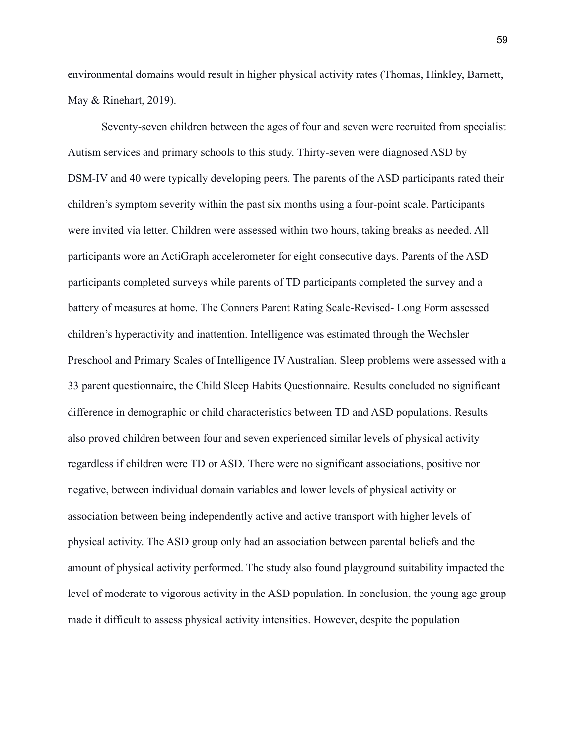environmental domains would result in higher physical activity rates (Thomas, Hinkley, Barnett, May & Rinehart, 2019).

Seventy-seven children between the ages of four and seven were recruited from specialist Autism services and primary schools to this study. Thirty-seven were diagnosed ASD by DSM-IV and 40 were typically developing peers. The parents of the ASD participants rated their children's symptom severity within the past six months using a four-point scale. Participants were invited via letter. Children were assessed within two hours, taking breaks as needed. All participants wore an ActiGraph accelerometer for eight consecutive days. Parents of the ASD participants completed surveys while parents of TD participants completed the survey and a battery of measures at home. The Conners Parent Rating Scale-Revised- Long Form assessed children's hyperactivity and inattention. Intelligence was estimated through the Wechsler Preschool and Primary Scales of Intelligence IV Australian. Sleep problems were assessed with a 33 parent questionnaire, the Child Sleep Habits Questionnaire. Results concluded no significant difference in demographic or child characteristics between TD and ASD populations. Results also proved children between four and seven experienced similar levels of physical activity regardless if children were TD or ASD. There were no significant associations, positive nor negative, between individual domain variables and lower levels of physical activity or association between being independently active and active transport with higher levels of physical activity. The ASD group only had an association between parental beliefs and the amount of physical activity performed. The study also found playground suitability impacted the level of moderate to vigorous activity in the ASD population. In conclusion, the young age group made it difficult to assess physical activity intensities. However, despite the population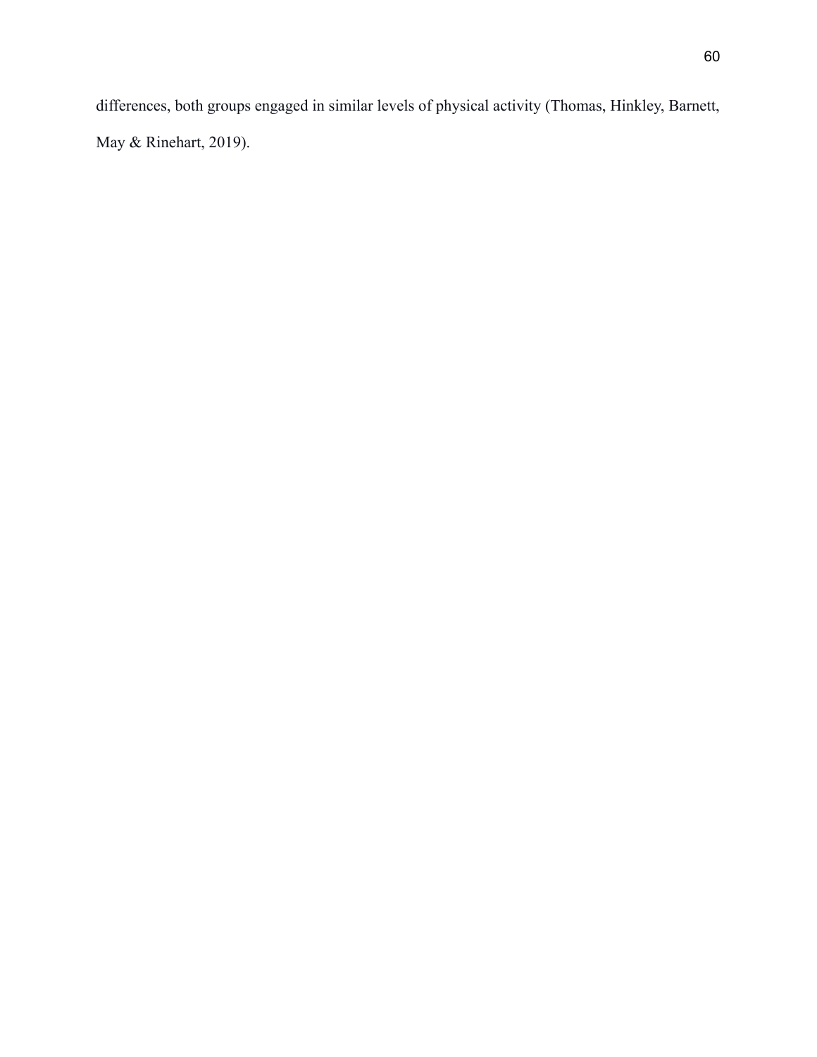differences, both groups engaged in similar levels of physical activity (Thomas, Hinkley, Barnett, May & Rinehart, 2019).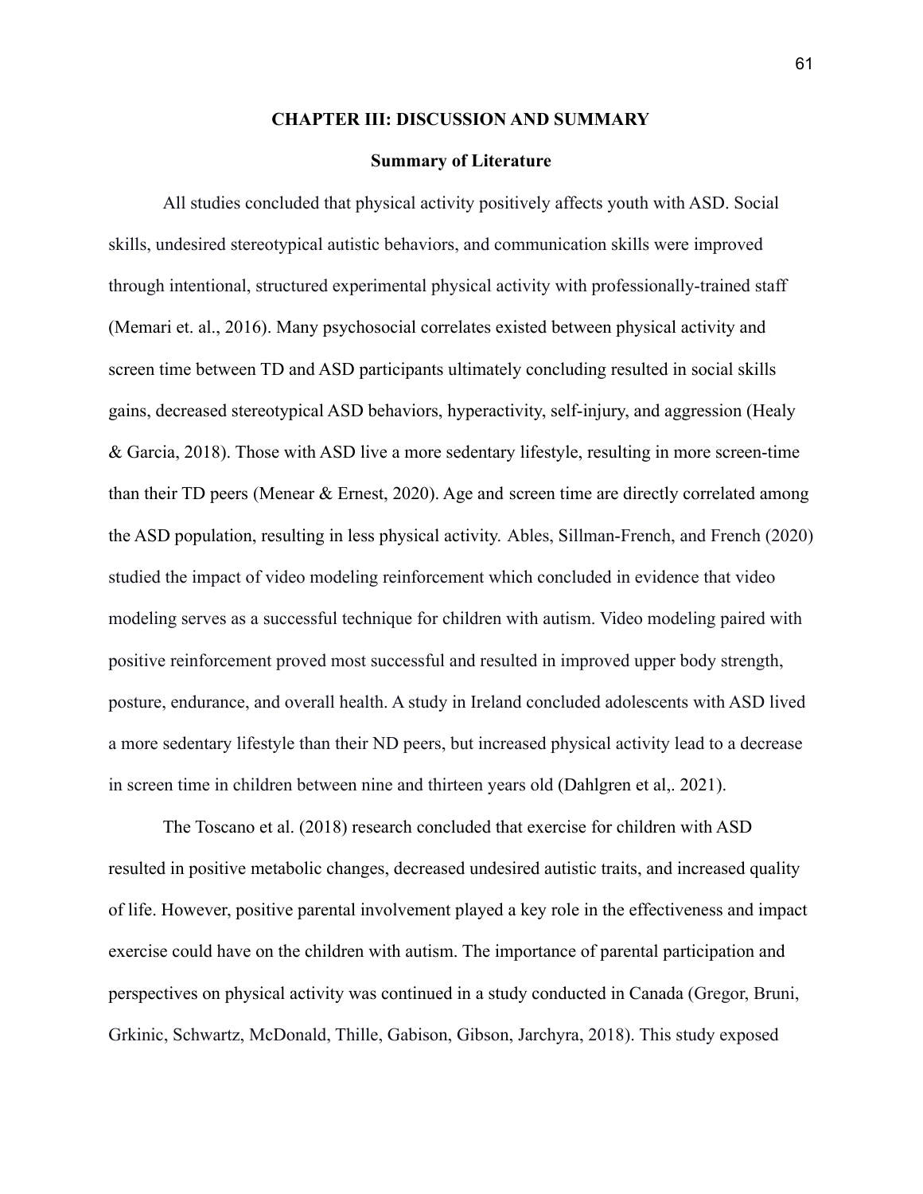## CHAPTER III: DISCUSSION AND SUMMARY

### Summary of Literature

All studies concluded that physical activity positively affects youth with ASD. Social skills, undesired stereotypical autistic behaviors, and communication skills were improved through intentional, structured experimental physical activity with professionally-trained staff (Memari et. al., 2016). Many psychosocial correlates existed between physical activity and screen time between TD and ASD participants ultimately concluding resulted in social skills gains, decreased stereotypical ASD behaviors, hyperactivity, self-injury, and aggression (Healy & Garcia, 2018). Those with ASD live a more sedentary lifestyle, resulting in more screen-time than their TD peers (Menear & Ernest, 2020). Age and screen time are directly correlated among the ASD population, resulting in less physical activity. Ables, Sillman-French, and French (2020) studied the impact of video modeling reinforcement which concluded in evidence that video modeling serves as a successful technique for children with autism. Video modeling paired with positive reinforcement proved most successful and resulted in improved upper body strength, posture, endurance, and overall health. A study in Ireland concluded adolescents with ASD lived a more sedentary lifestyle than their ND peers, but increased physical activity lead to a decrease in screen time in children between nine and thirteen years old (Dahlgren et al,. 2021).

The Toscano et al. (2018) research concluded that exercise for children with ASD resulted in positive metabolic changes, decreased undesired autistic traits, and increased quality of life. However, positive parental involvement played a key role in the effectiveness and impact exercise could have on the children with autism. The importance of parental participation and perspectives on physical activity was continued in a study conducted in Canada (Gregor, Bruni, Grkinic, Schwartz, McDonald, Thille, Gabison, Gibson, Jarchyra, 2018). This study exposed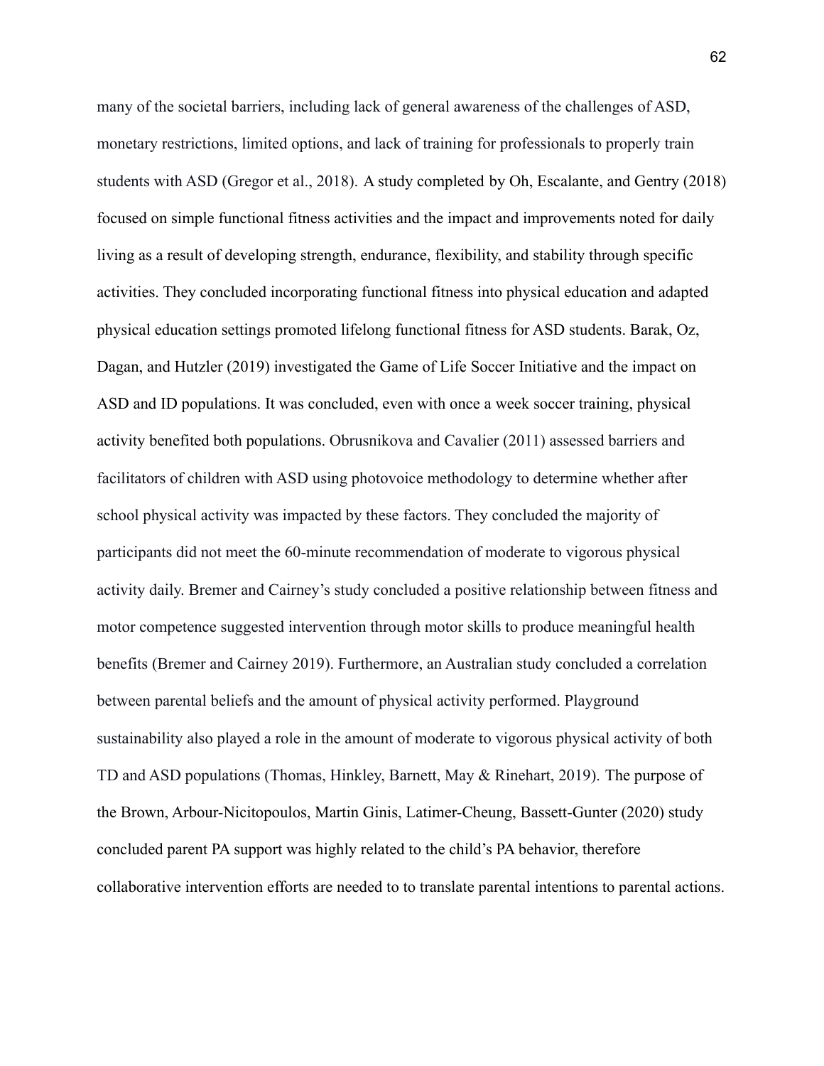many of the societal barriers, including lack of general awareness of the challenges of ASD, monetary restrictions, limited options, and lack of training for professionals to properly train students with ASD (Gregor et al., 2018). A study completed by Oh, Escalante, and Gentry (2018) focused on simple functional fitness activities and the impact and improvements noted for daily living as a result of developing strength, endurance, flexibility, and stability through specific activities. They concluded incorporating functional fitness into physical education and adapted physical education settings promoted lifelong functional fitness for ASD students. Barak, Oz, Dagan, and Hutzler (2019) investigated the Game of Life Soccer Initiative and the impact on ASD and ID populations. It was concluded, even with once a week soccer training, physical activity benefited both populations. Obrusnikova and Cavalier (2011) assessed barriers and facilitators of children with ASD using photovoice methodology to determine whether after school physical activity was impacted by these factors. They concluded the majority of participants did not meet the 60-minute recommendation of moderate to vigorous physical activity daily. Bremer and Cairney's study concluded a positive relationship between fitness and motor competence suggested intervention through motor skills to produce meaningful health benefits (Bremer and Cairney 2019). Furthermore, an Australian study concluded a correlation between parental beliefs and the amount of physical activity performed. Playground sustainability also played a role in the amount of moderate to vigorous physical activity of both TD and ASD populations (Thomas, Hinkley, Barnett, May & Rinehart, 2019). The purpose of the Brown, Arbour-Nicitopoulos, Martin Ginis, Latimer-Cheung, Bassett-Gunter (2020) study concluded parent PA support was highly related to the child's PA behavior, therefore collaborative intervention efforts are needed to to translate parental intentions to parental actions.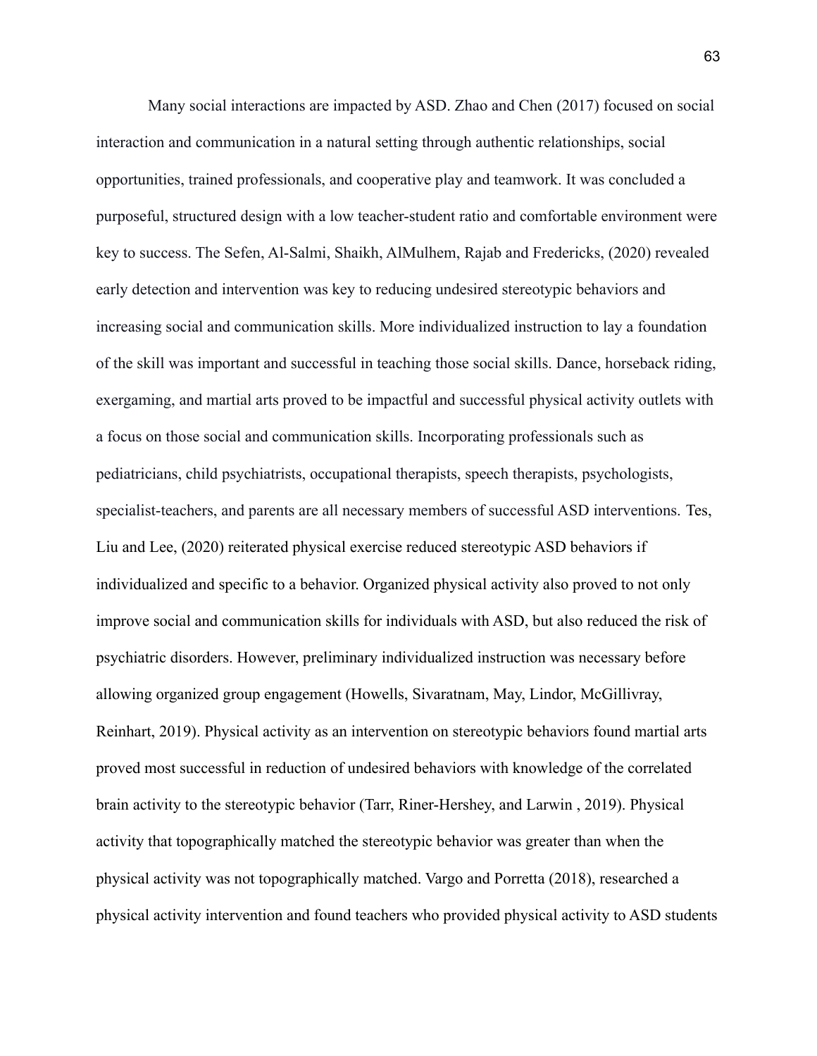Many social interactions are impacted by ASD. Zhao and Chen (2017) focused on social interaction and communication in a natural setting through authentic relationships, social opportunities, trained professionals, and cooperative play and teamwork. It was concluded a purposeful, structured design with a low teacher-student ratio and comfortable environment were key to success. The Sefen, Al-Salmi, Shaikh, AlMulhem, Rajab and Fredericks, (2020) revealed early detection and intervention was key to reducing undesired stereotypic behaviors and increasing social and communication skills. More individualized instruction to lay a foundation of the skill was important and successful in teaching those social skills. Dance, horseback riding, exergaming, and martial arts proved to be impactful and successful physical activity outlets with a focus on those social and communication skills. Incorporating professionals such as pediatricians, child psychiatrists, occupational therapists, speech therapists, psychologists, specialist-teachers, and parents are all necessary members of successful ASD interventions. Tes, Liu and Lee, (2020) reiterated physical exercise reduced stereotypic ASD behaviors if individualized and specific to a behavior. Organized physical activity also proved to not only improve social and communication skills for individuals with ASD, but also reduced the risk of psychiatric disorders. However, preliminary individualized instruction was necessary before allowing organized group engagement (Howells, Sivaratnam, May, Lindor, McGillivray, Reinhart, 2019). Physical activity as an intervention on stereotypic behaviors found martial arts proved most successful in reduction of undesired behaviors with knowledge of the correlated brain activity to the stereotypic behavior (Tarr, Riner-Hershey, and Larwin , 2019). Physical activity that topographically matched the stereotypic behavior was greater than when the physical activity was not topographically matched. Vargo and Porretta (2018), researched a physical activity intervention and found teachers who provided physical activity to ASD students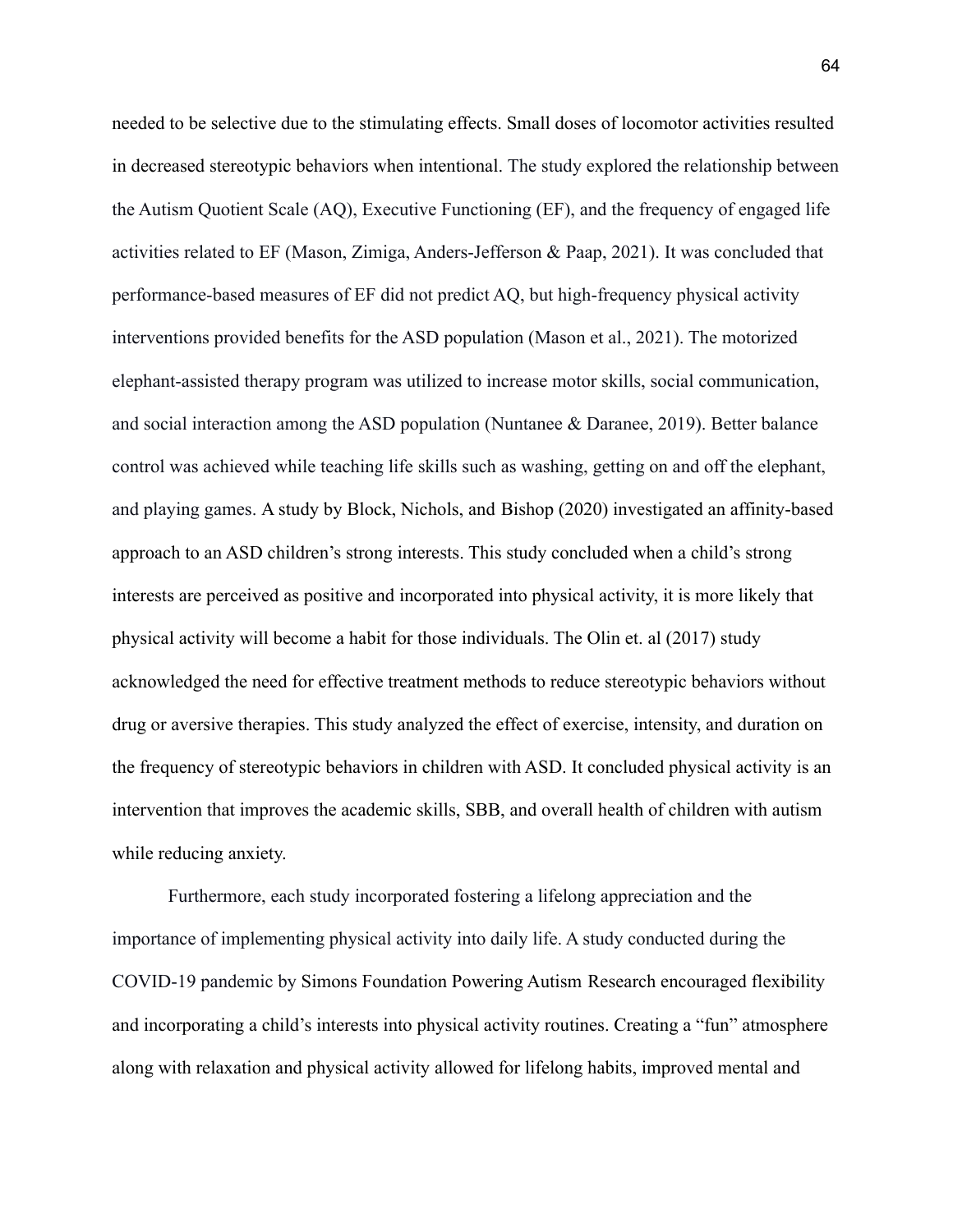needed to be selective due to the stimulating effects. Small doses of locomotor activities resulted in decreased stereotypic behaviors when intentional. The study explored the relationship between the Autism Quotient Scale (AQ), Executive Functioning (EF), and the frequency of engaged life activities related to EF (Mason, Zimiga, Anders-Jefferson & Paap, 2021). It was concluded that performance-based measures of EF did not predict AQ, but high-frequency physical activity interventions provided benefits for the ASD population (Mason et al., 2021). The motorized elephant-assisted therapy program was utilized to increase motor skills, social communication, and social interaction among the ASD population (Nuntanee & Daranee, 2019). Better balance control was achieved while teaching life skills such as washing, getting on and off the elephant, and playing games. A study by Block, Nichols, and Bishop (2020) investigated an affinity-based approach to an ASD children's strong interests. This study concluded when a child's strong interests are perceived as positive and incorporated into physical activity, it is more likely that physical activity will become a habit for those individuals. The Olin et. al (2017) study acknowledged the need for effective treatment methods to reduce stereotypic behaviors without drug or aversive therapies. This study analyzed the effect of exercise, intensity, and duration on the frequency of stereotypic behaviors in children with ASD. It concluded physical activity is an intervention that improves the academic skills, SBB, and overall health of children with autism while reducing anxiety.

Furthermore, each study incorporated fostering a lifelong appreciation and the importance of implementing physical activity into daily life. A study conducted during the COVID-19 pandemic by Simons Foundation Powering Autism Research encouraged flexibility and incorporating a child's interests into physical activity routines. Creating a "fun" atmosphere along with relaxation and physical activity allowed for lifelong habits, improved mental and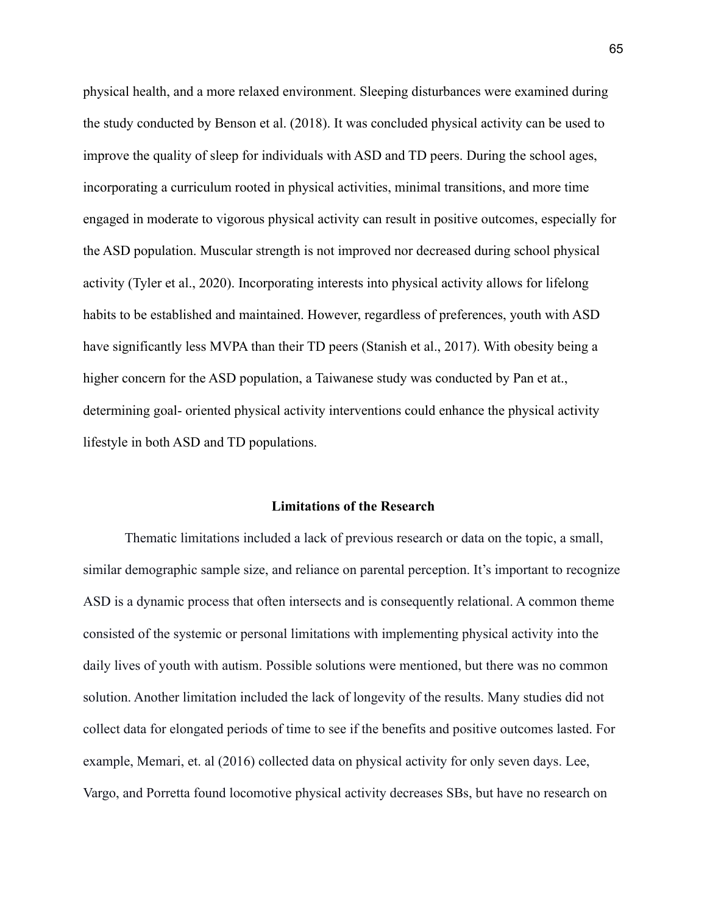physical health, and a more relaxed environment. Sleeping disturbances were examined during the study conducted by Benson et al. (2018). It was concluded physical activity can be used to improve the quality of sleep for individuals with ASD and TD peers. During the school ages, incorporating a curriculum rooted in physical activities, minimal transitions, and more time engaged in moderate to vigorous physical activity can result in positive outcomes, especially for the ASD population. Muscular strength is not improved nor decreased during school physical activity (Tyler et al., 2020). Incorporating interests into physical activity allows for lifelong habits to be established and maintained. However, regardless of preferences, youth with ASD have significantly less MVPA than their TD peers (Stanish et al., 2017). With obesity being a higher concern for the ASD population, a Taiwanese study was conducted by Pan et at., determining goal- oriented physical activity interventions could enhance the physical activity lifestyle in both ASD and TD populations.

## Limitations of the Research

Thematic limitations included a lack of previous research or data on the topic, a small, similar demographic sample size, and reliance on parental perception. It's important to recognize ASD is a dynamic process that often intersects and is consequently relational. A common theme consisted of the systemic or personal limitations with implementing physical activity into the daily lives of youth with autism. Possible solutions were mentioned, but there was no common solution. Another limitation included the lack of longevity of the results. Many studies did not collect data for elongated periods of time to see if the benefits and positive outcomes lasted. For example, Memari, et. al (2016) collected data on physical activity for only seven days. Lee, Vargo, and Porretta found locomotive physical activity decreases SBs, but have no research on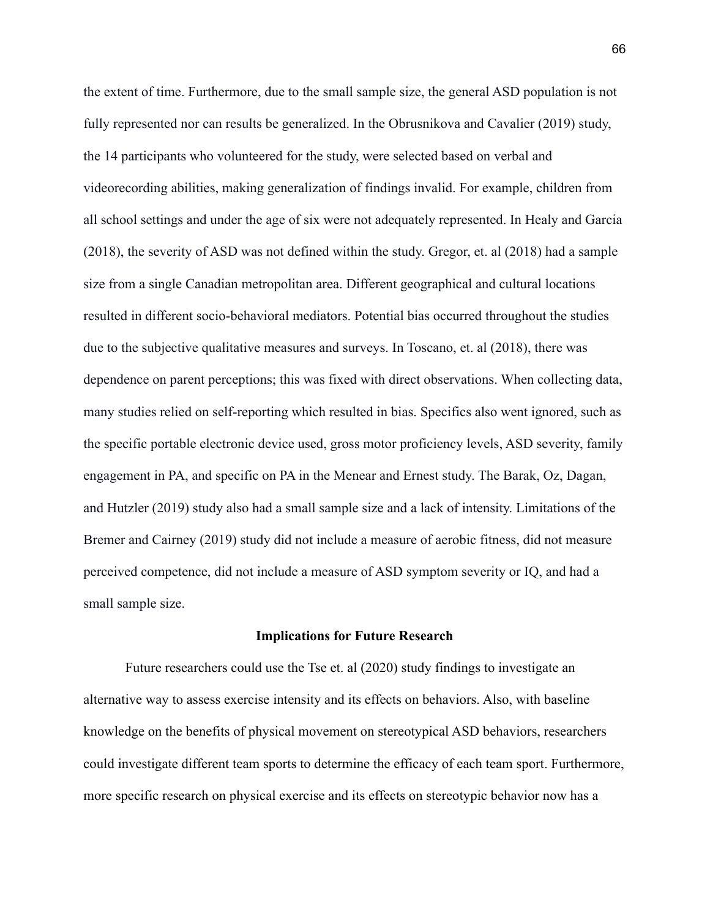the extent of time. Furthermore, due to the small sample size, the general ASD population is not fully represented nor can results be generalized. In the Obrusnikova and Cavalier (2019) study, the 14 participants who volunteered for the study, were selected based on verbal and videorecording abilities, making generalization of findings invalid. For example, children from all school settings and under the age of six were not adequately represented. In Healy and Garcia (2018), the severity of ASD was not defined within the study. Gregor, et. al (2018) had a sample size from a single Canadian metropolitan area. Different geographical and cultural locations resulted in different socio-behavioral mediators. Potential bias occurred throughout the studies due to the subjective qualitative measures and surveys. In Toscano, et. al (2018), there was dependence on parent perceptions; this was fixed with direct observations. When collecting data, many studies relied on self-reporting which resulted in bias. Specifics also went ignored, such as the specific portable electronic device used, gross motor proficiency levels, ASD severity, family engagement in PA, and specific on PA in the Menear and Ernest study. The Barak, Oz, Dagan, and Hutzler (2019) study also had a small sample size and a lack of intensity. Limitations of the Bremer and Cairney (2019) study did not include a measure of aerobic fitness, did not measure perceived competence, did not include a measure of ASD symptom severity or IQ, and had a small sample size.

## Implications for Future Research

Future researchers could use the Tse et. al (2020) study findings to investigate an alternative way to assess exercise intensity and its effects on behaviors. Also, with baseline knowledge on the benefits of physical movement on stereotypical ASD behaviors, researchers could investigate different team sports to determine the efficacy of each team sport. Furthermore, more specific research on physical exercise and its effects on stereotypic behavior now has a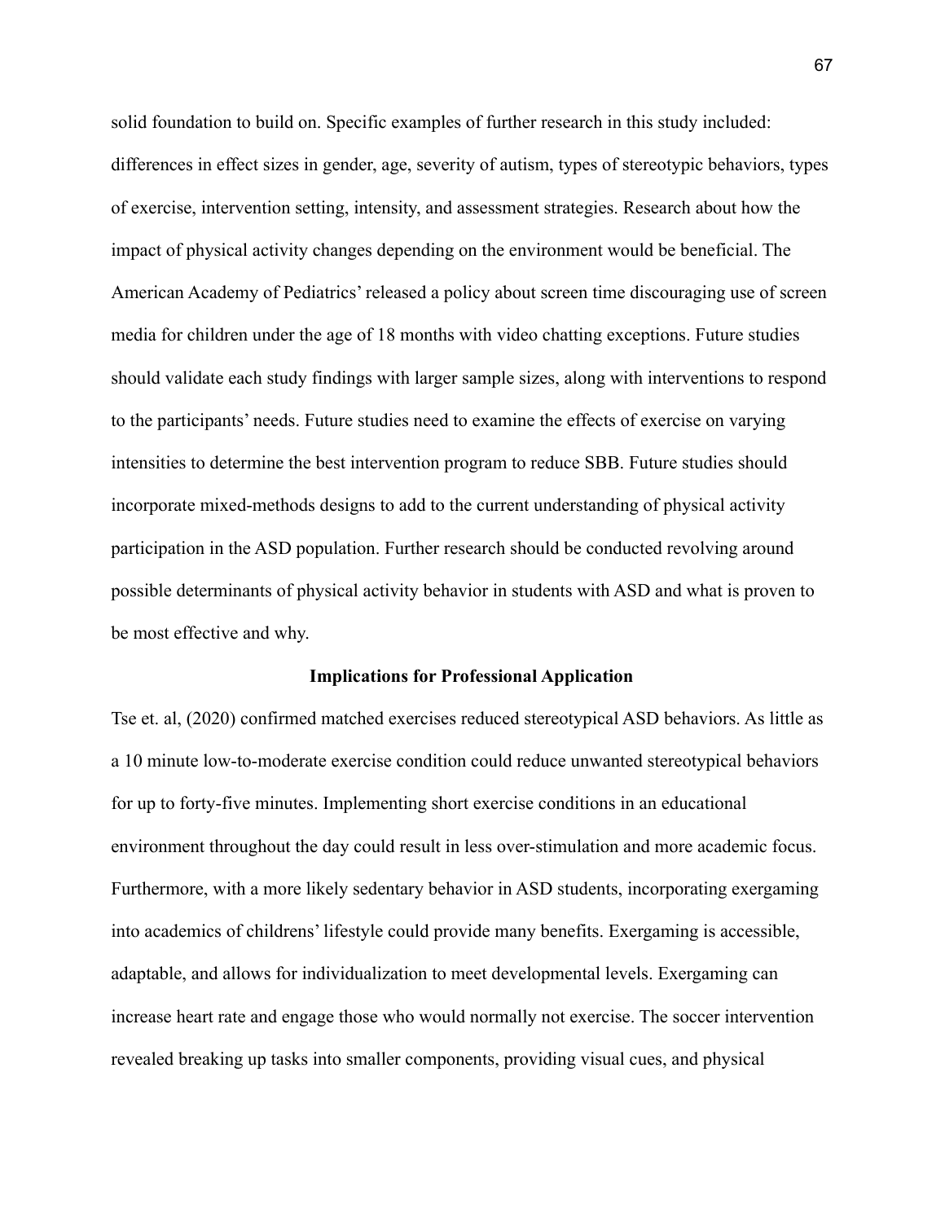solid foundation to build on. Specific examples of further research in this study included: differences in effect sizes in gender, age, severity of autism, types of stereotypic behaviors, types of exercise, intervention setting, intensity, and assessment strategies. Research about how the impact of physical activity changes depending on the environment would be beneficial. The American Academy of Pediatrics' released a policy about screen time discouraging use of screen media for children under the age of 18 months with video chatting exceptions. Future studies should validate each study findings with larger sample sizes, along with interventions to respond to the participants' needs. Future studies need to examine the effects of exercise on varying intensities to determine the best intervention program to reduce SBB. Future studies should incorporate mixed-methods designs to add to the current understanding of physical activity participation in the ASD population. Further research should be conducted revolving around possible determinants of physical activity behavior in students with ASD and what is proven to be most effective and why.

## Implications for Professional Application

Tse et. al, (2020) confirmed matched exercises reduced stereotypical ASD behaviors. As little as a 10 minute low-to-moderate exercise condition could reduce unwanted stereotypical behaviors for up to forty-five minutes. Implementing short exercise conditions in an educational environment throughout the day could result in less over-stimulation and more academic focus. Furthermore, with a more likely sedentary behavior in ASD students, incorporating exergaming into academics of childrens' lifestyle could provide many benefits. Exergaming is accessible, adaptable, and allows for individualization to meet developmental levels. Exergaming can increase heart rate and engage those who would normally not exercise. The soccer intervention revealed breaking up tasks into smaller components, providing visual cues, and physical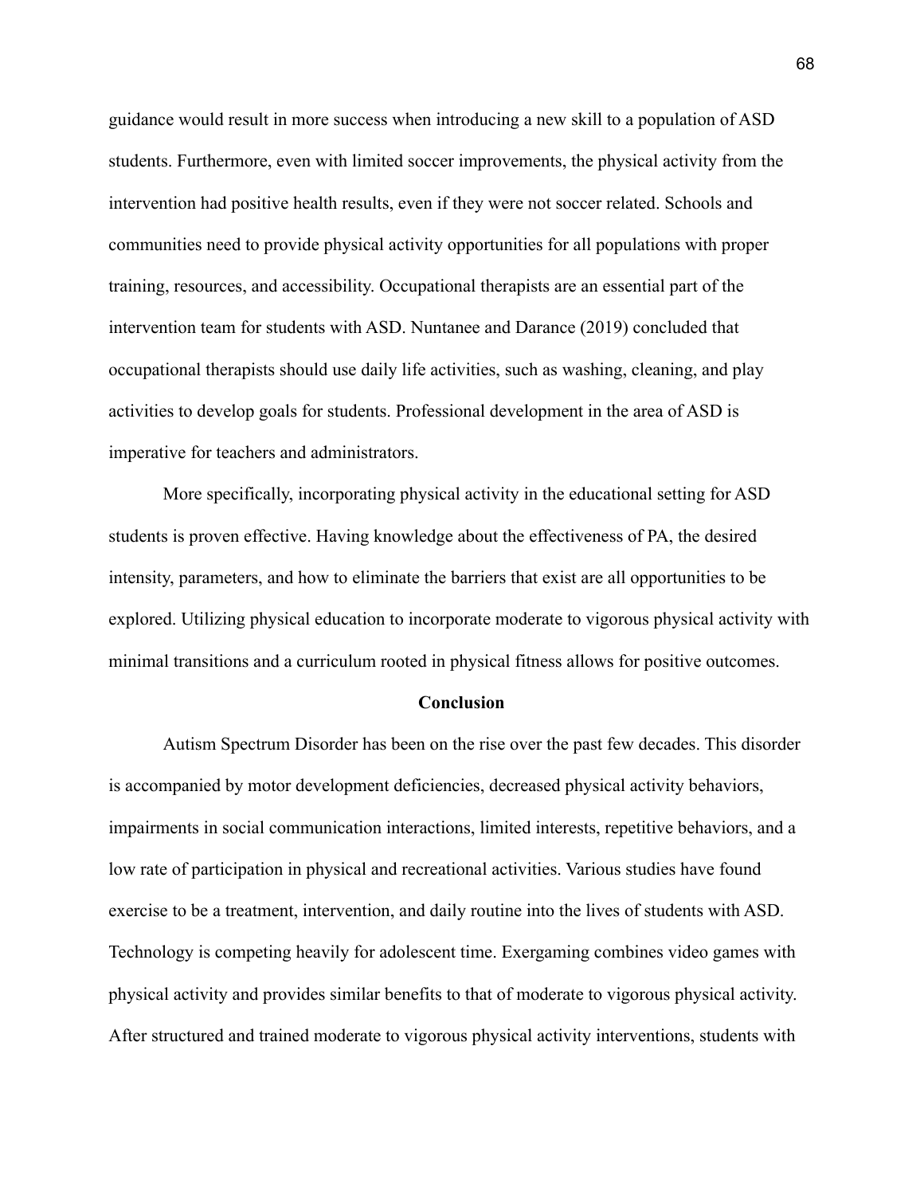guidance would result in more success when introducing a new skill to a population of ASD students. Furthermore, even with limited soccer improvements, the physical activity from the intervention had positive health results, even if they were not soccer related. Schools and communities need to provide physical activity opportunities for all populations with proper training, resources, and accessibility. Occupational therapists are an essential part of the intervention team for students with ASD. Nuntanee and Darance (2019) concluded that occupational therapists should use daily life activities, such as washing, cleaning, and play activities to develop goals for students. Professional development in the area of ASD is imperative for teachers and administrators.

More specifically, incorporating physical activity in the educational setting for ASD students is proven effective. Having knowledge about the effectiveness of PA, the desired intensity, parameters, and how to eliminate the barriers that exist are all opportunities to be explored. Utilizing physical education to incorporate moderate to vigorous physical activity with minimal transitions and a curriculum rooted in physical fitness allows for positive outcomes.

## Conclusion

Autism Spectrum Disorder has been on the rise over the past few decades. This disorder is accompanied by motor development deficiencies, decreased physical activity behaviors, impairments in social communication interactions, limited interests, repetitive behaviors, and a low rate of participation in physical and recreational activities. Various studies have found exercise to be a treatment, intervention, and daily routine into the lives of students with ASD. Technology is competing heavily for adolescent time. Exergaming combines video games with physical activity and provides similar benefits to that of moderate to vigorous physical activity. After structured and trained moderate to vigorous physical activity interventions, students with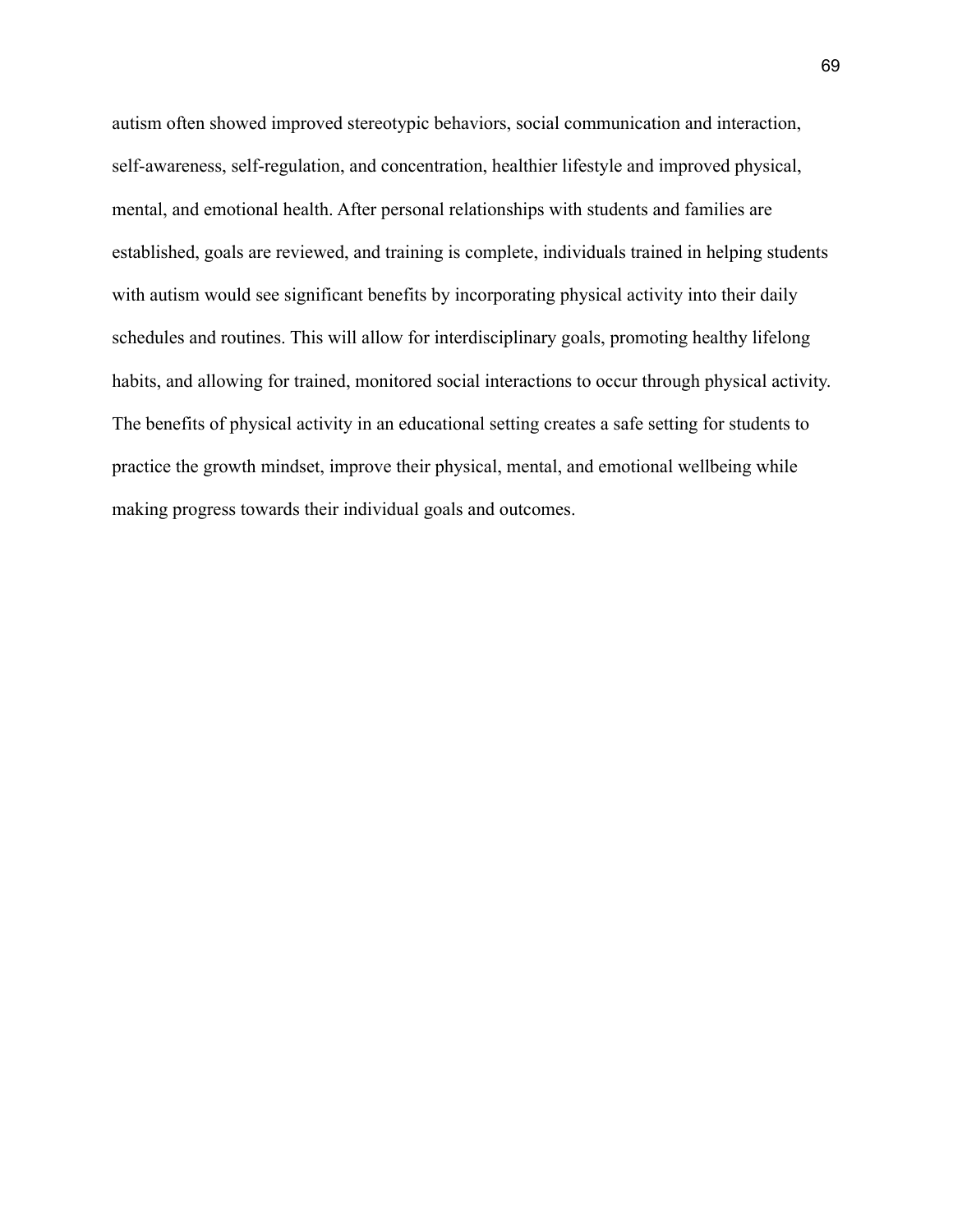autism often showed improved stereotypic behaviors, social communication and interaction, self-awareness, self-regulation, and concentration, healthier lifestyle and improved physical, mental, and emotional health. After personal relationships with students and families are established, goals are reviewed, and training is complete, individuals trained in helping students with autism would see significant benefits by incorporating physical activity into their daily schedules and routines. This will allow for interdisciplinary goals, promoting healthy lifelong habits, and allowing for trained, monitored social interactions to occur through physical activity. The benefits of physical activity in an educational setting creates a safe setting for students to practice the growth mindset, improve their physical, mental, and emotional wellbeing while making progress towards their individual goals and outcomes.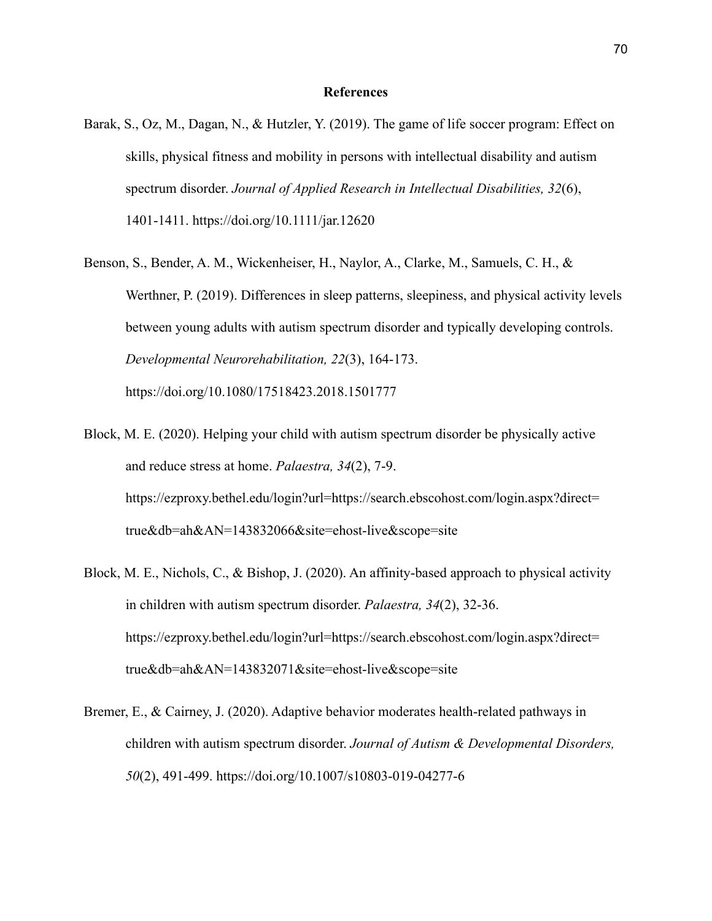# References

Barak, S., Oz, M., Dagan, N., & Hutzler, Y. (2019). The game of life soccer program: Effect on skills, physical fitness and mobility in persons with intellectual disability and autism spectrum disorder. *Journal of Applied Research in Intellectual Disabilities, 32*(6), 1401-1411. https://doi.org/10.1111/jar.12620

Benson, S., Bender, A. M., Wickenheiser, H., Naylor, A., Clarke, M., Samuels, C. H., & Werthner, P. (2019). Differences in sleep patterns, sleepiness, and physical activity levels between young adults with autism spectrum disorder and typically developing controls. *Developmental Neurorehabilitation, 22*(3), 164-173. https://doi.org/10.1080/17518423.2018.1501777

Block, M. E. (2020). Helping your child with autism spectrum disorder be physically active and reduce stress at home. *Palaestra, 34*(2), 7-9. https://ezproxy.bethel.edu/login?url=https://search.ebscohost.com/login.aspx?direct=true&db=ah&AN=143832066&site=ehost-live&scope=site

Block, M. E., Nichols, C., & Bishop, J. (2020). An affinity-based approach to physical activity in children with autism spectrum disorder. *Palaestra, 34*(2), 32-36. https://ezproxy.bethel.edu/login?url=https://search.ebscohost.com/login.aspx?direct=true&db=ah&AN=143832071&site=ehost-live&scope=site

Bremer, E., & Cairney, J. (2020). Adaptive behavior moderates health-related pathways in children with autism spectrum disorder. *Journal of Autism & Developmental Disorders, 50*(2), 491-499. https://doi.org/10.1007/s10803-019-04277-6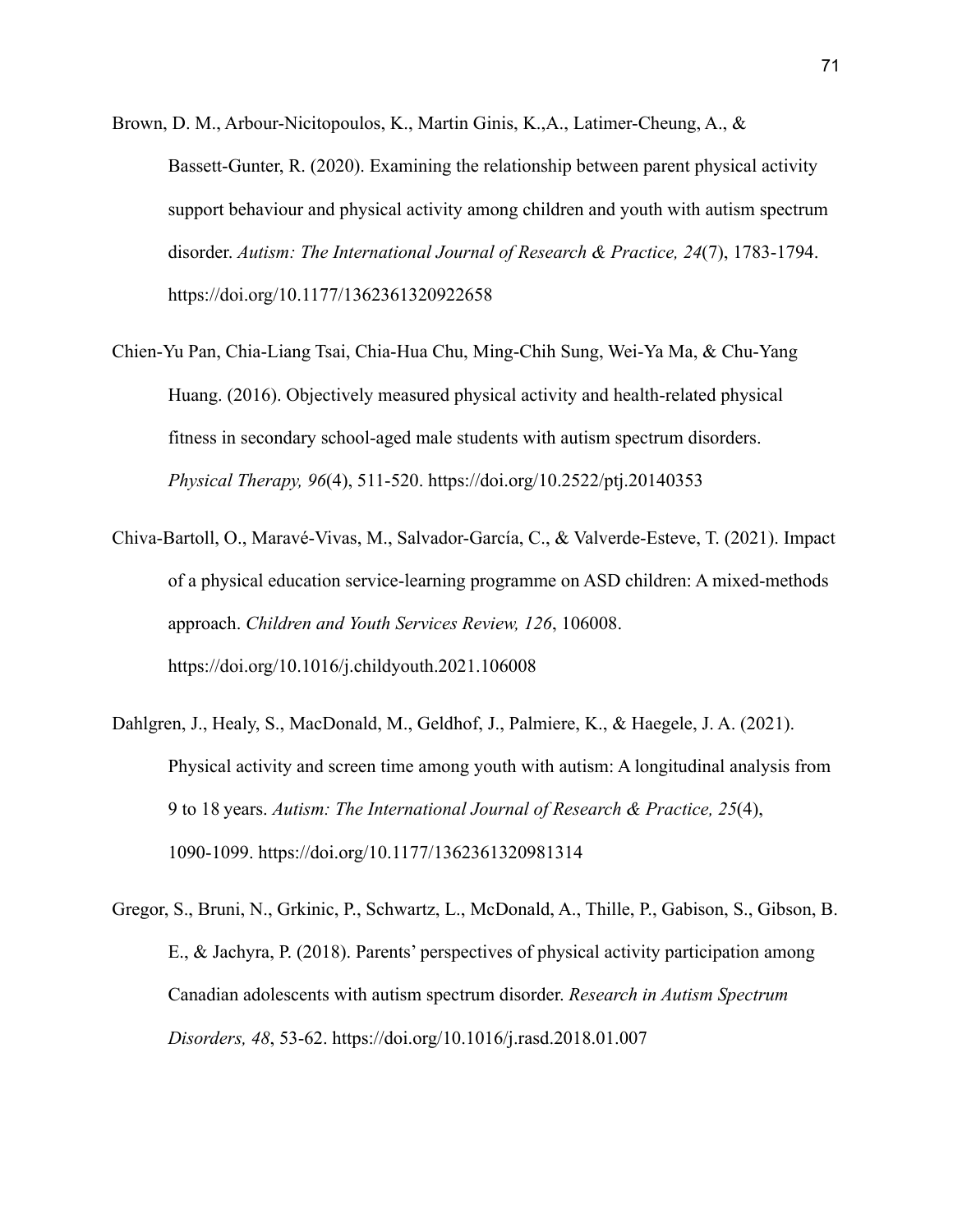Brown, D. M., Arbour-Nicitopoulos, K., Martin Ginis, K.,A., Latimer-Cheung, A., & Bassett-Gunter, R. (2020). Examining the relationship between parent physical activity support behaviour and physical activity among children and youth with autism spectrum disorder. *Autism: The International Journal of Research & Practice, 24*(7), 1783-1794. https://doi.org/10.1177/1362361320922658

Chien-Yu Pan, Chia-Liang Tsai, Chia-Hua Chu, Ming-Chih Sung, Wei-Ya Ma, & Chu-Yang Huang. (2016). Objectively measured physical activity and health-related physical fitness in secondary school-aged male students with autism spectrum disorders. *Physical Therapy, 96*(4), 511-520. https://doi.org/10.2522/ptj.20140353

Chiva-Bartoll, O., Maravé-Vivas, M., Salvador-García, C., & Valverde-Esteve, T. (2021). Impact of a physical education service-learning programme on ASD children: A mixed-methods approach. *Children and Youth Services Review, 126*, 106008. https://doi.org/10.1016/j.childyouth.2021.106008

Dahlgren, J., Healy, S., MacDonald, M., Geldhof, J., Palmiere, K., & Haegele, J. A. (2021). Physical activity and screen time among youth with autism: A longitudinal analysis from 9 to 18 years. *Autism: The International Journal of Research & Practice, 25*(4), 1090-1099. https://doi.org/10.1177/1362361320981314

Gregor, S., Bruni, N., Grkinic, P., Schwartz, L., McDonald, A., Thille, P., Gabison, S., Gibson, B. E., & Jachyra, P. (2018). Parents' perspectives of physical activity participation among Canadian adolescents with autism spectrum disorder. *Research in Autism Spectrum Disorders, 48*, 53-62. https://doi.org/10.1016/j.rasd.2018.01.007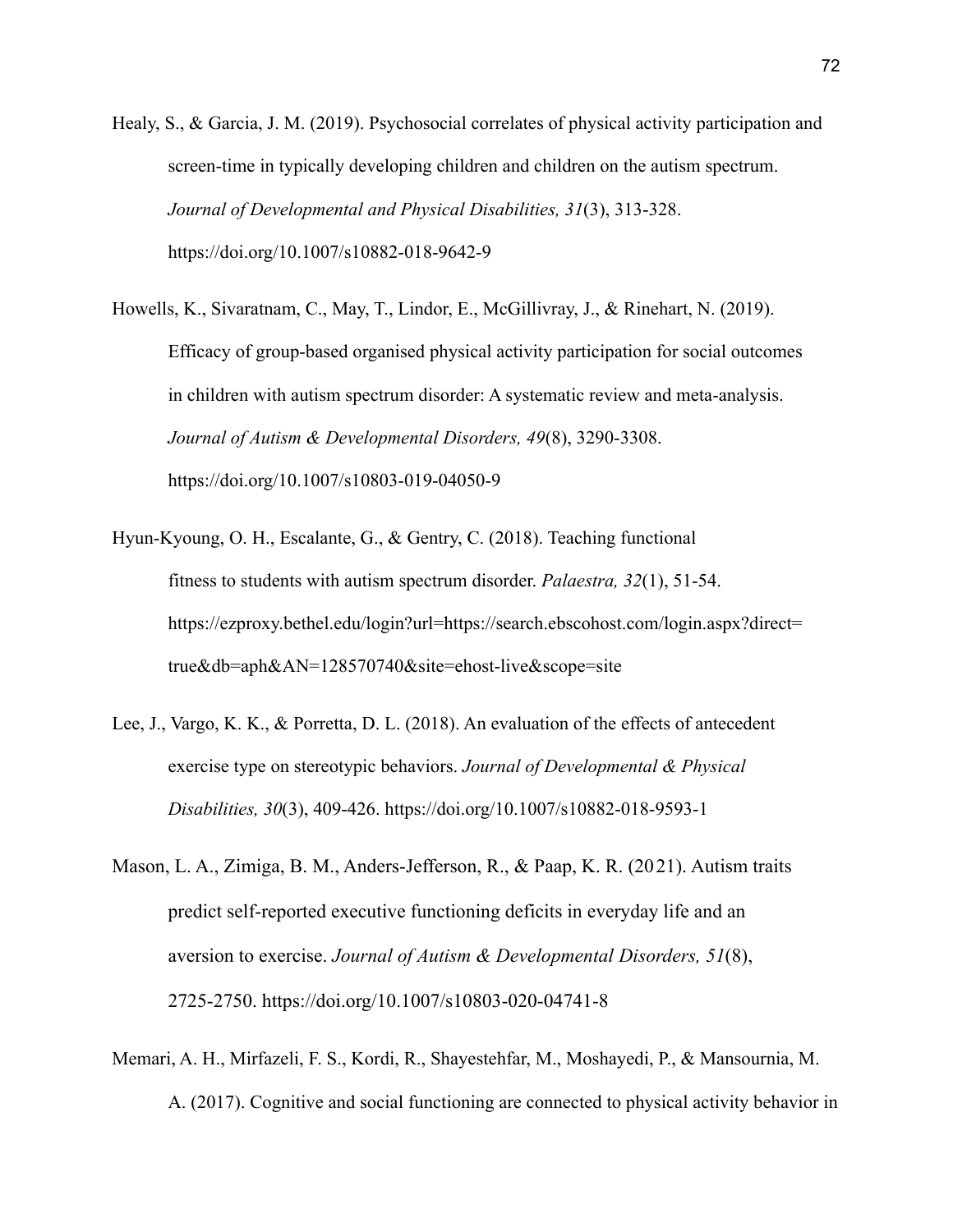Healy, S., & Garcia, J. M. (2019). Psychosocial correlates of physical activity participation and screen-time in typically developing children and children on the autism spectrum. *Journal of Developmental and Physical Disabilities, 31*(3), 313-328. https://doi.org/10.1007/s10882-018-9642-9

Howells, K., Sivaratnam, C., May, T., Lindor, E., McGillivray, J., & Rinehart, N. (2019). Efficacy of group-based organised physical activity participation for social outcomes in children with autism spectrum disorder: A systematic review and meta-analysis. *Journal of Autism & Developmental Disorders, 49*(8), 3290-3308. https://doi.org/10.1007/s10803-019-04050-9

Hyun-Kyoung, O. H., Escalante, G., & Gentry, C. (2018). Teaching functional fitness to students with autism spectrum disorder. *Palaestra, 32*(1), 51-54. https://ezproxy.bethel.edu/login?url=https://search.ebscohost.com/login.aspx?direct=true&db=aph&AN=128570740&site=ehost-live&scope=site

Lee, J., Vargo, K. K., & Porretta, D. L. (2018). An evaluation of the effects of antecedent exercise type on stereotypic behaviors. *Journal of Developmental & Physical Disabilities, 30*(3), 409-426. https://doi.org/10.1007/s10882-018-9593-1

Mason, L. A., Zimiga, B. M., Anders-Jefferson, R., & Paap, K. R. (2021). Autism traits predict self-reported executive functioning deficits in everyday life and an aversion to exercise. *Journal of Autism & Developmental Disorders, 51*(8), 2725-2750. https://doi.org/10.1007/s10803-020-04741-8

Memari, A. H., Mirfazeli, F. S., Kordi, R., Shayestehfar, M., Moshayedi, P., & Mansournia, M. A. (2017). Cognitive and social functioning are connected to physical activity behavior in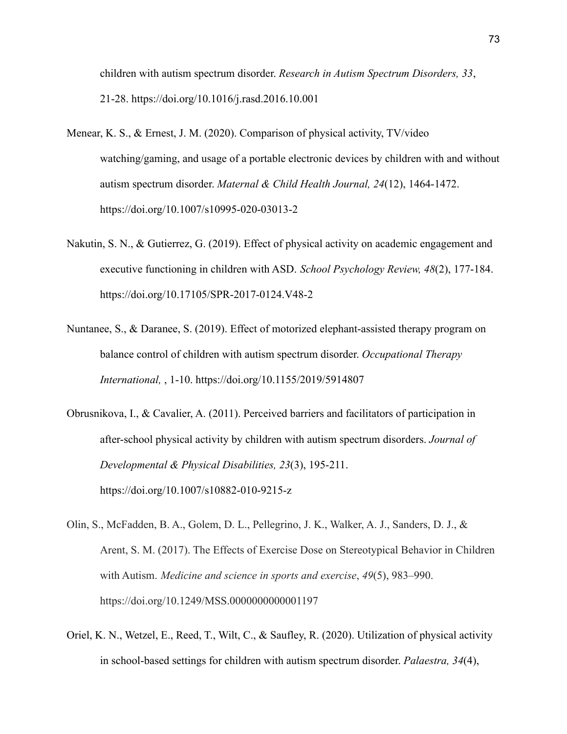children with autism spectrum disorder. *Research in Autism Spectrum Disorders, 33*, 21-28. https://doi.org/10.1016/j.rasd.2016.10.001

Menear, K. S., & Ernest, J. M. (2020). Comparison of physical activity, TV/video watching/gaming, and usage of a portable electronic devices by children with and without autism spectrum disorder. *Maternal & Child Health Journal, 24*(12), 1464-1472. https://doi.org/10.1007/s10995-020-03013-2

Nakutin, S. N., & Gutierrez, G. (2019). Effect of physical activity on academic engagement and executive functioning in children with ASD. *School Psychology Review, 48*(2), 177-184. https://doi.org/10.17105/SPR-2017-0124.V48-2

Nuntanee, S., & Daranee, S. (2019). Effect of motorized elephant-assisted therapy program on balance control of children with autism spectrum disorder. *Occupational Therapy International,* , 1-10. https://doi.org/10.1155/2019/5914807

Obrusnikova, I., & Cavalier, A. (2011). Perceived barriers and facilitators of participation in after-school physical activity by children with autism spectrum disorders. *Journal of Developmental & Physical Disabilities, 23*(3), 195-211. https://doi.org/10.1007/s10882-010-9215-z

Olin, S., McFadden, B. A., Golem, D. L., Pellegrino, J. K., Walker, A. J., Sanders, D. J., & Arent, S. M. (2017). The Effects of Exercise Dose on Stereotypical Behavior in Children with Autism. *Medicine and science in sports and exercise*, *49*(5), 983–990. https://doi.org/10.1249/MSS.0000000000001197

Oriel, K. N., Wetzel, E., Reed, T., Wilt, C., & Saufley, R. (2020). Utilization of physical activity in school-based settings for children with autism spectrum disorder. *Palaestra, 34*(4),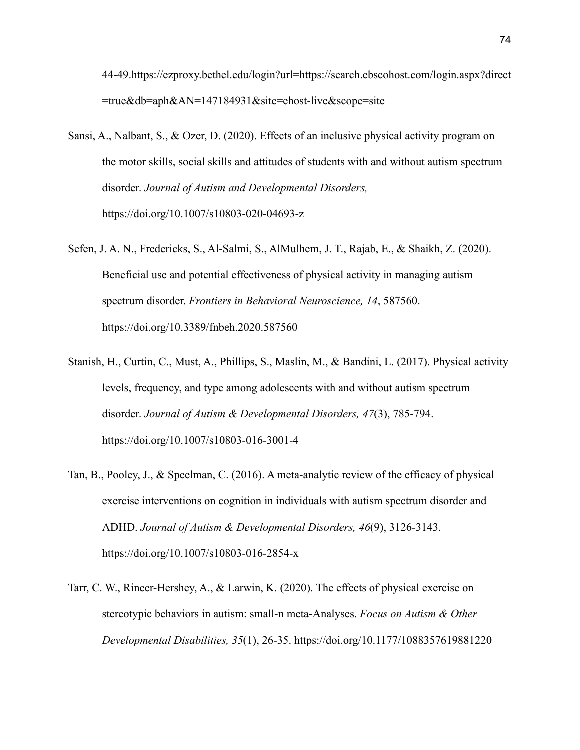44-49.https://ezproxy.bethel.edu/login?url=https://search.ebscohost.com/login.aspx?direct=true&db=aph&AN=147184931&site=ehost-live&scope=site

Sansi, A., Nalbant, S., & Ozer, D. (2020). Effects of an inclusive physical activity program on the motor skills, social skills and attitudes of students with and without autism spectrum disorder. *Journal of Autism and Developmental Disorders,* https://doi.org/10.1007/s10803-020-04693-z

Sefen, J. A. N., Fredericks, S., Al-Salmi, S., AlMulhem, J. T., Rajab, E., & Shaikh, Z. (2020). Beneficial use and potential effectiveness of physical activity in managing autism spectrum disorder. *Frontiers in Behavioral Neuroscience, 14*, 587560. https://doi.org/10.3389/fnbeh.2020.587560

Stanish, H., Curtin, C., Must, A., Phillips, S., Maslin, M., & Bandini, L. (2017). Physical activity levels, frequency, and type among adolescents with and without autism spectrum disorder. *Journal of Autism & Developmental Disorders, 47*(3), 785-794. https://doi.org/10.1007/s10803-016-3001-4

Tan, B., Pooley, J., & Speelman, C. (2016). A meta-analytic review of the efficacy of physical exercise interventions on cognition in individuals with autism spectrum disorder and ADHD. *Journal of Autism & Developmental Disorders, 46*(9), 3126-3143. https://doi.org/10.1007/s10803-016-2854-x

Tarr, C. W., Rineer-Hershey, A., & Larwin, K. (2020). The effects of physical exercise on stereotypic behaviors in autism: small-n meta-Analyses. *Focus on Autism & Other Developmental Disabilities, 35*(1), 26-35. https://doi.org/10.1177/1088357619881220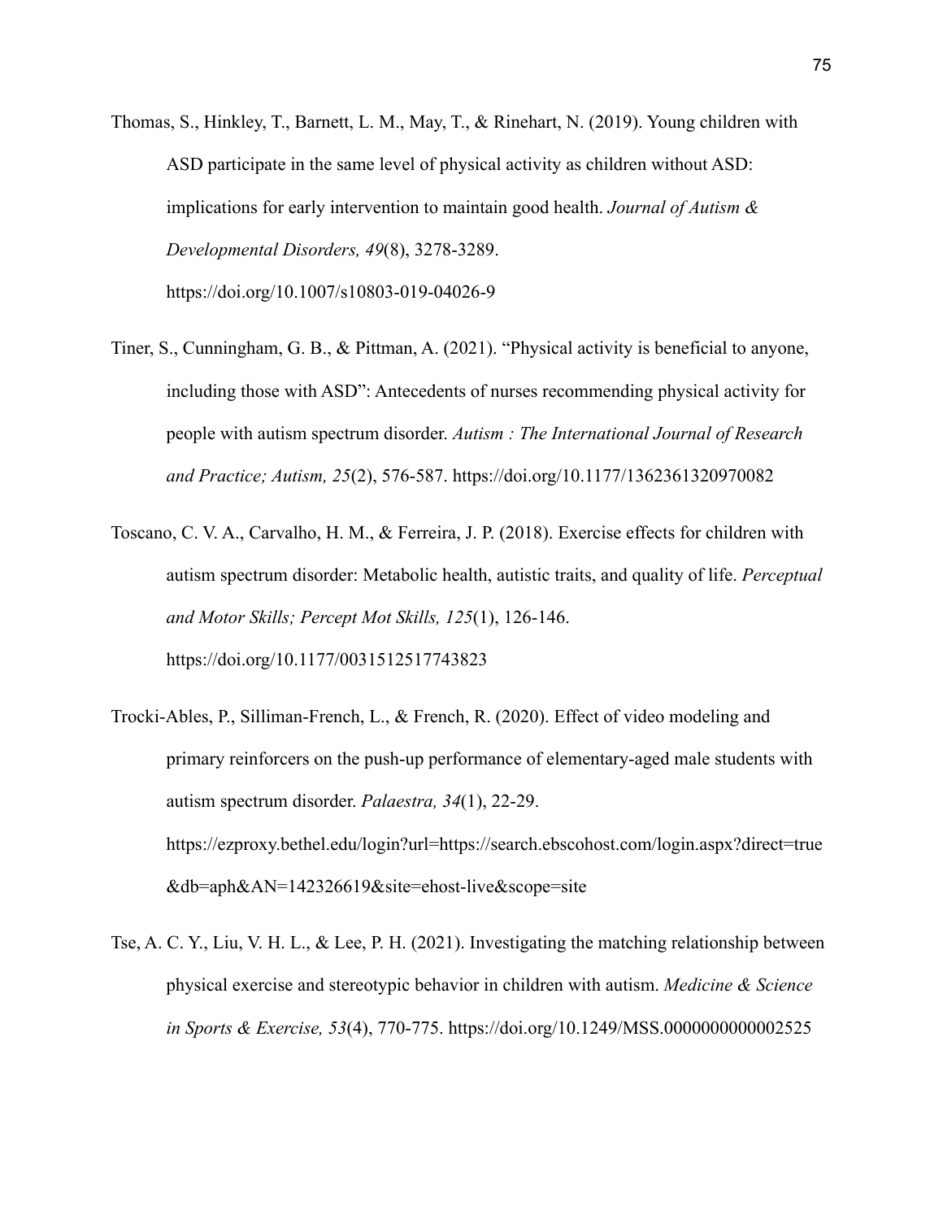Thomas, S., Hinkley, T., Barnett, L. M., May, T., & Rinehart, N. (2019). Young children with ASD participate in the same level of physical activity as children without ASD: implications for early intervention to maintain good health. *Journal of Autism & Developmental Disorders, 49*(8), 3278-3289. https://doi.org/10.1007/s10803-019-04026-9

Tiner, S., Cunningham, G. B., & Pittman, A. (2021). "Physical activity is beneficial to anyone, including those with ASD": Antecedents of nurses recommending physical activity for people with autism spectrum disorder. *Autism : The International Journal of Research and Practice; Autism, 25*(2), 576-587. https://doi.org/10.1177/1362361320970082

Toscano, C. V. A., Carvalho, H. M., & Ferreira, J. P. (2018). Exercise effects for children with autism spectrum disorder: Metabolic health, autistic traits, and quality of life. *Perceptual and Motor Skills; Percept Mot Skills, 125*(1), 126-146. https://doi.org/10.1177/0031512517743823

Trocki-Ables, P., Silliman-French, L., & French, R. (2020). Effect of video modeling and primary reinforcers on the push-up performance of elementary-aged male students with autism spectrum disorder. *Palaestra, 34*(1), 22-29. https://ezproxy.bethel.edu/login?url=https://search.ebscohost.com/login.aspx?direct=true&db=aph&AN=142326619&site=ehost-live&scope=site

Tse, A. C. Y., Liu, V. H. L., & Lee, P. H. (2021). Investigating the matching relationship between physical exercise and stereotypic behavior in children with autism. *Medicine & Science in Sports & Exercise, 53*(4), 770-775. https://doi.org/10.1249/MSS.0000000000002525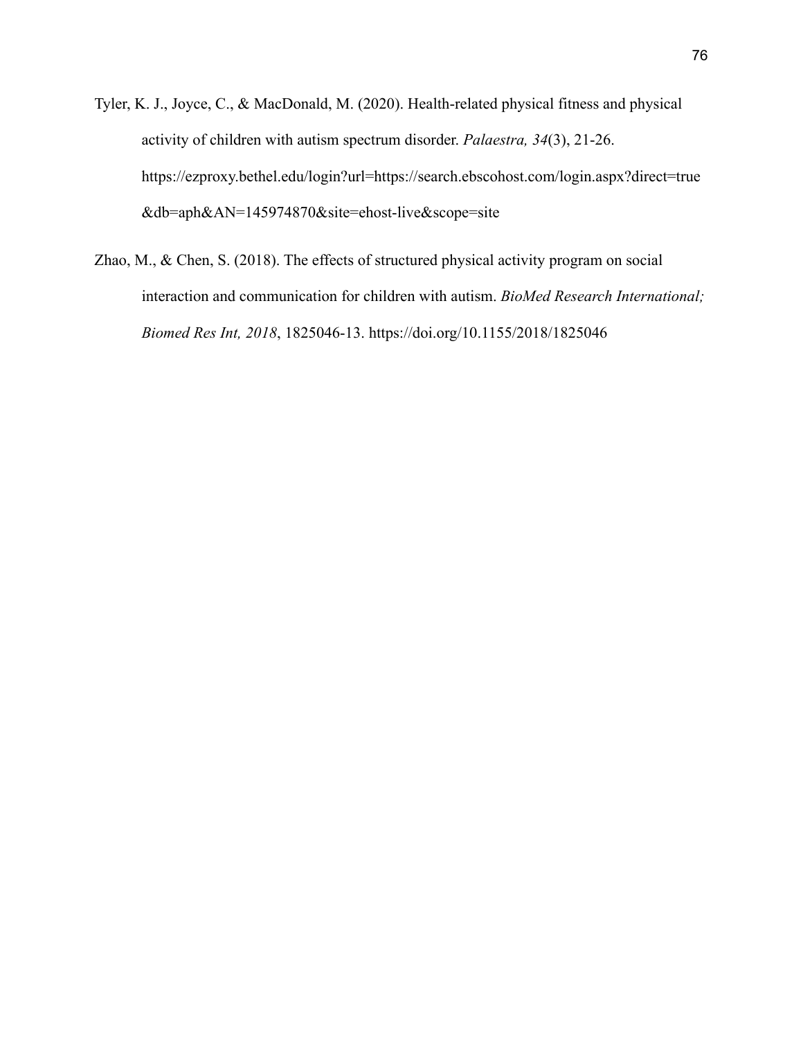Tyler, K. J., Joyce, C., & MacDonald, M. (2020). Health-related physical fitness and physical activity of children with autism spectrum disorder. *Palaestra, 34*(3), 21-26. https://ezproxy.bethel.edu/login?url=https://search.ebscohost.com/login.aspx?direct=true&db=aph&AN=145974870&site=ehost-live&scope=site

Zhao, M., & Chen, S. (2018). The effects of structured physical activity program on social interaction and communication for children with autism. *BioMed Research International; Biomed Res Int, 2018*, 1825046-13. https://doi.org/10.1155/2018/1825046